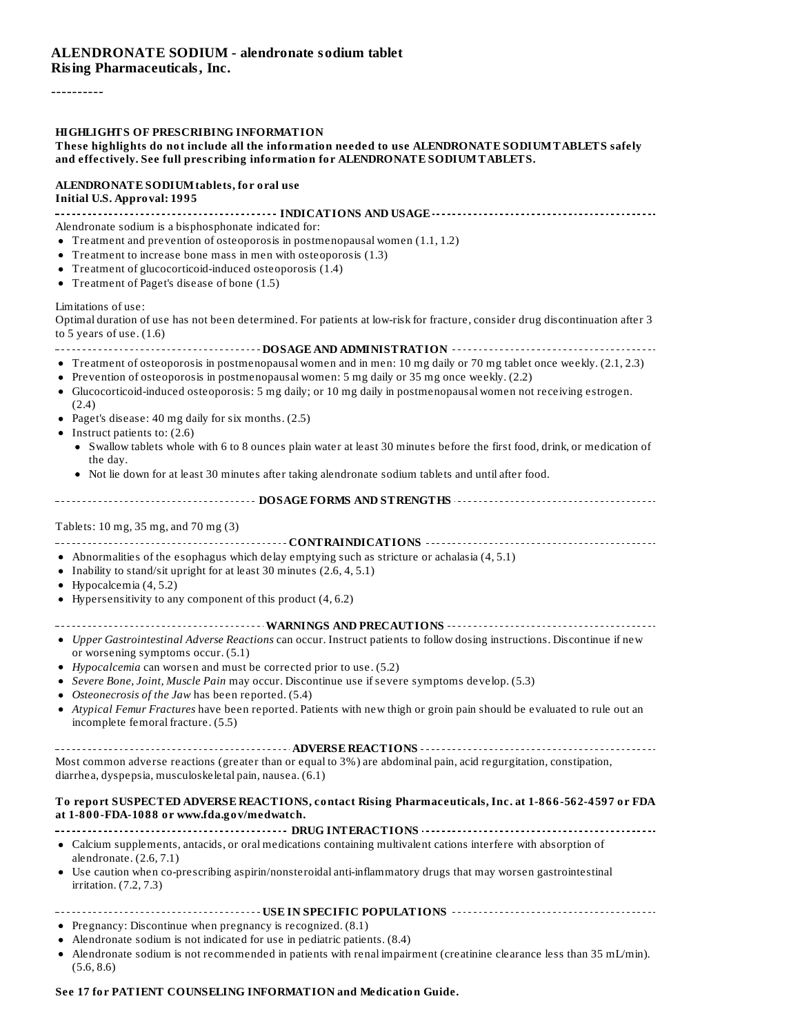# ALENDRONATE SODIUM - alendronate sodium tablet
**Rising Pharmaceuticals, Inc.**

----------

## HIGHLIGHTS OF PRESCRIBING INFORMATION

**These highlights do not include all the information needed to use ALENDRONATE SODIUM TABLETS safely and effectively. See full prescribing information for ALENDRONATE SODIUM TABLETS.**

**ALENDRONATE SODIUM tablets, for oral use**
**Initial U.S. Approval: 1995**

### INDICATIONS AND USAGE

Alendronate sodium is a bisphosphonate indicated for:

- Treatment and prevention of osteoporosis in postmenopausal women (1.1, 1.2)
- Treatment to increase bone mass in men with osteoporosis (1.3)
- Treatment of glucocorticoid-induced osteoporosis (1.4)
- Treatment of Paget's disease of bone (1.5)

Limitations of use:
Optimal duration of use has not been determined. For patients at low-risk for fracture, consider drug discontinuation after 3 to 5 years of use. (1.6)

### DOSAGE AND ADMINISTRATION

- Treatment of osteoporosis in postmenopausal women and in men: 10 mg daily or 70 mg tablet once weekly. (2.1, 2.3)
- Prevention of osteoporosis in postmenopausal women: 5 mg daily or 35 mg once weekly. (2.2)
- Glucocorticoid-induced osteoporosis: 5 mg daily; or 10 mg daily in postmenopausal women not receiving estrogen. (2.4)
- Paget's disease: 40 mg daily for six months. (2.5)
- Instruct patients to: (2.6)
  - Swallow tablets whole with 6 to 8 ounces plain water at least 30 minutes before the first food, drink, or medication of the day.
  - Not lie down for at least 30 minutes after taking alendronate sodium tablets and until after food.

### DOSAGE FORMS AND STRENGTHS

Tablets: 10 mg, 35 mg, and 70 mg (3)

### CONTRAINDICATIONS

- Abnormalities of the esophagus which delay emptying such as stricture or achalasia (4, 5.1)
- Inability to stand/sit upright for at least 30 minutes (2.6, 4, 5.1)
- Hypocalcemia (4, 5.2)
- Hypersensitivity to any component of this product (4, 6.2)

### WARNINGS AND PRECAUTIONS

- *Upper Gastrointestinal Adverse Reactions* can occur. Instruct patients to follow dosing instructions. Discontinue if new or worsening symptoms occur. (5.1)
- *Hypocalcemia* can worsen and must be corrected prior to use. (5.2)
- *Severe Bone, Joint, Muscle Pain* may occur. Discontinue use if severe symptoms develop. (5.3)
- *Osteonecrosis of the Jaw* has been reported. (5.4)
- *Atypical Femur Fractures* have been reported. Patients with new thigh or groin pain should be evaluated to rule out an incomplete femoral fracture. (5.5)

### ADVERSE REACTIONS

Most common adverse reactions (greater than or equal to 3%) are abdominal pain, acid regurgitation, constipation, diarrhea, dyspepsia, musculoskeletal pain, nausea. (6.1)

**To report SUSPECTED ADVERSE REACTIONS, contact Rising Pharmaceuticals, Inc. at 1-866-562-4597 or FDA at 1-800-FDA-1088 or www.fda.gov/medwatch.**

### DRUG INTERACTIONS

- Calcium supplements, antacids, or oral medications containing multivalent cations interfere with absorption of alendronate. (2.6, 7.1)
- Use caution when co-prescribing aspirin/nonsteroidal anti-inflammatory drugs that may worsen gastrointestinal irritation. (7.2, 7.3)

### USE IN SPECIFIC POPULATIONS

- Pregnancy: Discontinue when pregnancy is recognized. (8.1)
- Alendronate sodium is not indicated for use in pediatric patients. (8.4)
- Alendronate sodium is not recommended in patients with renal impairment (creatinine clearance less than 35 mL/min). (5.6, 8.6)

**See 17 for PATIENT COUNSELING INFORMATION and Medication Guide.**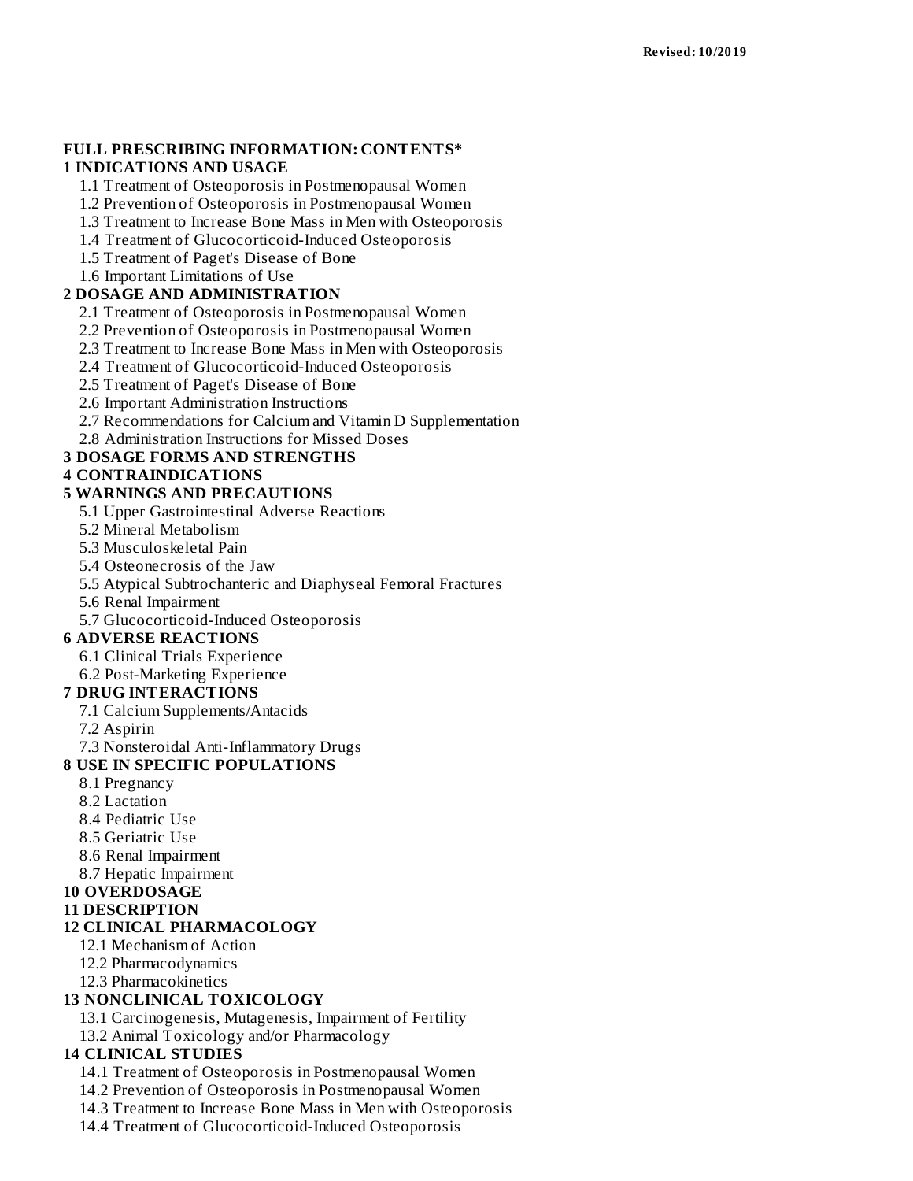Revised: 10/2019

---

**FULL PRESCRIBING INFORMATION: CONTENTS***

**1 INDICATIONS AND USAGE**

1.1 Treatment of Osteoporosis in Postmenopausal Women
1.2 Prevention of Osteoporosis in Postmenopausal Women
1.3 Treatment to Increase Bone Mass in Men with Osteoporosis
1.4 Treatment of Glucocorticoid-Induced Osteoporosis
1.5 Treatment of Paget's Disease of Bone
1.6 Important Limitations of Use

**2 DOSAGE AND ADMINISTRATION**

2.1 Treatment of Osteoporosis in Postmenopausal Women
2.2 Prevention of Osteoporosis in Postmenopausal Women
2.3 Treatment to Increase Bone Mass in Men with Osteoporosis
2.4 Treatment of Glucocorticoid-Induced Osteoporosis
2.5 Treatment of Paget's Disease of Bone
2.6 Important Administration Instructions
2.7 Recommendations for Calcium and Vitamin D Supplementation
2.8 Administration Instructions for Missed Doses

**3 DOSAGE FORMS AND STRENGTHS**

**4 CONTRAINDICATIONS**

**5 WARNINGS AND PRECAUTIONS**

5.1 Upper Gastrointestinal Adverse Reactions
5.2 Mineral Metabolism
5.3 Musculoskeletal Pain
5.4 Osteonecrosis of the Jaw
5.5 Atypical Subtrochanteric and Diaphyseal Femoral Fractures
5.6 Renal Impairment
5.7 Glucocorticoid-Induced Osteoporosis

**6 ADVERSE REACTIONS**

6.1 Clinical Trials Experience
6.2 Post-Marketing Experience

**7 DRUG INTERACTIONS**

7.1 Calcium Supplements/Antacids
7.2 Aspirin
7.3 Nonsteroidal Anti-Inflammatory Drugs

**8 USE IN SPECIFIC POPULATIONS**

8.1 Pregnancy
8.2 Lactation
8.4 Pediatric Use
8.5 Geriatric Use
8.6 Renal Impairment
8.7 Hepatic Impairment

**10 OVERDOSAGE**

**11 DESCRIPTION**

**12 CLINICAL PHARMACOLOGY**

12.1 Mechanism of Action
12.2 Pharmacodynamics
12.3 Pharmacokinetics

**13 NONCLINICAL TOXICOLOGY**

13.1 Carcinogenesis, Mutagenesis, Impairment of Fertility
13.2 Animal Toxicology and/or Pharmacology

**14 CLINICAL STUDIES**

14.1 Treatment of Osteoporosis in Postmenopausal Women
14.2 Prevention of Osteoporosis in Postmenopausal Women
14.3 Treatment to Increase Bone Mass in Men with Osteoporosis
14.4 Treatment of Glucocorticoid-Induced Osteoporosis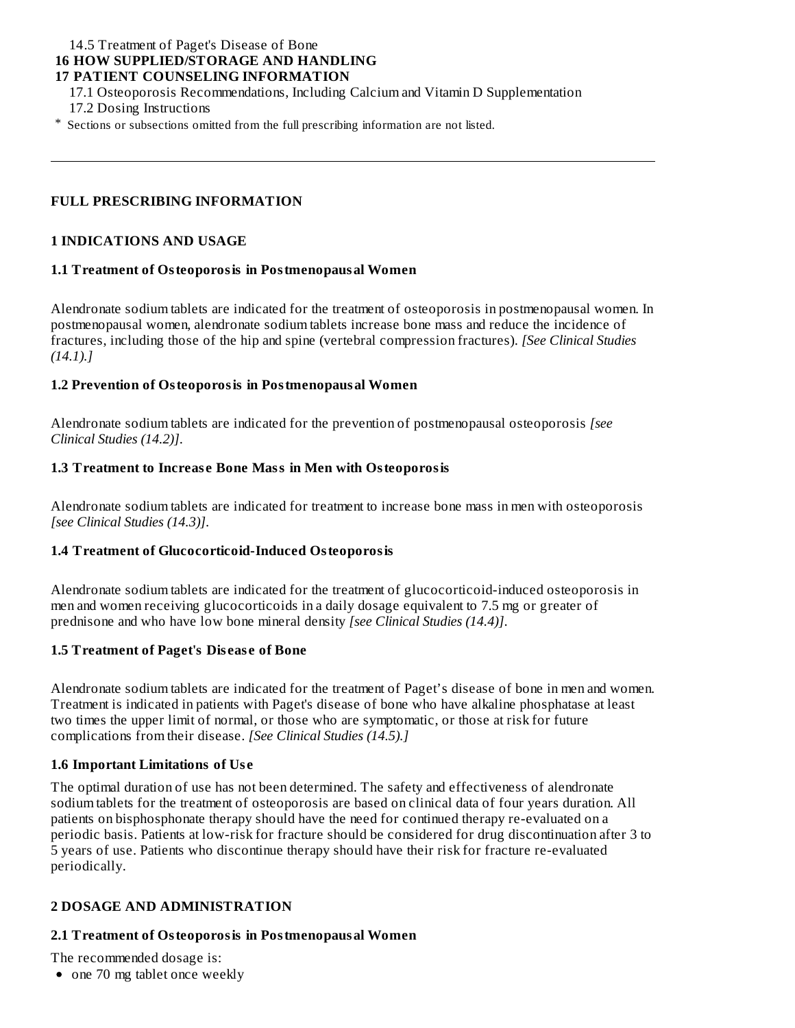14.5 Treatment of Paget's Disease of Bone

**16 HOW SUPPLIED/STORAGE AND HANDLING**

**17 PATIENT COUNSELING INFORMATION**

17.1 Osteoporosis Recommendations, Including Calcium and Vitamin D Supplementation

17.2 Dosing Instructions

* Sections or subsections omitted from the full prescribing information are not listed.

---

## FULL PRESCRIBING INFORMATION

## 1 INDICATIONS AND USAGE

### 1.1 Treatment of Osteoporosis in Postmenopausal Women

Alendronate sodium tablets are indicated for the treatment of osteoporosis in postmenopausal women. In postmenopausal women, alendronate sodium tablets increase bone mass and reduce the incidence of fractures, including those of the hip and spine (vertebral compression fractures). *[See Clinical Studies (14.1).]*

### 1.2 Prevention of Osteoporosis in Postmenopausal Women

Alendronate sodium tablets are indicated for the prevention of postmenopausal osteoporosis *[see Clinical Studies (14.2)]*.

### 1.3 Treatment to Increase Bone Mass in Men with Osteoporosis

Alendronate sodium tablets are indicated for treatment to increase bone mass in men with osteoporosis *[see Clinical Studies (14.3)]*.

### 1.4 Treatment of Glucocorticoid-Induced Osteoporosis

Alendronate sodium tablets are indicated for the treatment of glucocorticoid-induced osteoporosis in men and women receiving glucocorticoids in a daily dosage equivalent to 7.5 mg or greater of prednisone and who have low bone mineral density *[see Clinical Studies (14.4)]*.

### 1.5 Treatment of Paget's Disease of Bone

Alendronate sodium tablets are indicated for the treatment of Paget's disease of bone in men and women. Treatment is indicated in patients with Paget's disease of bone who have alkaline phosphatase at least two times the upper limit of normal, or those who are symptomatic, or those at risk for future complications from their disease. *[See Clinical Studies (14.5).]*

### 1.6 Important Limitations of Use

The optimal duration of use has not been determined. The safety and effectiveness of alendronate sodium tablets for the treatment of osteoporosis are based on clinical data of four years duration. All patients on bisphosphonate therapy should have the need for continued therapy re-evaluated on a periodic basis. Patients at low-risk for fracture should be considered for drug discontinuation after 3 to 5 years of use. Patients who discontinue therapy should have their risk for fracture re-evaluated periodically.

## 2 DOSAGE AND ADMINISTRATION

### 2.1 Treatment of Osteoporosis in Postmenopausal Women

The recommended dosage is:

- one 70 mg tablet once weekly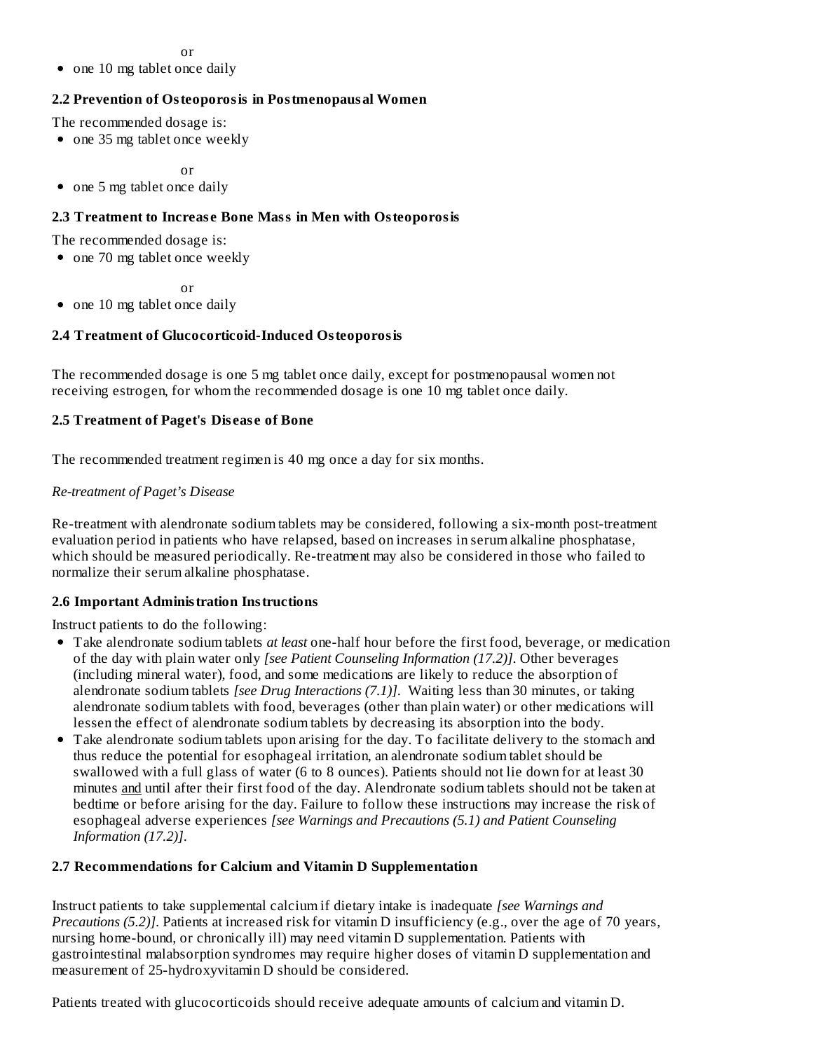or

- one 10 mg tablet once daily

### 2.2 Prevention of Osteoporosis in Postmenopausal Women

The recommended dosage is:

- one 35 mg tablet once weekly

or

- one 5 mg tablet once daily

### 2.3 Treatment to Increase Bone Mass in Men with Osteoporosis

The recommended dosage is:

- one 70 mg tablet once weekly

or

- one 10 mg tablet once daily

### 2.4 Treatment of Glucocorticoid-Induced Osteoporosis

The recommended dosage is one 5 mg tablet once daily, except for postmenopausal women not receiving estrogen, for whom the recommended dosage is one 10 mg tablet once daily.

### 2.5 Treatment of Paget's Disease of Bone

The recommended treatment regimen is 40 mg once a day for six months.

*Re-treatment of Paget's Disease*

Re-treatment with alendronate sodium tablets may be considered, following a six-month post-treatment evaluation period in patients who have relapsed, based on increases in serum alkaline phosphatase, which should be measured periodically. Re-treatment may also be considered in those who failed to normalize their serum alkaline phosphatase.

### 2.6 Important Administration Instructions

Instruct patients to do the following:

- Take alendronate sodium tablets *at least* one-half hour before the first food, beverage, or medication of the day with plain water only *[see Patient Counseling Information (17.2)]*. Other beverages (including mineral water), food, and some medications are likely to reduce the absorption of alendronate sodium tablets *[see Drug Interactions (7.1)]*. Waiting less than 30 minutes, or taking alendronate sodium tablets with food, beverages (other than plain water) or other medications will lessen the effect of alendronate sodium tablets by decreasing its absorption into the body.
- Take alendronate sodium tablets upon arising for the day. To facilitate delivery to the stomach and thus reduce the potential for esophageal irritation, an alendronate sodium tablet should be swallowed with a full glass of water (6 to 8 ounces). Patients should not lie down for at least 30 minutes and until after their first food of the day. Alendronate sodium tablets should not be taken at bedtime or before arising for the day. Failure to follow these instructions may increase the risk of esophageal adverse experiences *[see Warnings and Precautions (5.1) and Patient Counseling Information (17.2)]*.

### 2.7 Recommendations for Calcium and Vitamin D Supplementation

Instruct patients to take supplemental calcium if dietary intake is inadequate *[see Warnings and Precautions (5.2)]*. Patients at increased risk for vitamin D insufficiency (e.g., over the age of 70 years, nursing home-bound, or chronically ill) may need vitamin D supplementation. Patients with gastrointestinal malabsorption syndromes may require higher doses of vitamin D supplementation and measurement of 25-hydroxyvitamin D should be considered.

Patients treated with glucocorticoids should receive adequate amounts of calcium and vitamin D.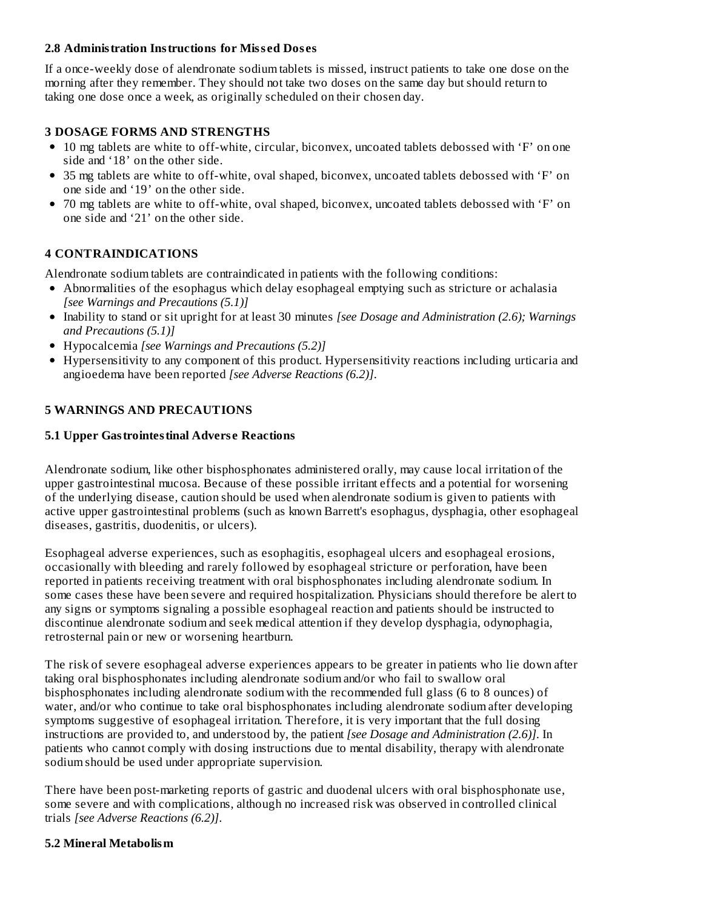### 2.8 Administration Instructions for Missed Doses

If a once-weekly dose of alendronate sodium tablets is missed, instruct patients to take one dose on the morning after they remember. They should not take two doses on the same day but should return to taking one dose once a week, as originally scheduled on their chosen day.

## 3 DOSAGE FORMS AND STRENGTHS

- 10 mg tablets are white to off-white, circular, biconvex, uncoated tablets debossed with 'F' on one side and '18' on the other side.
- 35 mg tablets are white to off-white, oval shaped, biconvex, uncoated tablets debossed with 'F' on one side and '19' on the other side.
- 70 mg tablets are white to off-white, oval shaped, biconvex, uncoated tablets debossed with 'F' on one side and '21' on the other side.

## 4 CONTRAINDICATIONS

Alendronate sodium tablets are contraindicated in patients with the following conditions:

- Abnormalities of the esophagus which delay esophageal emptying such as stricture or achalasia *[see Warnings and Precautions (5.1)]*
- Inability to stand or sit upright for at least 30 minutes *[see Dosage and Administration (2.6); Warnings and Precautions (5.1)]*
- Hypocalcemia *[see Warnings and Precautions (5.2)]*
- Hypersensitivity to any component of this product. Hypersensitivity reactions including urticaria and angioedema have been reported *[see Adverse Reactions (6.2)]*.

## 5 WARNINGS AND PRECAUTIONS

### 5.1 Upper Gastrointestinal Adverse Reactions

Alendronate sodium, like other bisphosphonates administered orally, may cause local irritation of the upper gastrointestinal mucosa. Because of these possible irritant effects and a potential for worsening of the underlying disease, caution should be used when alendronate sodium is given to patients with active upper gastrointestinal problems (such as known Barrett's esophagus, dysphagia, other esophageal diseases, gastritis, duodenitis, or ulcers).

Esophageal adverse experiences, such as esophagitis, esophageal ulcers and esophageal erosions, occasionally with bleeding and rarely followed by esophageal stricture or perforation, have been reported in patients receiving treatment with oral bisphosphonates including alendronate sodium. In some cases these have been severe and required hospitalization. Physicians should therefore be alert to any signs or symptoms signaling a possible esophageal reaction and patients should be instructed to discontinue alendronate sodium and seek medical attention if they develop dysphagia, odynophagia, retrosternal pain or new or worsening heartburn.

The risk of severe esophageal adverse experiences appears to be greater in patients who lie down after taking oral bisphosphonates including alendronate sodium and/or who fail to swallow oral bisphosphonates including alendronate sodium with the recommended full glass (6 to 8 ounces) of water, and/or who continue to take oral bisphosphonates including alendronate sodium after developing symptoms suggestive of esophageal irritation. Therefore, it is very important that the full dosing instructions are provided to, and understood by, the patient *[see Dosage and Administration (2.6)]*. In patients who cannot comply with dosing instructions due to mental disability, therapy with alendronate sodium should be used under appropriate supervision.

There have been post-marketing reports of gastric and duodenal ulcers with oral bisphosphonate use, some severe and with complications, although no increased risk was observed in controlled clinical trials *[see Adverse Reactions (6.2)]*.

### 5.2 Mineral Metabolism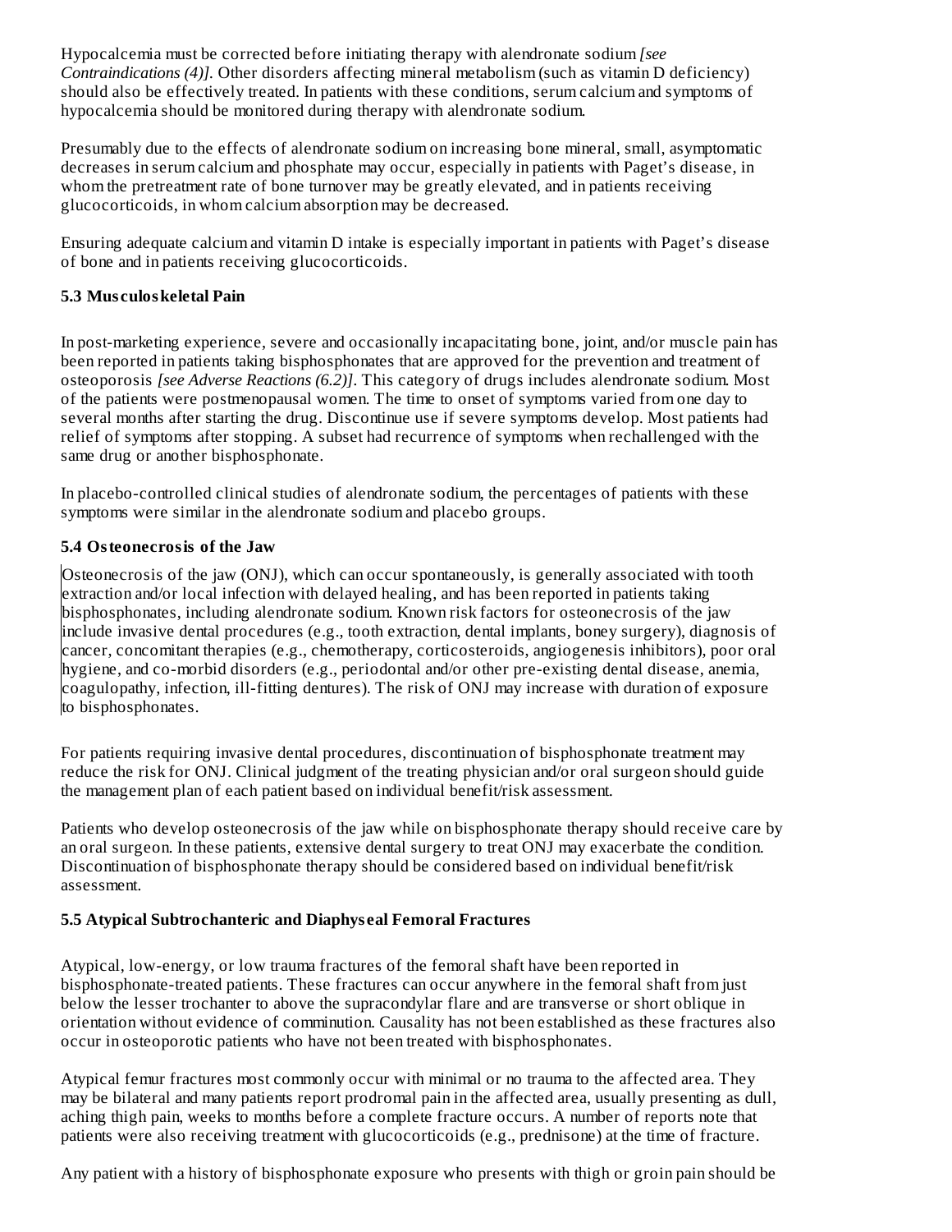Hypocalcemia must be corrected before initiating therapy with alendronate sodium *[see Contraindications (4)].* Other disorders affecting mineral metabolism (such as vitamin D deficiency) should also be effectively treated. In patients with these conditions, serum calcium and symptoms of hypocalcemia should be monitored during therapy with alendronate sodium.

Presumably due to the effects of alendronate sodium on increasing bone mineral, small, asymptomatic decreases in serum calcium and phosphate may occur, especially in patients with Paget's disease, in whom the pretreatment rate of bone turnover may be greatly elevated, and in patients receiving glucocorticoids, in whom calcium absorption may be decreased.

Ensuring adequate calcium and vitamin D intake is especially important in patients with Paget's disease of bone and in patients receiving glucocorticoids.

### 5.3 Musculoskeletal Pain

In post-marketing experience, severe and occasionally incapacitating bone, joint, and/or muscle pain has been reported in patients taking bisphosphonates that are approved for the prevention and treatment of osteoporosis *[see Adverse Reactions (6.2)]*. This category of drugs includes alendronate sodium. Most of the patients were postmenopausal women. The time to onset of symptoms varied from one day to several months after starting the drug. Discontinue use if severe symptoms develop. Most patients had relief of symptoms after stopping. A subset had recurrence of symptoms when rechallenged with the same drug or another bisphosphonate.

In placebo-controlled clinical studies of alendronate sodium, the percentages of patients with these symptoms were similar in the alendronate sodium and placebo groups.

### 5.4 Osteonecrosis of the Jaw

Osteonecrosis of the jaw (ONJ), which can occur spontaneously, is generally associated with tooth extraction and/or local infection with delayed healing, and has been reported in patients taking bisphosphonates, including alendronate sodium. Known risk factors for osteonecrosis of the jaw include invasive dental procedures (e.g., tooth extraction, dental implants, boney surgery), diagnosis of cancer, concomitant therapies (e.g., chemotherapy, corticosteroids, angiogenesis inhibitors), poor oral hygiene, and co-morbid disorders (e.g., periodontal and/or other pre-existing dental disease, anemia, coagulopathy, infection, ill-fitting dentures). The risk of ONJ may increase with duration of exposure to bisphosphonates.

For patients requiring invasive dental procedures, discontinuation of bisphosphonate treatment may reduce the risk for ONJ. Clinical judgment of the treating physician and/or oral surgeon should guide the management plan of each patient based on individual benefit/risk assessment.

Patients who develop osteonecrosis of the jaw while on bisphosphonate therapy should receive care by an oral surgeon. In these patients, extensive dental surgery to treat ONJ may exacerbate the condition. Discontinuation of bisphosphonate therapy should be considered based on individual benefit/risk assessment.

### 5.5 Atypical Subtrochanteric and Diaphyseal Femoral Fractures

Atypical, low-energy, or low trauma fractures of the femoral shaft have been reported in bisphosphonate-treated patients. These fractures can occur anywhere in the femoral shaft from just below the lesser trochanter to above the supracondylar flare and are transverse or short oblique in orientation without evidence of comminution. Causality has not been established as these fractures also occur in osteoporotic patients who have not been treated with bisphosphonates.

Atypical femur fractures most commonly occur with minimal or no trauma to the affected area. They may be bilateral and many patients report prodromal pain in the affected area, usually presenting as dull, aching thigh pain, weeks to months before a complete fracture occurs. A number of reports note that patients were also receiving treatment with glucocorticoids (e.g., prednisone) at the time of fracture.

Any patient with a history of bisphosphonate exposure who presents with thigh or groin pain should be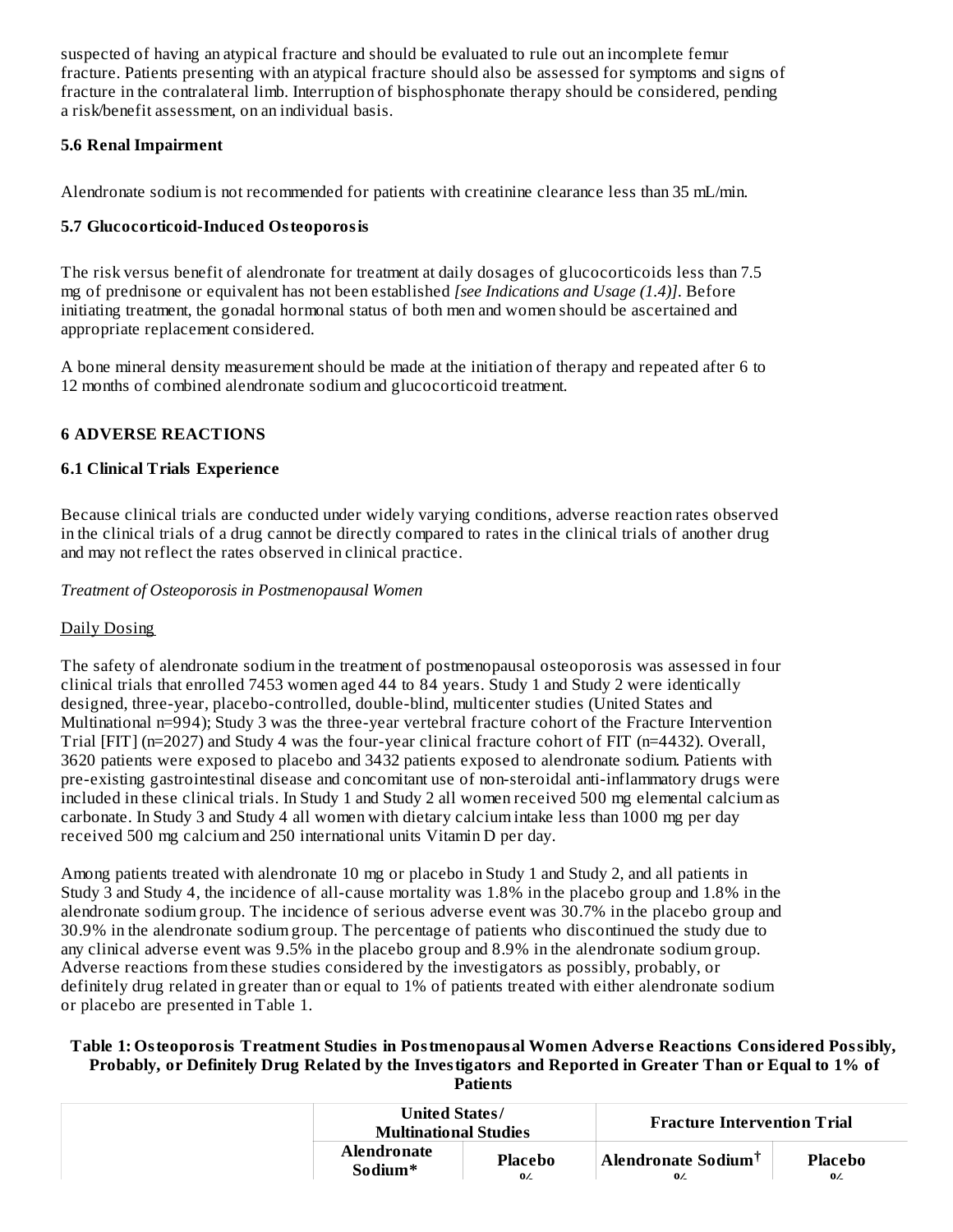suspected of having an atypical fracture and should be evaluated to rule out an incomplete femur fracture. Patients presenting with an atypical fracture should also be assessed for symptoms and signs of fracture in the contralateral limb. Interruption of bisphosphonate therapy should be considered, pending a risk/benefit assessment, on an individual basis.

### 5.6 Renal Impairment

Alendronate sodium is not recommended for patients with creatinine clearance less than 35 mL/min.

### 5.7 Glucocorticoid-Induced Osteoporosis

The risk versus benefit of alendronate for treatment at daily dosages of glucocorticoids less than 7.5 mg of prednisone or equivalent has not been established *[see Indications and Usage (1.4)]*. Before initiating treatment, the gonadal hormonal status of both men and women should be ascertained and appropriate replacement considered.

A bone mineral density measurement should be made at the initiation of therapy and repeated after 6 to 12 months of combined alendronate sodium and glucocorticoid treatment.

## 6 ADVERSE REACTIONS

### 6.1 Clinical Trials Experience

Because clinical trials are conducted under widely varying conditions, adverse reaction rates observed in the clinical trials of a drug cannot be directly compared to rates in the clinical trials of another drug and may not reflect the rates observed in clinical practice.

*Treatment of Osteoporosis in Postmenopausal Women*

Daily Dosing

The safety of alendronate sodium in the treatment of postmenopausal osteoporosis was assessed in four clinical trials that enrolled 7453 women aged 44 to 84 years. Study 1 and Study 2 were identically designed, three-year, placebo-controlled, double-blind, multicenter studies (United States and Multinational n=994); Study 3 was the three-year vertebral fracture cohort of the Fracture Intervention Trial [FIT] (n=2027) and Study 4 was the four-year clinical fracture cohort of FIT (n=4432). Overall, 3620 patients were exposed to placebo and 3432 patients exposed to alendronate sodium. Patients with pre-existing gastrointestinal disease and concomitant use of non-steroidal anti-inflammatory drugs were included in these clinical trials. In Study 1 and Study 2 all women received 500 mg elemental calcium as carbonate. In Study 3 and Study 4 all women with dietary calcium intake less than 1000 mg per day received 500 mg calcium and 250 international units Vitamin D per day.

Among patients treated with alendronate 10 mg or placebo in Study 1 and Study 2, and all patients in Study 3 and Study 4, the incidence of all-cause mortality was 1.8% in the placebo group and 1.8% in the alendronate sodium group. The incidence of serious adverse event was 30.7% in the placebo group and 30.9% in the alendronate sodium group. The percentage of patients who discontinued the study due to any clinical adverse event was 9.5% in the placebo group and 8.9% in the alendronate sodium group. Adverse reactions from these studies considered by the investigators as possibly, probably, or definitely drug related in greater than or equal to 1% of patients treated with either alendronate sodium or placebo are presented in Table 1.

**Table 1: Osteoporosis Treatment Studies in Postmenopausal Women Adverse Reactions Considered Possibly, Probably, or Definitely Drug Related by the Investigators and Reported in Greater Than or Equal to 1% of Patients**

| | United States/ Multinational Studies | | Fracture Intervention Trial | |
|---|---|---|---|---|
| | Alendronate Sodium* | Placebo % | Alendronate Sodium† % | Placebo % |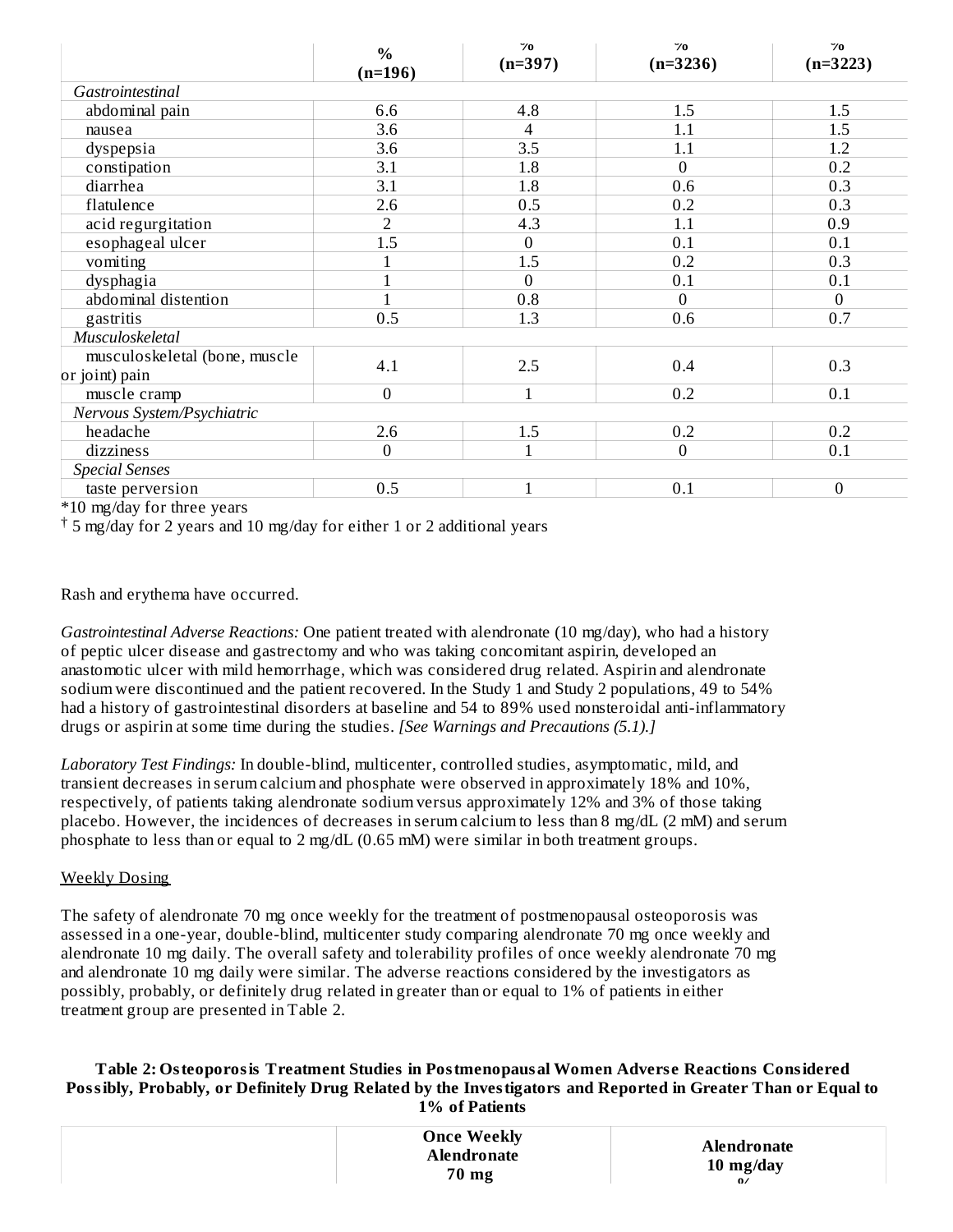| | % (n=196) | % (n=397) | % (n=3236) | % (n=3223) |
|---|---|---|---|---|
| *Gastrointestinal* | | | | |
| abdominal pain | 6.6 | 4.8 | 1.5 | 1.5 |
| nausea | 3.6 | 4 | 1.1 | 1.5 |
| dyspepsia | 3.6 | 3.5 | 1.1 | 1.2 |
| constipation | 3.1 | 1.8 | 0 | 0.2 |
| diarrhea | 3.1 | 1.8 | 0.6 | 0.3 |
| flatulence | 2.6 | 0.5 | 0.2 | 0.3 |
| acid regurgitation | 2 | 4.3 | 1.1 | 0.9 |
| esophageal ulcer | 1.5 | 0 | 0.1 | 0.1 |
| vomiting | 1 | 1.5 | 0.2 | 0.3 |
| dysphagia | 1 | 0 | 0.1 | 0.1 |
| abdominal distention | 1 | 0.8 | 0 | 0 |
| gastritis | 0.5 | 1.3 | 0.6 | 0.7 |
| *Musculoskeletal* | | | | |
| musculoskeletal (bone, muscle or joint) pain | 4.1 | 2.5 | 0.4 | 0.3 |
| muscle cramp | 0 | 1 | 0.2 | 0.1 |
| *Nervous System/Psychiatric* | | | | |
| headache | 2.6 | 1.5 | 0.2 | 0.2 |
| dizziness | 0 | 1 | 0 | 0.1 |
| *Special Senses* | | | | |
| taste perversion | 0.5 | 1 | 0.1 | 0 |

*10 mg/day for three years

† 5 mg/day for 2 years and 10 mg/day for either 1 or 2 additional years

Rash and erythema have occurred.

*Gastrointestinal Adverse Reactions:* One patient treated with alendronate (10 mg/day), who had a history of peptic ulcer disease and gastrectomy and who was taking concomitant aspirin, developed an anastomotic ulcer with mild hemorrhage, which was considered drug related. Aspirin and alendronate sodium were discontinued and the patient recovered. In the Study 1 and Study 2 populations, 49 to 54% had a history of gastrointestinal disorders at baseline and 54 to 89% used nonsteroidal anti-inflammatory drugs or aspirin at some time during the studies. *[See Warnings and Precautions (5.1).]*

*Laboratory Test Findings:* In double-blind, multicenter, controlled studies, asymptomatic, mild, and transient decreases in serum calcium and phosphate were observed in approximately 18% and 10%, respectively, of patients taking alendronate sodium versus approximately 12% and 3% of those taking placebo. However, the incidences of decreases in serum calcium to less than 8 mg/dL (2 mM) and serum phosphate to less than or equal to 2 mg/dL (0.65 mM) were similar in both treatment groups.

Weekly Dosing

The safety of alendronate 70 mg once weekly for the treatment of postmenopausal osteoporosis was assessed in a one-year, double-blind, multicenter study comparing alendronate 70 mg once weekly and alendronate 10 mg daily. The overall safety and tolerability profiles of once weekly alendronate 70 mg and alendronate 10 mg daily were similar. The adverse reactions considered by the investigators as possibly, probably, or definitely drug related in greater than or equal to 1% of patients in either treatment group are presented in Table 2.

**Table 2: Osteoporosis Treatment Studies in Postmenopausal Women Adverse Reactions Considered Possibly, Probably, or Definitely Drug Related by the Investigators and Reported in Greater Than or Equal to 1% of Patients**

| | Once Weekly Alendronate 70 mg | Alendronate 10 mg/day % |
|---|---|---|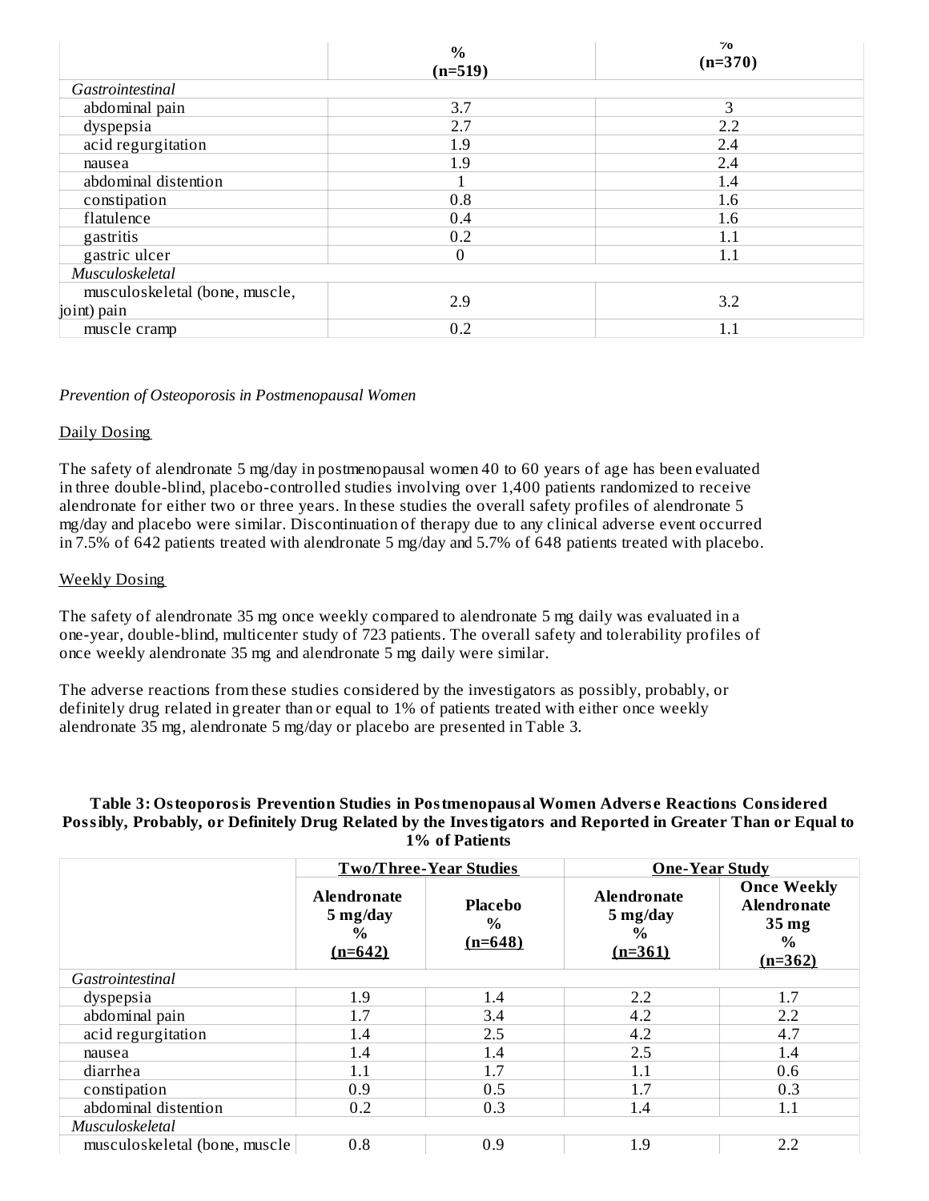| | % (n=519) | % (n=370) |
|---|---|---|
| *Gastrointestinal* | | |
| abdominal pain | 3.7 | 3 |
| dyspepsia | 2.7 | 2.2 |
| acid regurgitation | 1.9 | 2.4 |
| nausea | 1.9 | 2.4 |
| abdominal distention | 1 | 1.4 |
| constipation | 0.8 | 1.6 |
| flatulence | 0.4 | 1.6 |
| gastritis | 0.2 | 1.1 |
| gastric ulcer | 0 | 1.1 |
| *Musculoskeletal* | | |
| musculoskeletal (bone, muscle, joint) pain | 2.9 | 3.2 |
| muscle cramp | 0.2 | 1.1 |

*Prevention of Osteoporosis in Postmenopausal Women*

Daily Dosing

The safety of alendronate 5 mg/day in postmenopausal women 40 to 60 years of age has been evaluated in three double-blind, placebo-controlled studies involving over 1,400 patients randomized to receive alendronate for either two or three years. In these studies the overall safety profiles of alendronate 5 mg/day and placebo were similar. Discontinuation of therapy due to any clinical adverse event occurred in 7.5% of 642 patients treated with alendronate 5 mg/day and 5.7% of 648 patients treated with placebo.

Weekly Dosing

The safety of alendronate 35 mg once weekly compared to alendronate 5 mg daily was evaluated in a one-year, double-blind, multicenter study of 723 patients. The overall safety and tolerability profiles of once weekly alendronate 35 mg and alendronate 5 mg daily were similar.

The adverse reactions from these studies considered by the investigators as possibly, probably, or definitely drug related in greater than or equal to 1% of patients treated with either once weekly alendronate 35 mg, alendronate 5 mg/day or placebo are presented in Table 3.

**Table 3: Osteoporosis Prevention Studies in Postmenopausal Women Adverse Reactions Considered Possibly, Probably, or Definitely Drug Related by the Investigators and Reported in Greater Than or Equal to 1% of Patients**

| | Two/Three-Year Studies | | One-Year Study | |
|---|---|---|---|---|
| | Alendronate 5 mg/day % (n=642) | Placebo % (n=648) | Alendronate 5 mg/day % (n=361) | Once Weekly Alendronate 35 mg % (n=362) |
| *Gastrointestinal* | | | | |
| dyspepsia | 1.9 | 1.4 | 2.2 | 1.7 |
| abdominal pain | 1.7 | 3.4 | 4.2 | 2.2 |
| acid regurgitation | 1.4 | 2.5 | 4.2 | 4.7 |
| nausea | 1.4 | 1.4 | 2.5 | 1.4 |
| diarrhea | 1.1 | 1.7 | 1.1 | 0.6 |
| constipation | 0.9 | 0.5 | 1.7 | 0.3 |
| abdominal distention | 0.2 | 0.3 | 1.4 | 1.1 |
| *Musculoskeletal* | | | | |
| musculoskeletal (bone, muscle | 0.8 | 0.9 | 1.9 | 2.2 |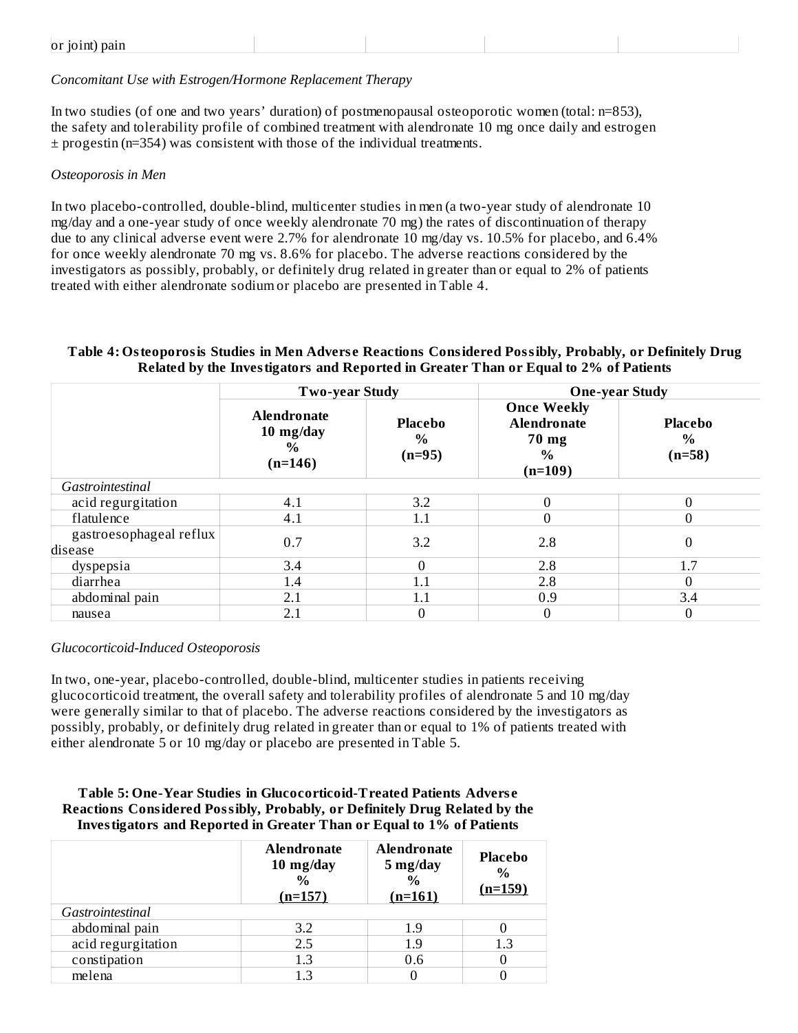| or joint) pain | | | | |
|---|---|---|---|---|

*Concomitant Use with Estrogen/Hormone Replacement Therapy*

In two studies (of one and two years' duration) of postmenopausal osteoporotic women (total: n=853), the safety and tolerability profile of combined treatment with alendronate 10 mg once daily and estrogen ± progestin (n=354) was consistent with those of the individual treatments.

*Osteoporosis in Men*

In two placebo-controlled, double-blind, multicenter studies in men (a two-year study of alendronate 10 mg/day and a one-year study of once weekly alendronate 70 mg) the rates of discontinuation of therapy due to any clinical adverse event were 2.7% for alendronate 10 mg/day vs. 10.5% for placebo, and 6.4% for once weekly alendronate 70 mg vs. 8.6% for placebo. The adverse reactions considered by the investigators as possibly, probably, or definitely drug related in greater than or equal to 2% of patients treated with either alendronate sodium or placebo are presented in Table 4.

**Table 4: Osteoporosis Studies in Men Adverse Reactions Considered Possibly, Probably, or Definitely Drug Related by the Investigators and Reported in Greater Than or Equal to 2% of Patients**

| | **Two-year Study** | | **One-year Study** | |
|---|---|---|---|---|
| | **Alendronate 10 mg/day % (n=146)** | **Placebo % (n=95)** | **Once Weekly Alendronate 70 mg % (n=109)** | **Placebo % (n=58)** |
| *Gastrointestinal* | | | | |
| acid regurgitation | 4.1 | 3.2 | 0 | 0 |
| flatulence | 4.1 | 1.1 | 0 | 0 |
| gastroesophageal reflux disease | 0.7 | 3.2 | 2.8 | 0 |
| dyspepsia | 3.4 | 0 | 2.8 | 1.7 |
| diarrhea | 1.4 | 1.1 | 2.8 | 0 |
| abdominal pain | 2.1 | 1.1 | 0.9 | 3.4 |
| nausea | 2.1 | 0 | 0 | 0 |

*Glucocorticoid-Induced Osteoporosis*

In two, one-year, placebo-controlled, double-blind, multicenter studies in patients receiving glucocorticoid treatment, the overall safety and tolerability profiles of alendronate 5 and 10 mg/day were generally similar to that of placebo. The adverse reactions considered by the investigators as possibly, probably, or definitely drug related in greater than or equal to 1% of patients treated with either alendronate 5 or 10 mg/day or placebo are presented in Table 5.

**Table 5: One-Year Studies in Glucocorticoid-Treated Patients Adverse Reactions Considered Possibly, Probably, or Definitely Drug Related by the Investigators and Reported in Greater Than or Equal to 1% of Patients**

| | **Alendronate 10 mg/day % (n=157)** | **Alendronate 5 mg/day % (n=161)** | **Placebo % (n=159)** |
|---|---|---|---|
| *Gastrointestinal* | | | |
| abdominal pain | 3.2 | 1.9 | 0 |
| acid regurgitation | 2.5 | 1.9 | 1.3 |
| constipation | 1.3 | 0.6 | 0 |
| melena | 1.3 | 0 | 0 |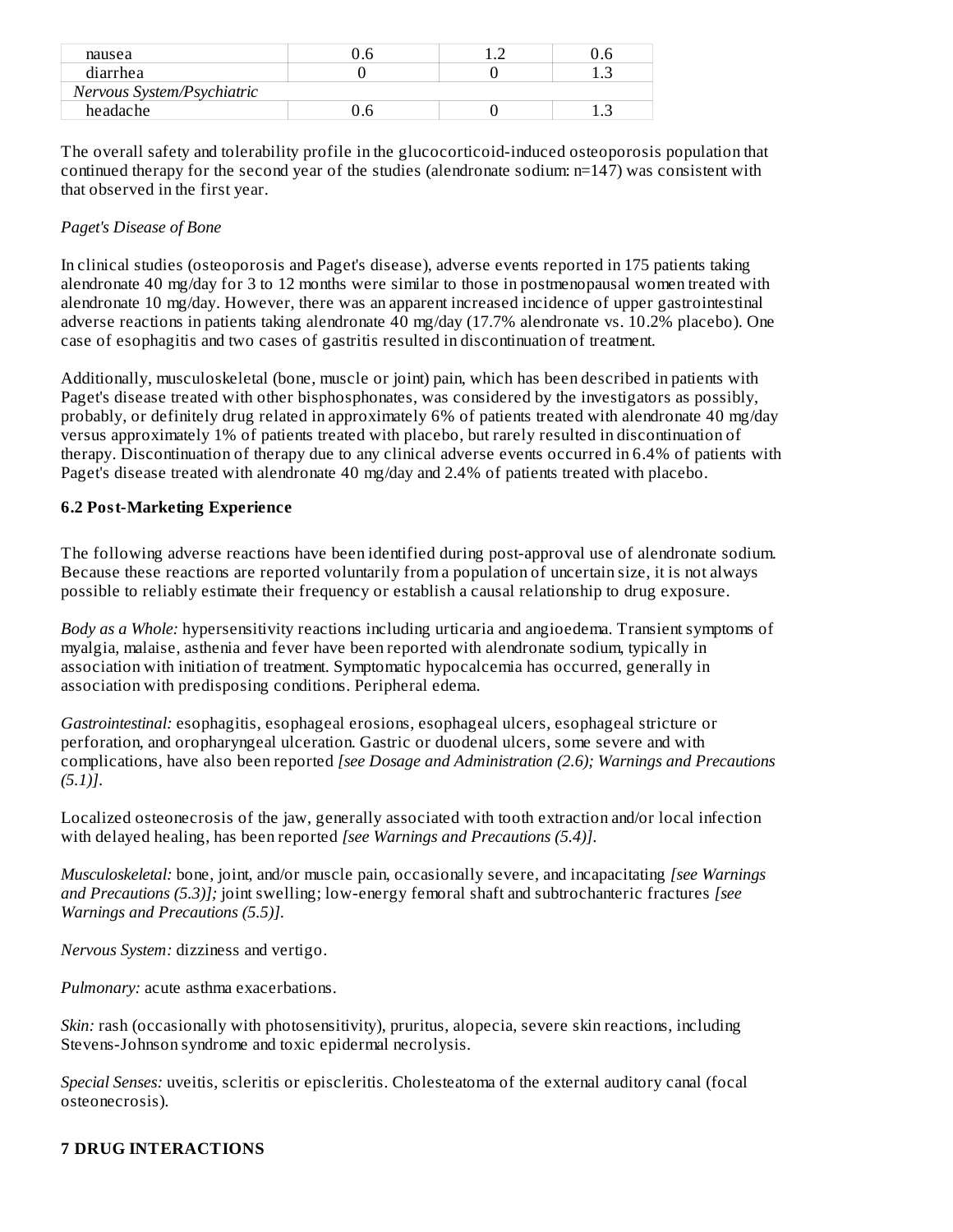| | | | |
|---|---|---|---|
| nausea | 0.6 | 1.2 | 0.6 |
| diarrhea | 0 | 0 | 1.3 |
| *Nervous System/Psychiatric* | | | |
| headache | 0.6 | 0 | 1.3 |

The overall safety and tolerability profile in the glucocorticoid-induced osteoporosis population that continued therapy for the second year of the studies (alendronate sodium: n=147) was consistent with that observed in the first year.

*Paget's Disease of Bone*

In clinical studies (osteoporosis and Paget's disease), adverse events reported in 175 patients taking alendronate 40 mg/day for 3 to 12 months were similar to those in postmenopausal women treated with alendronate 10 mg/day. However, there was an apparent increased incidence of upper gastrointestinal adverse reactions in patients taking alendronate 40 mg/day (17.7% alendronate vs. 10.2% placebo). One case of esophagitis and two cases of gastritis resulted in discontinuation of treatment.

Additionally, musculoskeletal (bone, muscle or joint) pain, which has been described in patients with Paget's disease treated with other bisphosphonates, was considered by the investigators as possibly, probably, or definitely drug related in approximately 6% of patients treated with alendronate 40 mg/day versus approximately 1% of patients treated with placebo, but rarely resulted in discontinuation of therapy. Discontinuation of therapy due to any clinical adverse events occurred in 6.4% of patients with Paget's disease treated with alendronate 40 mg/day and 2.4% of patients treated with placebo.

**6.2 Post-Marketing Experience**

The following adverse reactions have been identified during post-approval use of alendronate sodium. Because these reactions are reported voluntarily from a population of uncertain size, it is not always possible to reliably estimate their frequency or establish a causal relationship to drug exposure.

*Body as a Whole:* hypersensitivity reactions including urticaria and angioedema. Transient symptoms of myalgia, malaise, asthenia and fever have been reported with alendronate sodium, typically in association with initiation of treatment. Symptomatic hypocalcemia has occurred, generally in association with predisposing conditions. Peripheral edema.

*Gastrointestinal:* esophagitis, esophageal erosions, esophageal ulcers, esophageal stricture or perforation, and oropharyngeal ulceration. Gastric or duodenal ulcers, some severe and with complications, have also been reported *[see Dosage and Administration (2.6); Warnings and Precautions (5.1)]*.

Localized osteonecrosis of the jaw, generally associated with tooth extraction and/or local infection with delayed healing, has been reported *[see Warnings and Precautions (5.4)]*.

*Musculoskeletal:* bone, joint, and/or muscle pain, occasionally severe, and incapacitating *[see Warnings and Precautions (5.3)];* joint swelling; low-energy femoral shaft and subtrochanteric fractures *[see Warnings and Precautions (5.5)]*.

*Nervous System:* dizziness and vertigo.

*Pulmonary:* acute asthma exacerbations.

*Skin:* rash (occasionally with photosensitivity), pruritus, alopecia, severe skin reactions, including Stevens-Johnson syndrome and toxic epidermal necrolysis.

*Special Senses:* uveitis, scleritis or episcleritis. Cholesteatoma of the external auditory canal (focal osteonecrosis).

**7 DRUG INTERACTIONS**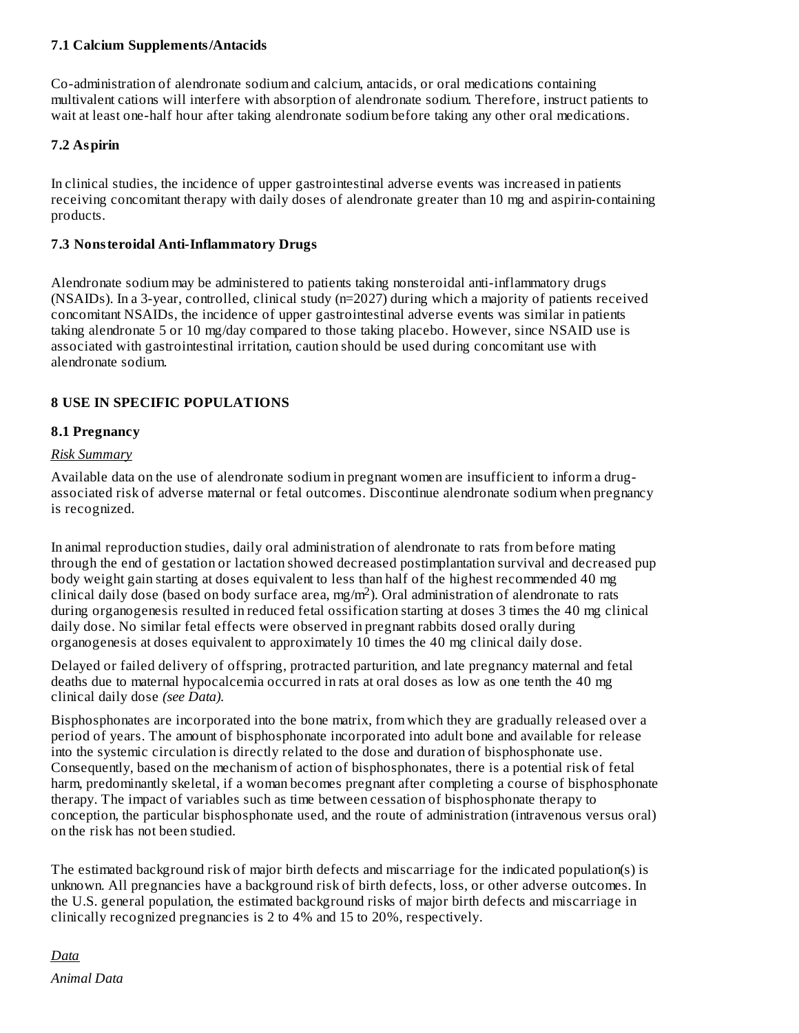### 7.1 Calcium Supplements/Antacids

Co-administration of alendronate sodium and calcium, antacids, or oral medications containing multivalent cations will interfere with absorption of alendronate sodium. Therefore, instruct patients to wait at least one-half hour after taking alendronate sodium before taking any other oral medications.

### 7.2 Aspirin

In clinical studies, the incidence of upper gastrointestinal adverse events was increased in patients receiving concomitant therapy with daily doses of alendronate greater than 10 mg and aspirin-containing products.

### 7.3 Nonsteroidal Anti-Inflammatory Drugs

Alendronate sodium may be administered to patients taking nonsteroidal anti-inflammatory drugs (NSAIDs). In a 3-year, controlled, clinical study (n=2027) during which a majority of patients received concomitant NSAIDs, the incidence of upper gastrointestinal adverse events was similar in patients taking alendronate 5 or 10 mg/day compared to those taking placebo. However, since NSAID use is associated with gastrointestinal irritation, caution should be used during concomitant use with alendronate sodium.

## 8 USE IN SPECIFIC POPULATIONS

### 8.1 Pregnancy

*Risk Summary*

Available data on the use of alendronate sodium in pregnant women are insufficient to inform a drug-associated risk of adverse maternal or fetal outcomes. Discontinue alendronate sodium when pregnancy is recognized.

In animal reproduction studies, daily oral administration of alendronate to rats from before mating through the end of gestation or lactation showed decreased postimplantation survival and decreased pup body weight gain starting at doses equivalent to less than half of the highest recommended 40 mg clinical daily dose (based on body surface area, mg/$m^2$). Oral administration of alendronate to rats during organogenesis resulted in reduced fetal ossification starting at doses 3 times the 40 mg clinical daily dose. No similar fetal effects were observed in pregnant rabbits dosed orally during organogenesis at doses equivalent to approximately 10 times the 40 mg clinical daily dose.

Delayed or failed delivery of offspring, protracted parturition, and late pregnancy maternal and fetal deaths due to maternal hypocalcemia occurred in rats at oral doses as low as one tenth the 40 mg clinical daily dose *(see Data)*.

Bisphosphonates are incorporated into the bone matrix, from which they are gradually released over a period of years. The amount of bisphosphonate incorporated into adult bone and available for release into the systemic circulation is directly related to the dose and duration of bisphosphonate use. Consequently, based on the mechanism of action of bisphosphonates, there is a potential risk of fetal harm, predominantly skeletal, if a woman becomes pregnant after completing a course of bisphosphonate therapy. The impact of variables such as time between cessation of bisphosphonate therapy to conception, the particular bisphosphonate used, and the route of administration (intravenous versus oral) on the risk has not been studied.

The estimated background risk of major birth defects and miscarriage for the indicated population(s) is unknown. All pregnancies have a background risk of birth defects, loss, or other adverse outcomes. In the U.S. general population, the estimated background risks of major birth defects and miscarriage in clinically recognized pregnancies is 2 to 4% and 15 to 20%, respectively.

*Data*

*Animal Data*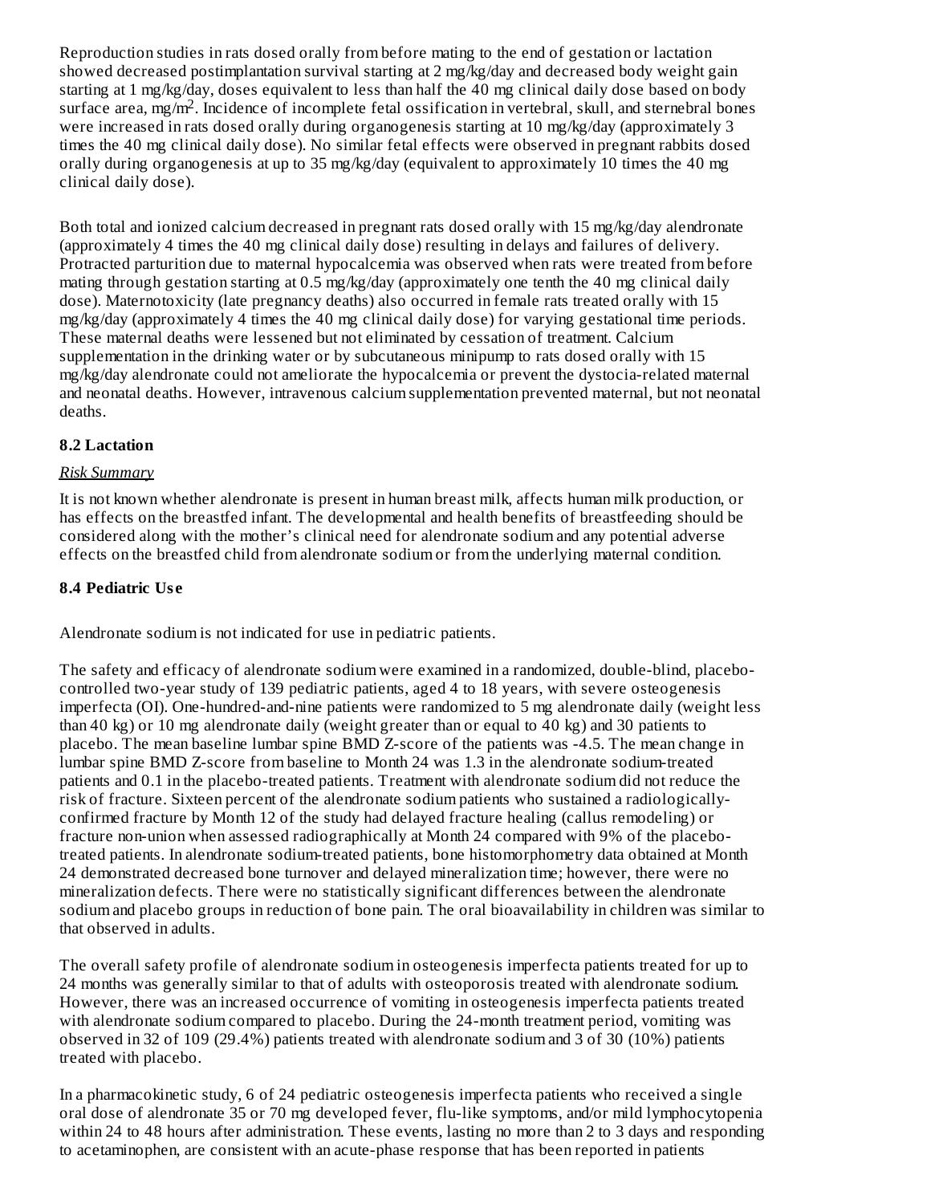Reproduction studies in rats dosed orally from before mating to the end of gestation or lactation showed decreased postimplantation survival starting at 2 mg/kg/day and decreased body weight gain starting at 1 mg/kg/day, doses equivalent to less than half the 40 mg clinical daily dose based on body surface area, mg/m$^2$. Incidence of incomplete fetal ossification in vertebral, skull, and sternebral bones were increased in rats dosed orally during organogenesis starting at 10 mg/kg/day (approximately 3 times the 40 mg clinical daily dose). No similar fetal effects were observed in pregnant rabbits dosed orally during organogenesis at up to 35 mg/kg/day (equivalent to approximately 10 times the 40 mg clinical daily dose).

Both total and ionized calcium decreased in pregnant rats dosed orally with 15 mg/kg/day alendronate (approximately 4 times the 40 mg clinical daily dose) resulting in delays and failures of delivery. Protracted parturition due to maternal hypocalcemia was observed when rats were treated from before mating through gestation starting at 0.5 mg/kg/day (approximately one tenth the 40 mg clinical daily dose). Maternotoxicity (late pregnancy deaths) also occurred in female rats treated orally with 15 mg/kg/day (approximately 4 times the 40 mg clinical daily dose) for varying gestational time periods. These maternal deaths were lessened but not eliminated by cessation of treatment. Calcium supplementation in the drinking water or by subcutaneous minipump to rats dosed orally with 15 mg/kg/day alendronate could not ameliorate the hypocalcemia or prevent the dystocia-related maternal and neonatal deaths. However, intravenous calcium supplementation prevented maternal, but not neonatal deaths.

### 8.2 Lactation

*Risk Summary*

It is not known whether alendronate is present in human breast milk, affects human milk production, or has effects on the breastfed infant. The developmental and health benefits of breastfeeding should be considered along with the mother's clinical need for alendronate sodium and any potential adverse effects on the breastfed child from alendronate sodium or from the underlying maternal condition.

### 8.4 Pediatric Use

Alendronate sodium is not indicated for use in pediatric patients.

The safety and efficacy of alendronate sodium were examined in a randomized, double-blind, placebo-controlled two-year study of 139 pediatric patients, aged 4 to 18 years, with severe osteogenesis imperfecta (OI). One-hundred-and-nine patients were randomized to 5 mg alendronate daily (weight less than 40 kg) or 10 mg alendronate daily (weight greater than or equal to 40 kg) and 30 patients to placebo. The mean baseline lumbar spine BMD Z-score of the patients was -4.5. The mean change in lumbar spine BMD Z-score from baseline to Month 24 was 1.3 in the alendronate sodium-treated patients and 0.1 in the placebo-treated patients. Treatment with alendronate sodium did not reduce the risk of fracture. Sixteen percent of the alendronate sodium patients who sustained a radiologically-confirmed fracture by Month 12 of the study had delayed fracture healing (callus remodeling) or fracture non-union when assessed radiographically at Month 24 compared with 9% of the placebo-treated patients. In alendronate sodium-treated patients, bone histomorphometry data obtained at Month 24 demonstrated decreased bone turnover and delayed mineralization time; however, there were no mineralization defects. There were no statistically significant differences between the alendronate sodium and placebo groups in reduction of bone pain. The oral bioavailability in children was similar to that observed in adults.

The overall safety profile of alendronate sodium in osteogenesis imperfecta patients treated for up to 24 months was generally similar to that of adults with osteoporosis treated with alendronate sodium. However, there was an increased occurrence of vomiting in osteogenesis imperfecta patients treated with alendronate sodium compared to placebo. During the 24-month treatment period, vomiting was observed in 32 of 109 (29.4%) patients treated with alendronate sodium and 3 of 30 (10%) patients treated with placebo.

In a pharmacokinetic study, 6 of 24 pediatric osteogenesis imperfecta patients who received a single oral dose of alendronate 35 or 70 mg developed fever, flu-like symptoms, and/or mild lymphocytopenia within 24 to 48 hours after administration. These events, lasting no more than 2 to 3 days and responding to acetaminophen, are consistent with an acute-phase response that has been reported in patients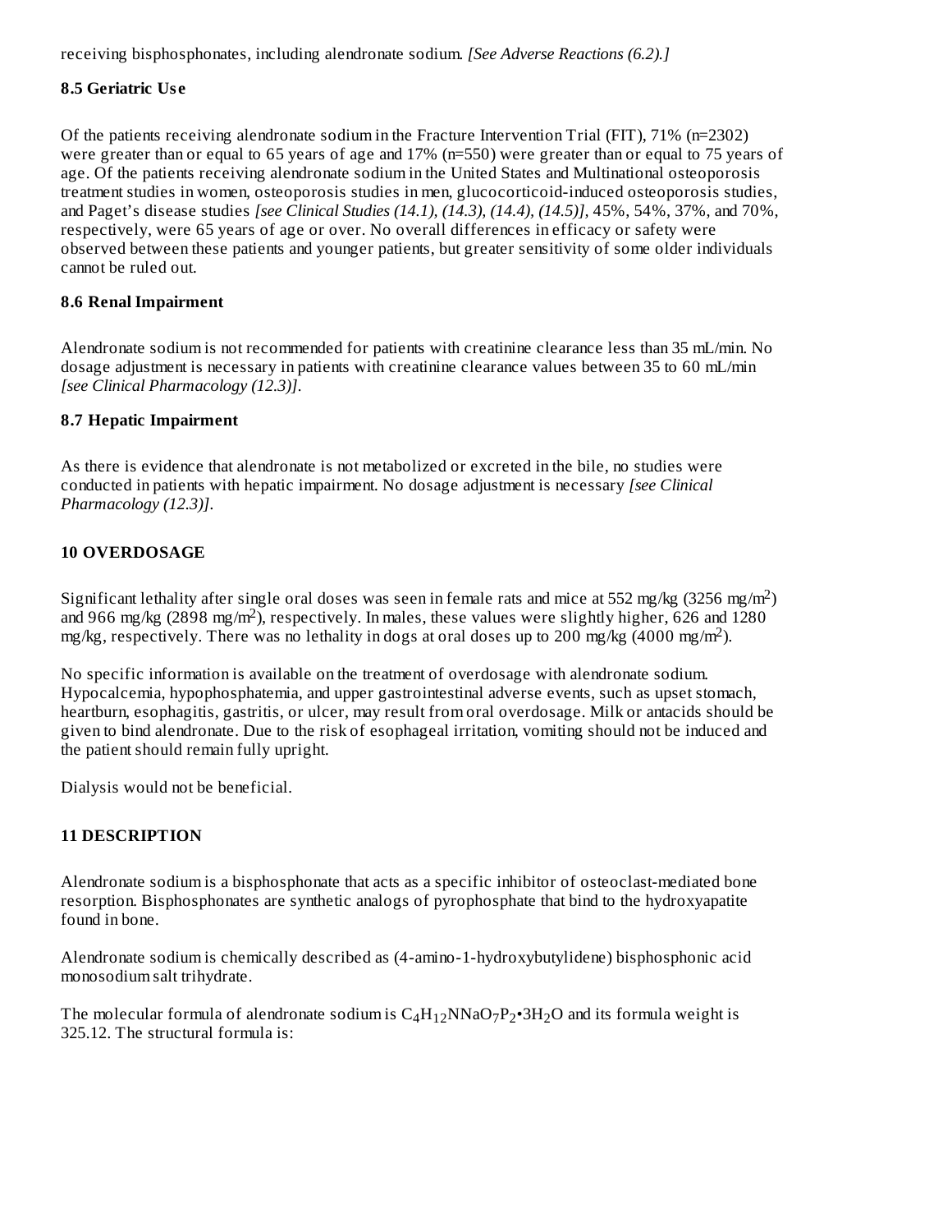receiving bisphosphonates, including alendronate sodium. *[See Adverse Reactions (6.2).]*

### 8.5 Geriatric Use

Of the patients receiving alendronate sodium in the Fracture Intervention Trial (FIT), 71% (n=2302) were greater than or equal to 65 years of age and 17% (n=550) were greater than or equal to 75 years of age. Of the patients receiving alendronate sodium in the United States and Multinational osteoporosis treatment studies in women, osteoporosis studies in men, glucocorticoid-induced osteoporosis studies, and Paget's disease studies *[see Clinical Studies (14.1), (14.3), (14.4), (14.5)]*, 45%, 54%, 37%, and 70%, respectively, were 65 years of age or over. No overall differences in efficacy or safety were observed between these patients and younger patients, but greater sensitivity of some older individuals cannot be ruled out.

### 8.6 Renal Impairment

Alendronate sodium is not recommended for patients with creatinine clearance less than 35 mL/min. No dosage adjustment is necessary in patients with creatinine clearance values between 35 to 60 mL/min *[see Clinical Pharmacology (12.3)]*.

### 8.7 Hepatic Impairment

As there is evidence that alendronate is not metabolized or excreted in the bile, no studies were conducted in patients with hepatic impairment. No dosage adjustment is necessary *[see Clinical Pharmacology (12.3)]*.

## 10 OVERDOSAGE

Significant lethality after single oral doses was seen in female rats and mice at 552 mg/kg (3256 mg/m$^2$) and 966 mg/kg (2898 mg/m$^2$), respectively. In males, these values were slightly higher, 626 and 1280 mg/kg, respectively. There was no lethality in dogs at oral doses up to 200 mg/kg (4000 mg/m$^2$).

No specific information is available on the treatment of overdosage with alendronate sodium. Hypocalcemia, hypophosphatemia, and upper gastrointestinal adverse events, such as upset stomach, heartburn, esophagitis, gastritis, or ulcer, may result from oral overdosage. Milk or antacids should be given to bind alendronate. Due to the risk of esophageal irritation, vomiting should not be induced and the patient should remain fully upright.

Dialysis would not be beneficial.

## 11 DESCRIPTION

Alendronate sodium is a bisphosphonate that acts as a specific inhibitor of osteoclast-mediated bone resorption. Bisphosphonates are synthetic analogs of pyrophosphate that bind to the hydroxyapatite found in bone.

Alendronate sodium is chemically described as (4-amino-1-hydroxybutylidene) bisphosphonic acid monosodium salt trihydrate.

The molecular formula of alendronate sodium is $C_4H_{12}NNaO_7P_2 \cdot 3H_2O$ and its formula weight is 325.12. The structural formula is: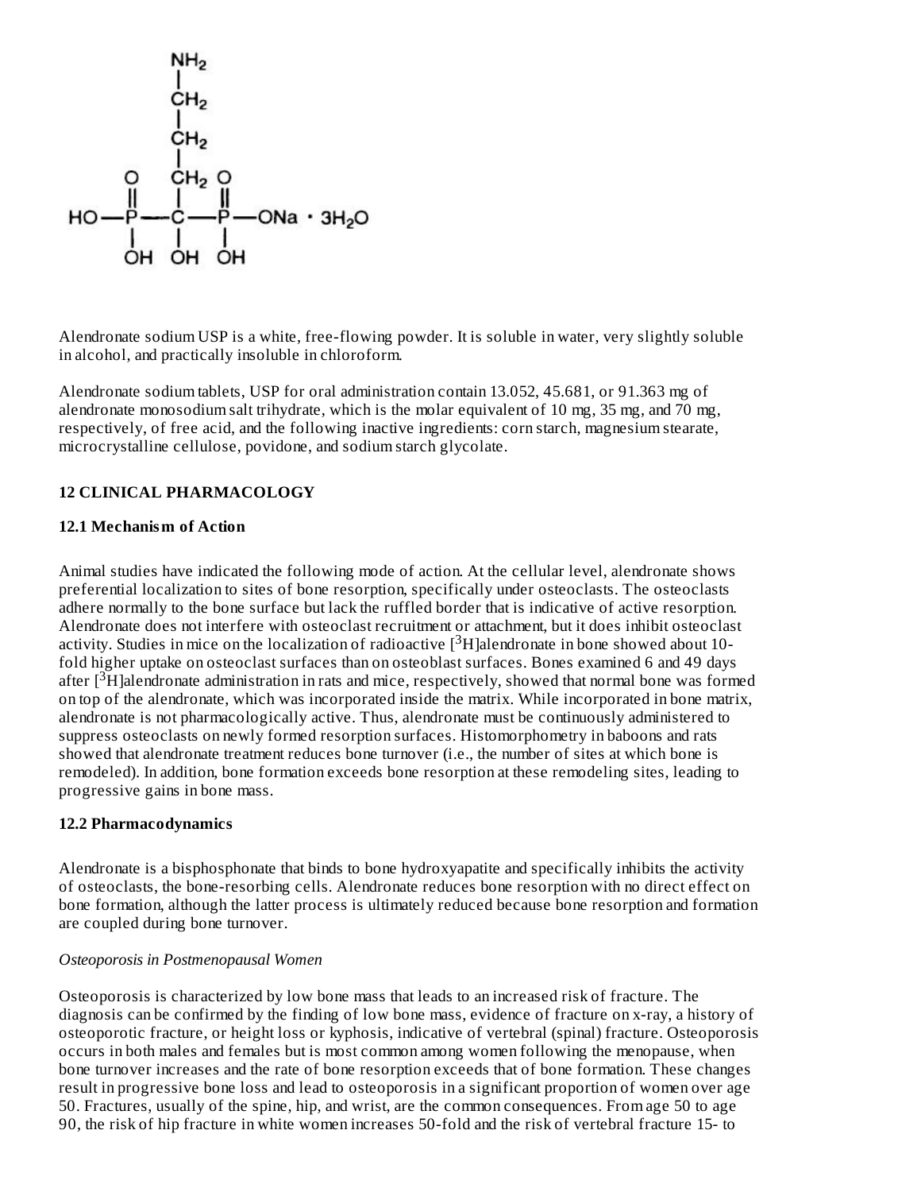Alendronate sodium USP is a white, free-flowing powder. It is soluble in water, very slightly soluble in alcohol, and practically insoluble in chloroform.

Alendronate sodium tablets, USP for oral administration contain 13.052, 45.681, or 91.363 mg of alendronate monosodium salt trihydrate, which is the molar equivalent of 10 mg, 35 mg, and 70 mg, respectively, of free acid, and the following inactive ingredients: corn starch, magnesium stearate, microcrystalline cellulose, povidone, and sodium starch glycolate.

## 12 CLINICAL PHARMACOLOGY

### 12.1 Mechanism of Action

Animal studies have indicated the following mode of action. At the cellular level, alendronate shows preferential localization to sites of bone resorption, specifically under osteoclasts. The osteoclasts adhere normally to the bone surface but lack the ruffled border that is indicative of active resorption. Alendronate does not interfere with osteoclast recruitment or attachment, but it does inhibit osteoclast activity. Studies in mice on the localization of radioactive [$^{3}$H]alendronate in bone showed about 10-fold higher uptake on osteoclast surfaces than on osteoblast surfaces. Bones examined 6 and 49 days after [$^{3}$H]alendronate administration in rats and mice, respectively, showed that normal bone was formed on top of the alendronate, which was incorporated inside the matrix. While incorporated in bone matrix, alendronate is not pharmacologically active. Thus, alendronate must be continuously administered to suppress osteoclasts on newly formed resorption surfaces. Histomorphometry in baboons and rats showed that alendronate treatment reduces bone turnover (i.e., the number of sites at which bone is remodeled). In addition, bone formation exceeds bone resorption at these remodeling sites, leading to progressive gains in bone mass.

### 12.2 Pharmacodynamics

Alendronate is a bisphosphonate that binds to bone hydroxyapatite and specifically inhibits the activity of osteoclasts, the bone-resorbing cells. Alendronate reduces bone resorption with no direct effect on bone formation, although the latter process is ultimately reduced because bone resorption and formation are coupled during bone turnover.

*Osteoporosis in Postmenopausal Women*

Osteoporosis is characterized by low bone mass that leads to an increased risk of fracture. The diagnosis can be confirmed by the finding of low bone mass, evidence of fracture on x-ray, a history of osteoporotic fracture, or height loss or kyphosis, indicative of vertebral (spinal) fracture. Osteoporosis occurs in both males and females but is most common among women following the menopause, when bone turnover increases and the rate of bone resorption exceeds that of bone formation. These changes result in progressive bone loss and lead to osteoporosis in a significant proportion of women over age 50. Fractures, usually of the spine, hip, and wrist, are the common consequences. From age 50 to age 90, the risk of hip fracture in white women increases 50-fold and the risk of vertebral fracture 15- to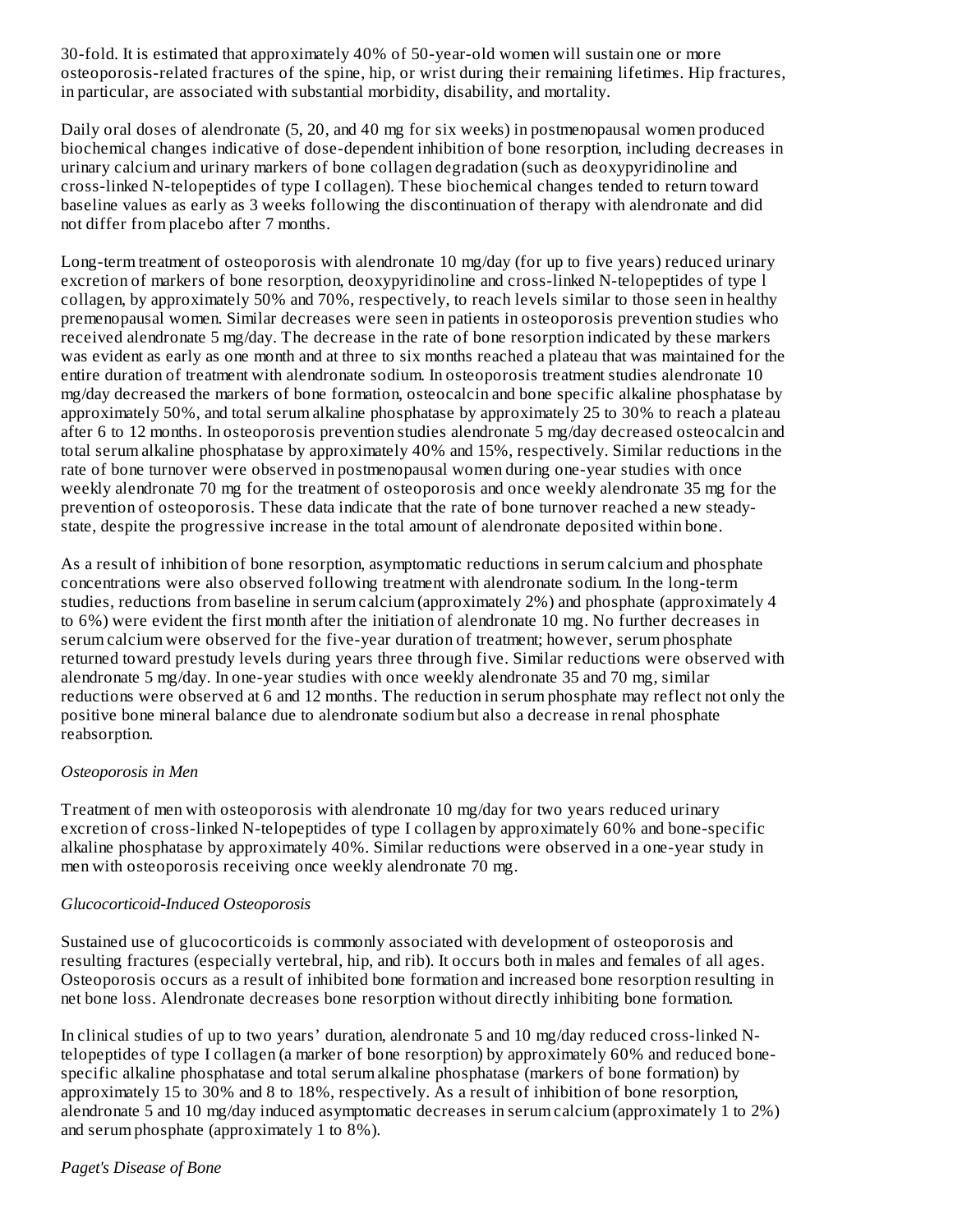30-fold. It is estimated that approximately 40% of 50-year-old women will sustain one or more osteoporosis-related fractures of the spine, hip, or wrist during their remaining lifetimes. Hip fractures, in particular, are associated with substantial morbidity, disability, and mortality.

Daily oral doses of alendronate (5, 20, and 40 mg for six weeks) in postmenopausal women produced biochemical changes indicative of dose-dependent inhibition of bone resorption, including decreases in urinary calcium and urinary markers of bone collagen degradation (such as deoxypyridinoline and cross-linked N-telopeptides of type I collagen). These biochemical changes tended to return toward baseline values as early as 3 weeks following the discontinuation of therapy with alendronate and did not differ from placebo after 7 months.

Long-term treatment of osteoporosis with alendronate 10 mg/day (for up to five years) reduced urinary excretion of markers of bone resorption, deoxypyridinoline and cross-linked N-telopeptides of type I collagen, by approximately 50% and 70%, respectively, to reach levels similar to those seen in healthy premenopausal women. Similar decreases were seen in patients in osteoporosis prevention studies who received alendronate 5 mg/day. The decrease in the rate of bone resorption indicated by these markers was evident as early as one month and at three to six months reached a plateau that was maintained for the entire duration of treatment with alendronate sodium. In osteoporosis treatment studies alendronate 10 mg/day decreased the markers of bone formation, osteocalcin and bone specific alkaline phosphatase by approximately 50%, and total serum alkaline phosphatase by approximately 25 to 30% to reach a plateau after 6 to 12 months. In osteoporosis prevention studies alendronate 5 mg/day decreased osteocalcin and total serum alkaline phosphatase by approximately 40% and 15%, respectively. Similar reductions in the rate of bone turnover were observed in postmenopausal women during one-year studies with once weekly alendronate 70 mg for the treatment of osteoporosis and once weekly alendronate 35 mg for the prevention of osteoporosis. These data indicate that the rate of bone turnover reached a new steady-state, despite the progressive increase in the total amount of alendronate deposited within bone.

As a result of inhibition of bone resorption, asymptomatic reductions in serum calcium and phosphate concentrations were also observed following treatment with alendronate sodium. In the long-term studies, reductions from baseline in serum calcium (approximately 2%) and phosphate (approximately 4 to 6%) were evident the first month after the initiation of alendronate 10 mg. No further decreases in serum calcium were observed for the five-year duration of treatment; however, serum phosphate returned toward prestudy levels during years three through five. Similar reductions were observed with alendronate 5 mg/day. In one-year studies with once weekly alendronate 35 and 70 mg, similar reductions were observed at 6 and 12 months. The reduction in serum phosphate may reflect not only the positive bone mineral balance due to alendronate sodium but also a decrease in renal phosphate reabsorption.

*Osteoporosis in Men*

Treatment of men with osteoporosis with alendronate 10 mg/day for two years reduced urinary excretion of cross-linked N-telopeptides of type I collagen by approximately 60% and bone-specific alkaline phosphatase by approximately 40%. Similar reductions were observed in a one-year study in men with osteoporosis receiving once weekly alendronate 70 mg.

*Glucocorticoid-Induced Osteoporosis*

Sustained use of glucocorticoids is commonly associated with development of osteoporosis and resulting fractures (especially vertebral, hip, and rib). It occurs both in males and females of all ages. Osteoporosis occurs as a result of inhibited bone formation and increased bone resorption resulting in net bone loss. Alendronate decreases bone resorption without directly inhibiting bone formation.

In clinical studies of up to two years' duration, alendronate 5 and 10 mg/day reduced cross-linked N-telopeptides of type I collagen (a marker of bone resorption) by approximately 60% and reduced bone-specific alkaline phosphatase and total serum alkaline phosphatase (markers of bone formation) by approximately 15 to 30% and 8 to 18%, respectively. As a result of inhibition of bone resorption, alendronate 5 and 10 mg/day induced asymptomatic decreases in serum calcium (approximately 1 to 2%) and serum phosphate (approximately 1 to 8%).

*Paget's Disease of Bone*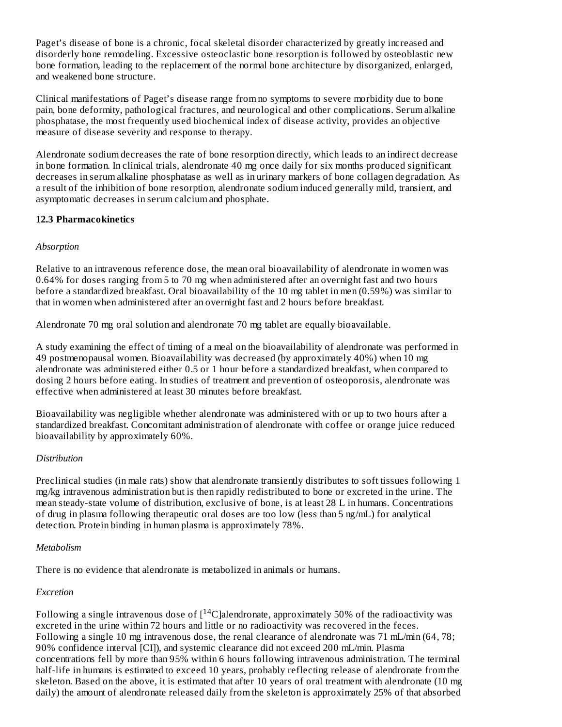Paget's disease of bone is a chronic, focal skeletal disorder characterized by greatly increased and disorderly bone remodeling. Excessive osteoclastic bone resorption is followed by osteoblastic new bone formation, leading to the replacement of the normal bone architecture by disorganized, enlarged, and weakened bone structure.

Clinical manifestations of Paget's disease range from no symptoms to severe morbidity due to bone pain, bone deformity, pathological fractures, and neurological and other complications. Serum alkaline phosphatase, the most frequently used biochemical index of disease activity, provides an objective measure of disease severity and response to therapy.

Alendronate sodium decreases the rate of bone resorption directly, which leads to an indirect decrease in bone formation. In clinical trials, alendronate 40 mg once daily for six months produced significant decreases in serum alkaline phosphatase as well as in urinary markers of bone collagen degradation. As a result of the inhibition of bone resorption, alendronate sodium induced generally mild, transient, and asymptomatic decreases in serum calcium and phosphate.

### 12.3 Pharmacokinetics

*Absorption*

Relative to an intravenous reference dose, the mean oral bioavailability of alendronate in women was 0.64% for doses ranging from 5 to 70 mg when administered after an overnight fast and two hours before a standardized breakfast. Oral bioavailability of the 10 mg tablet in men (0.59%) was similar to that in women when administered after an overnight fast and 2 hours before breakfast.

Alendronate 70 mg oral solution and alendronate 70 mg tablet are equally bioavailable.

A study examining the effect of timing of a meal on the bioavailability of alendronate was performed in 49 postmenopausal women. Bioavailability was decreased (by approximately 40%) when 10 mg alendronate was administered either 0.5 or 1 hour before a standardized breakfast, when compared to dosing 2 hours before eating. In studies of treatment and prevention of osteoporosis, alendronate was effective when administered at least 30 minutes before breakfast.

Bioavailability was negligible whether alendronate was administered with or up to two hours after a standardized breakfast. Concomitant administration of alendronate with coffee or orange juice reduced bioavailability by approximately 60%.

*Distribution*

Preclinical studies (in male rats) show that alendronate transiently distributes to soft tissues following 1 mg/kg intravenous administration but is then rapidly redistributed to bone or excreted in the urine. The mean steady-state volume of distribution, exclusive of bone, is at least 28 L in humans. Concentrations of drug in plasma following therapeutic oral doses are too low (less than 5 ng/mL) for analytical detection. Protein binding in human plasma is approximately 78%.

*Metabolism*

There is no evidence that alendronate is metabolized in animals or humans.

*Excretion*

Following a single intravenous dose of [$^{14}$C]alendronate, approximately 50% of the radioactivity was excreted in the urine within 72 hours and little or no radioactivity was recovered in the feces. Following a single 10 mg intravenous dose, the renal clearance of alendronate was 71 mL/min (64, 78; 90% confidence interval [CI]), and systemic clearance did not exceed 200 mL/min. Plasma concentrations fell by more than 95% within 6 hours following intravenous administration. The terminal half-life in humans is estimated to exceed 10 years, probably reflecting release of alendronate from the skeleton. Based on the above, it is estimated that after 10 years of oral treatment with alendronate (10 mg daily) the amount of alendronate released daily from the skeleton is approximately 25% of that absorbed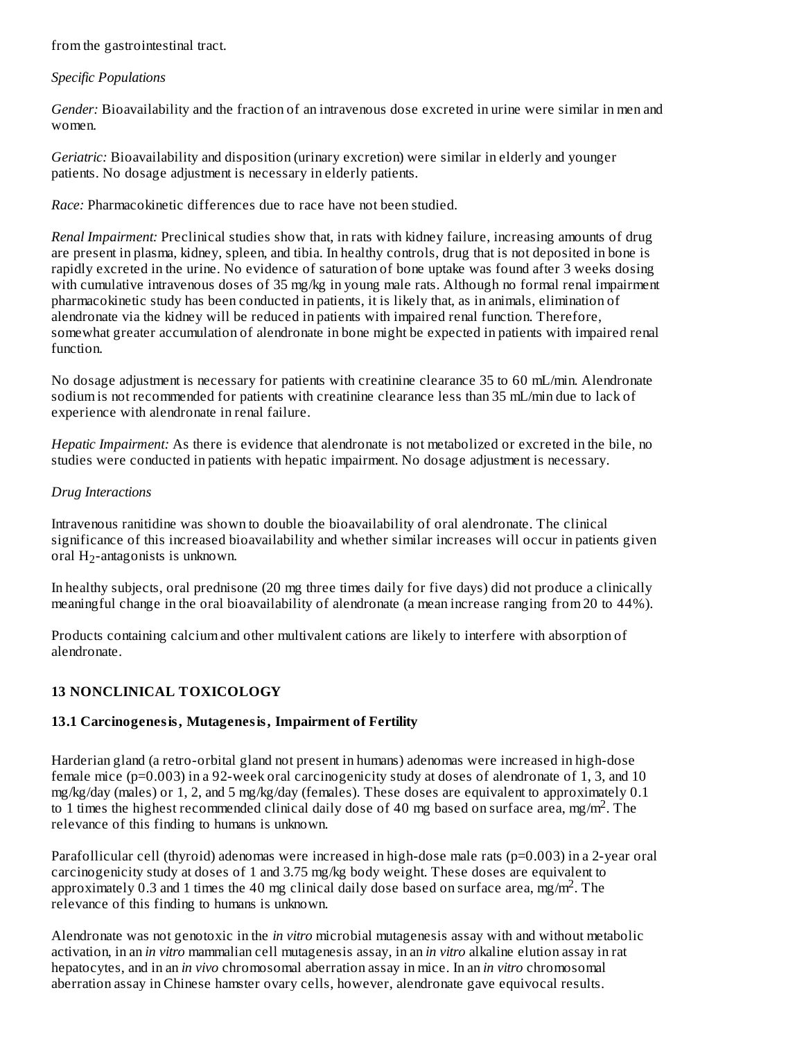from the gastrointestinal tract.

*Specific Populations*

*Gender:* Bioavailability and the fraction of an intravenous dose excreted in urine were similar in men and women.

*Geriatric:* Bioavailability and disposition (urinary excretion) were similar in elderly and younger patients. No dosage adjustment is necessary in elderly patients.

*Race:* Pharmacokinetic differences due to race have not been studied.

*Renal Impairment:* Preclinical studies show that, in rats with kidney failure, increasing amounts of drug are present in plasma, kidney, spleen, and tibia. In healthy controls, drug that is not deposited in bone is rapidly excreted in the urine. No evidence of saturation of bone uptake was found after 3 weeks dosing with cumulative intravenous doses of 35 mg/kg in young male rats. Although no formal renal impairment pharmacokinetic study has been conducted in patients, it is likely that, as in animals, elimination of alendronate via the kidney will be reduced in patients with impaired renal function. Therefore, somewhat greater accumulation of alendronate in bone might be expected in patients with impaired renal function.

No dosage adjustment is necessary for patients with creatinine clearance 35 to 60 mL/min. Alendronate sodium is not recommended for patients with creatinine clearance less than 35 mL/min due to lack of experience with alendronate in renal failure.

*Hepatic Impairment:* As there is evidence that alendronate is not metabolized or excreted in the bile, no studies were conducted in patients with hepatic impairment. No dosage adjustment is necessary.

*Drug Interactions*

Intravenous ranitidine was shown to double the bioavailability of oral alendronate. The clinical significance of this increased bioavailability and whether similar increases will occur in patients given oral $H_2$-antagonists is unknown.

In healthy subjects, oral prednisone (20 mg three times daily for five days) did not produce a clinically meaningful change in the oral bioavailability of alendronate (a mean increase ranging from 20 to 44%).

Products containing calcium and other multivalent cations are likely to interfere with absorption of alendronate.

## 13 NONCLINICAL TOXICOLOGY

### 13.1 Carcinogenesis, Mutagenesis, Impairment of Fertility

Harderian gland (a retro-orbital gland not present in humans) adenomas were increased in high-dose female mice (p=0.003) in a 92-week oral carcinogenicity study at doses of alendronate of 1, 3, and 10 mg/kg/day (males) or 1, 2, and 5 mg/kg/day (females). These doses are equivalent to approximately 0.1 to 1 times the highest recommended clinical daily dose of 40 mg based on surface area, mg/m$^2$. The relevance of this finding to humans is unknown.

Parafollicular cell (thyroid) adenomas were increased in high-dose male rats (p=0.003) in a 2-year oral carcinogenicity study at doses of 1 and 3.75 mg/kg body weight. These doses are equivalent to approximately 0.3 and 1 times the 40 mg clinical daily dose based on surface area, mg/m$^2$. The relevance of this finding to humans is unknown.

Alendronate was not genotoxic in the *in vitro* microbial mutagenesis assay with and without metabolic activation, in an *in vitro* mammalian cell mutagenesis assay, in an *in vitro* alkaline elution assay in rat hepatocytes, and in an *in vivo* chromosomal aberration assay in mice. In an *in vitro* chromosomal aberration assay in Chinese hamster ovary cells, however, alendronate gave equivocal results.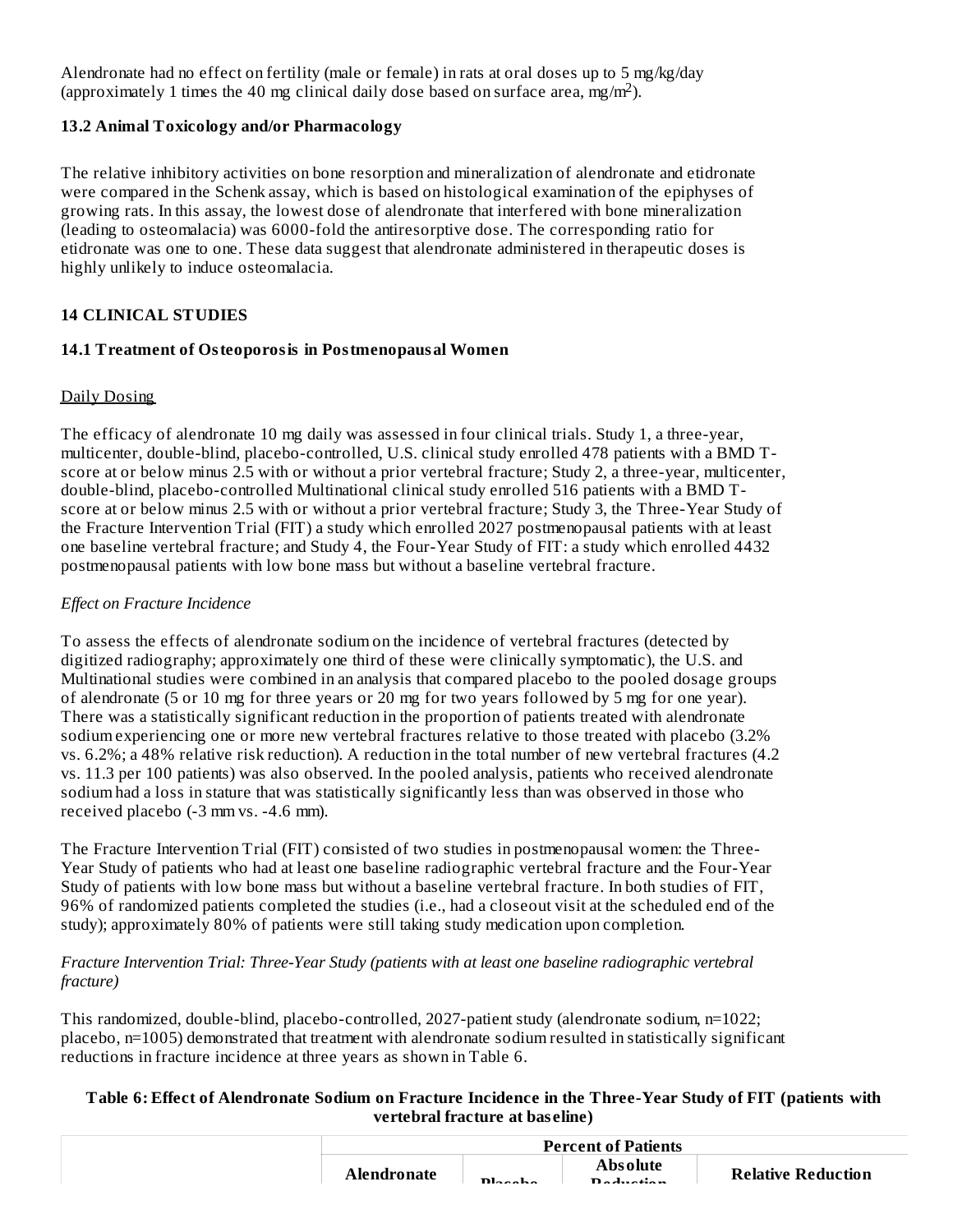Alendronate had no effect on fertility (male or female) in rats at oral doses up to 5 mg/kg/day (approximately 1 times the 40 mg clinical daily dose based on surface area, mg/m$^2$).

### 13.2 Animal Toxicology and/or Pharmacology

The relative inhibitory activities on bone resorption and mineralization of alendronate and etidronate were compared in the Schenk assay, which is based on histological examination of the epiphyses of growing rats. In this assay, the lowest dose of alendronate that interfered with bone mineralization (leading to osteomalacia) was 6000-fold the antiresorptive dose. The corresponding ratio for etidronate was one to one. These data suggest that alendronate administered in therapeutic doses is highly unlikely to induce osteomalacia.

## 14 CLINICAL STUDIES

### 14.1 Treatment of Osteoporosis in Postmenopausal Women

Daily Dosing

The efficacy of alendronate 10 mg daily was assessed in four clinical trials. Study 1, a three-year, multicenter, double-blind, placebo-controlled, U.S. clinical study enrolled 478 patients with a BMD T-score at or below minus 2.5 with or without a prior vertebral fracture; Study 2, a three-year, multicenter, double-blind, placebo-controlled Multinational clinical study enrolled 516 patients with a BMD T-score at or below minus 2.5 with or without a prior vertebral fracture; Study 3, the Three-Year Study of the Fracture Intervention Trial (FIT) a study which enrolled 2027 postmenopausal patients with at least one baseline vertebral fracture; and Study 4, the Four-Year Study of FIT: a study which enrolled 4432 postmenopausal patients with low bone mass but without a baseline vertebral fracture.

*Effect on Fracture Incidence*

To assess the effects of alendronate sodium on the incidence of vertebral fractures (detected by digitized radiography; approximately one third of these were clinically symptomatic), the U.S. and Multinational studies were combined in an analysis that compared placebo to the pooled dosage groups of alendronate (5 or 10 mg for three years or 20 mg for two years followed by 5 mg for one year). There was a statistically significant reduction in the proportion of patients treated with alendronate sodium experiencing one or more new vertebral fractures relative to those treated with placebo (3.2% vs. 6.2%; a 48% relative risk reduction). A reduction in the total number of new vertebral fractures (4.2 vs. 11.3 per 100 patients) was also observed. In the pooled analysis, patients who received alendronate sodium had a loss in stature that was statistically significantly less than was observed in those who received placebo (-3 mm vs. -4.6 mm).

The Fracture Intervention Trial (FIT) consisted of two studies in postmenopausal women: the Three-Year Study of patients who had at least one baseline radiographic vertebral fracture and the Four-Year Study of patients with low bone mass but without a baseline vertebral fracture. In both studies of FIT, 96% of randomized patients completed the studies (i.e., had a closeout visit at the scheduled end of the study); approximately 80% of patients were still taking study medication upon completion.

*Fracture Intervention Trial: Three-Year Study (patients with at least one baseline radiographic vertebral fracture)*

This randomized, double-blind, placebo-controlled, 2027-patient study (alendronate sodium, n=1022; placebo, n=1005) demonstrated that treatment with alendronate sodium resulted in statistically significant reductions in fracture incidence at three years as shown in Table 6.

**Table 6: Effect of Alendronate Sodium on Fracture Incidence in the Three-Year Study of FIT (patients with vertebral fracture at baseline)**

| | Percent of Patients | | | |
|---|---|---|---|---|
| | Alendronate | Placebo | Absolute Reduction | Relative Reduction |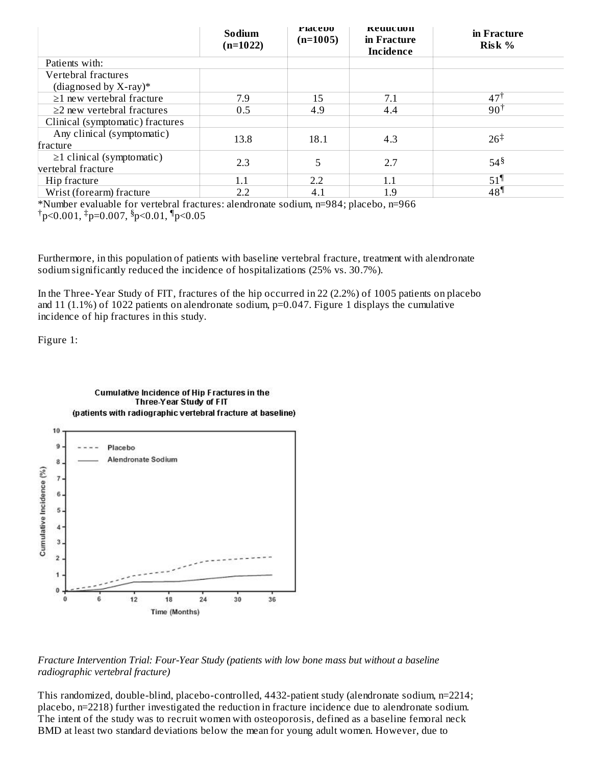| | Sodium (n=1022) | Placebo (n=1005) | Reduction in Fracture Incidence | in Fracture Risk % |
|---|---|---|---|---|
| Patients with: | | | | |
| Vertebral fractures (diagnosed by X-ray)* | | | | |
| ≥1 new vertebral fracture | 7.9 | 15 | 7.1 | 47[†] |
| ≥2 new vertebral fractures | 0.5 | 4.9 | 4.4 | 90[†] |
| Clinical (symptomatic) fractures | | | | |
| Any clinical (symptomatic) fracture | 13.8 | 18.1 | 4.3 | 26[‡] |
| ≥1 clinical (symptomatic) vertebral fracture | 2.3 | 5 | 2.7 | 54[§] |
| Hip fracture | 1.1 | 2.2 | 1.1 | 51[¶] |
| Wrist (forearm) fracture | 2.2 | 4.1 | 1.9 | 48[¶] |

*Number evaluable for vertebral fractures: alendronate sodium, n=984; placebo, n=966
[†]$p<0.001$, [‡]$p=0.007$, [§]$p<0.01$, [¶]$p<0.05$

Furthermore, in this population of patients with baseline vertebral fracture, treatment with alendronate sodium significantly reduced the incidence of hospitalizations (25% vs. 30.7%).

In the Three-Year Study of FIT, fractures of the hip occurred in 22 (2.2%) of 1005 patients on placebo and 11 (1.1%) of 1022 patients on alendronate sodium, p=0.047. Figure 1 displays the cumulative incidence of hip fractures in this study.

Figure 1:

Cumulative Incidence of Hip Fractures in the Three-Year Study of FIT (patients with radiographic vertebral fracture at baseline)

*Fracture Intervention Trial: Four-Year Study (patients with low bone mass but without a baseline radiographic vertebral fracture)*

This randomized, double-blind, placebo-controlled, 4432-patient study (alendronate sodium, n=2214; placebo, n=2218) further investigated the reduction in fracture incidence due to alendronate sodium. The intent of the study was to recruit women with osteoporosis, defined as a baseline femoral neck BMD at least two standard deviations below the mean for young adult women. However, due to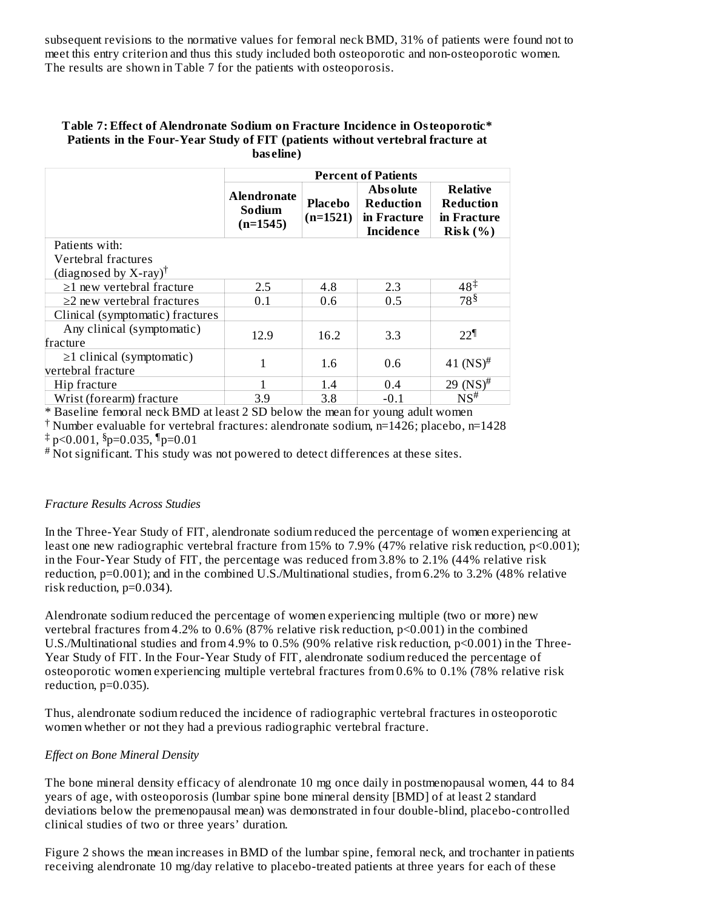subsequent revisions to the normative values for femoral neck BMD, 31% of patients were found not to meet this entry criterion and thus this study included both osteoporotic and non-osteoporotic women. The results are shown in Table 7 for the patients with osteoporosis.

**Table 7: Effect of Alendronate Sodium on Fracture Incidence in Osteoporotic* Patients in the Four-Year Study of FIT (patients without vertebral fracture at baseline)**

| | Percent of Patients | | | |
|---|---|---|---|---|
| | **Alendronate Sodium (n=1545)** | **Placebo (n=1521)** | **Absolute Reduction in Fracture Incidence** | **Relative Reduction in Fracture Risk (%)** |
| Patients with: Vertebral fractures (diagnosed by X-ray)† | | | | |
| ≥1 new vertebral fracture | 2.5 | 4.8 | 2.3 | 48‡ |
| ≥2 new vertebral fractures | 0.1 | 0.6 | 0.5 | 78§ |
| Clinical (symptomatic) fractures | | | | |
| Any clinical (symptomatic) fracture | 12.9 | 16.2 | 3.3 | 22¶ |
| ≥1 clinical (symptomatic) vertebral fracture | 1 | 1.6 | 0.6 | 41 (NS)# |
| Hip fracture | 1 | 1.4 | 0.4 | 29 (NS)# |
| Wrist (forearm) fracture | 3.9 | 3.8 | -0.1 | NS# |

* Baseline femoral neck BMD at least 2 SD below the mean for young adult women

† Number evaluable for vertebral fractures: alendronate sodium, n=1426; placebo, n=1428

‡ p<0.001, § p=0.035, ¶ p=0.01

# Not significant. This study was not powered to detect differences at these sites.

*Fracture Results Across Studies*

In the Three-Year Study of FIT, alendronate sodium reduced the percentage of women experiencing at least one new radiographic vertebral fracture from 15% to 7.9% (47% relative risk reduction, p<0.001); in the Four-Year Study of FIT, the percentage was reduced from 3.8% to 2.1% (44% relative risk reduction, p=0.001); and in the combined U.S./Multinational studies, from 6.2% to 3.2% (48% relative risk reduction, p=0.034).

Alendronate sodium reduced the percentage of women experiencing multiple (two or more) new vertebral fractures from 4.2% to 0.6% (87% relative risk reduction, p<0.001) in the combined U.S./Multinational studies and from 4.9% to 0.5% (90% relative risk reduction, p<0.001) in the Three-Year Study of FIT. In the Four-Year Study of FIT, alendronate sodium reduced the percentage of osteoporotic women experiencing multiple vertebral fractures from 0.6% to 0.1% (78% relative risk reduction, p=0.035).

Thus, alendronate sodium reduced the incidence of radiographic vertebral fractures in osteoporotic women whether or not they had a previous radiographic vertebral fracture.

*Effect on Bone Mineral Density*

The bone mineral density efficacy of alendronate 10 mg once daily in postmenopausal women, 44 to 84 years of age, with osteoporosis (lumbar spine bone mineral density [BMD] of at least 2 standard deviations below the premenopausal mean) was demonstrated in four double-blind, placebo-controlled clinical studies of two or three years' duration.

Figure 2 shows the mean increases in BMD of the lumbar spine, femoral neck, and trochanter in patients receiving alendronate 10 mg/day relative to placebo-treated patients at three years for each of these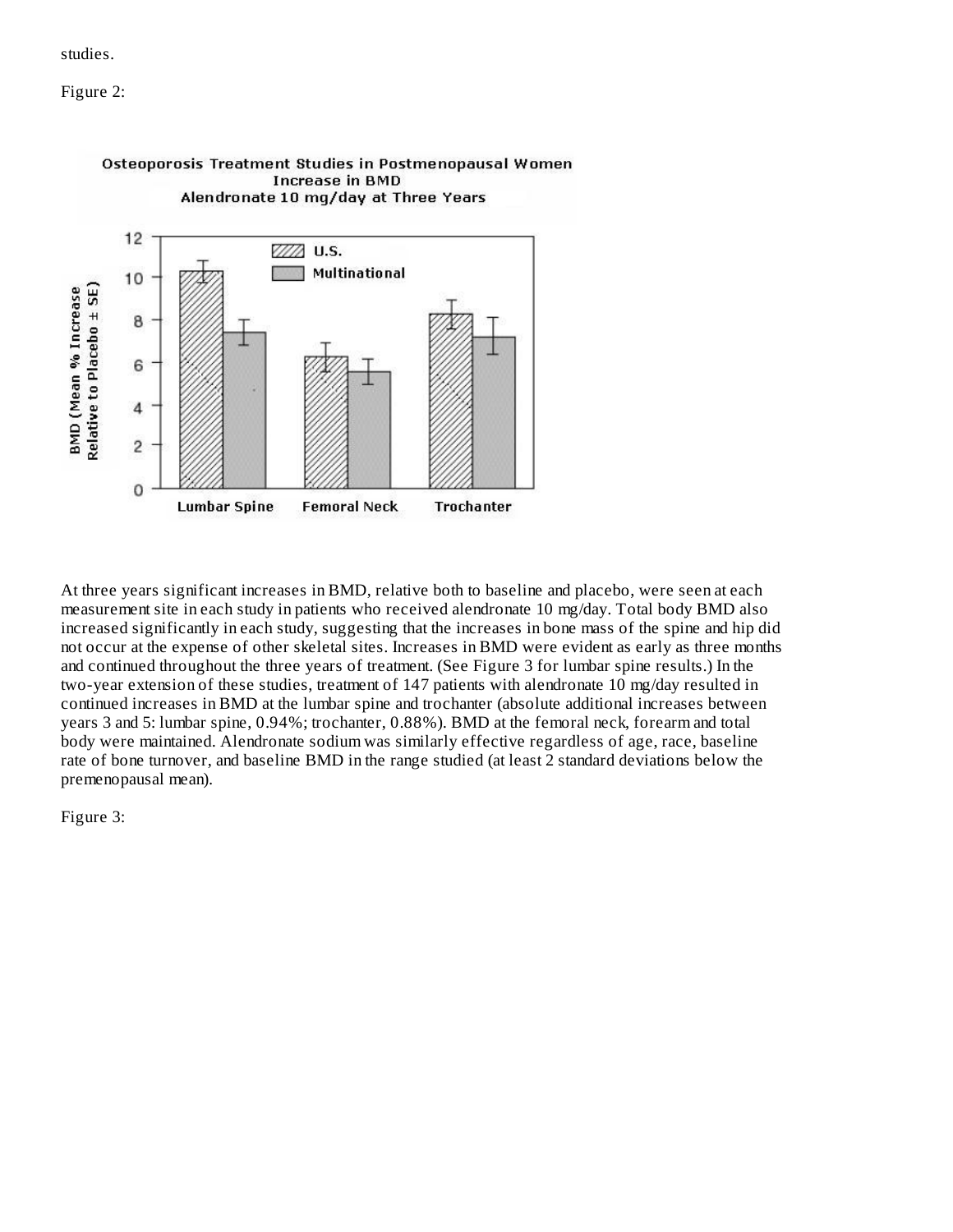studies.

Figure 2:

At three years significant increases in BMD, relative both to baseline and placebo, were seen at each measurement site in each study in patients who received alendronate 10 mg/day. Total body BMD also increased significantly in each study, suggesting that the increases in bone mass of the spine and hip did not occur at the expense of other skeletal sites. Increases in BMD were evident as early as three months and continued throughout the three years of treatment. (See Figure 3 for lumbar spine results.) In the two-year extension of these studies, treatment of 147 patients with alendronate 10 mg/day resulted in continued increases in BMD at the lumbar spine and trochanter (absolute additional increases between years 3 and 5: lumbar spine, 0.94%; trochanter, 0.88%). BMD at the femoral neck, forearm and total body were maintained. Alendronate sodium was similarly effective regardless of age, race, baseline rate of bone turnover, and baseline BMD in the range studied (at least 2 standard deviations below the premenopausal mean).

Figure 3: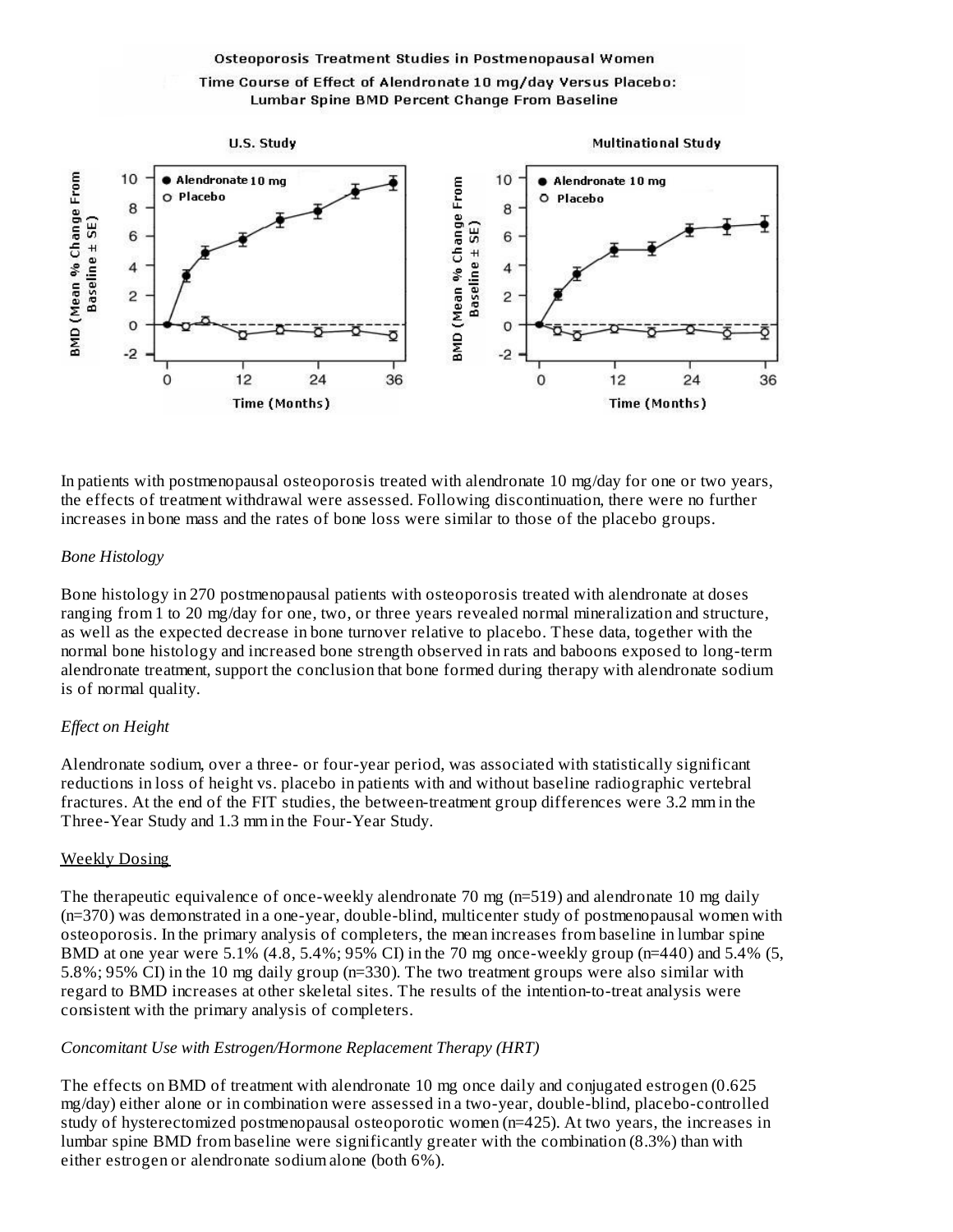Osteoporosis Treatment Studies in Postmenopausal Women

Time Course of Effect of Alendronate 10 mg/day Versus Placebo: Lumbar Spine BMD Percent Change From Baseline

In patients with postmenopausal osteoporosis treated with alendronate 10 mg/day for one or two years, the effects of treatment withdrawal were assessed. Following discontinuation, there were no further increases in bone mass and the rates of bone loss were similar to those of the placebo groups.

*Bone Histology*

Bone histology in 270 postmenopausal patients with osteoporosis treated with alendronate at doses ranging from 1 to 20 mg/day for one, two, or three years revealed normal mineralization and structure, as well as the expected decrease in bone turnover relative to placebo. These data, together with the normal bone histology and increased bone strength observed in rats and baboons exposed to long-term alendronate treatment, support the conclusion that bone formed during therapy with alendronate sodium is of normal quality.

*Effect on Height*

Alendronate sodium, over a three- or four-year period, was associated with statistically significant reductions in loss of height vs. placebo in patients with and without baseline radiographic vertebral fractures. At the end of the FIT studies, the between-treatment group differences were 3.2 mm in the Three-Year Study and 1.3 mm in the Four-Year Study.

Weekly Dosing

The therapeutic equivalence of once-weekly alendronate 70 mg (n=519) and alendronate 10 mg daily (n=370) was demonstrated in a one-year, double-blind, multicenter study of postmenopausal women with osteoporosis. In the primary analysis of completers, the mean increases from baseline in lumbar spine BMD at one year were 5.1% (4.8, 5.4%; 95% CI) in the 70 mg once-weekly group (n=440) and 5.4% (5, 5.8%; 95% CI) in the 10 mg daily group (n=330). The two treatment groups were also similar with regard to BMD increases at other skeletal sites. The results of the intention-to-treat analysis were consistent with the primary analysis of completers.

*Concomitant Use with Estrogen/Hormone Replacement Therapy (HRT)*

The effects on BMD of treatment with alendronate 10 mg once daily and conjugated estrogen (0.625 mg/day) either alone or in combination were assessed in a two-year, double-blind, placebo-controlled study of hysterectomized postmenopausal osteoporotic women (n=425). At two years, the increases in lumbar spine BMD from baseline were significantly greater with the combination (8.3%) than with either estrogen or alendronate sodium alone (both 6%).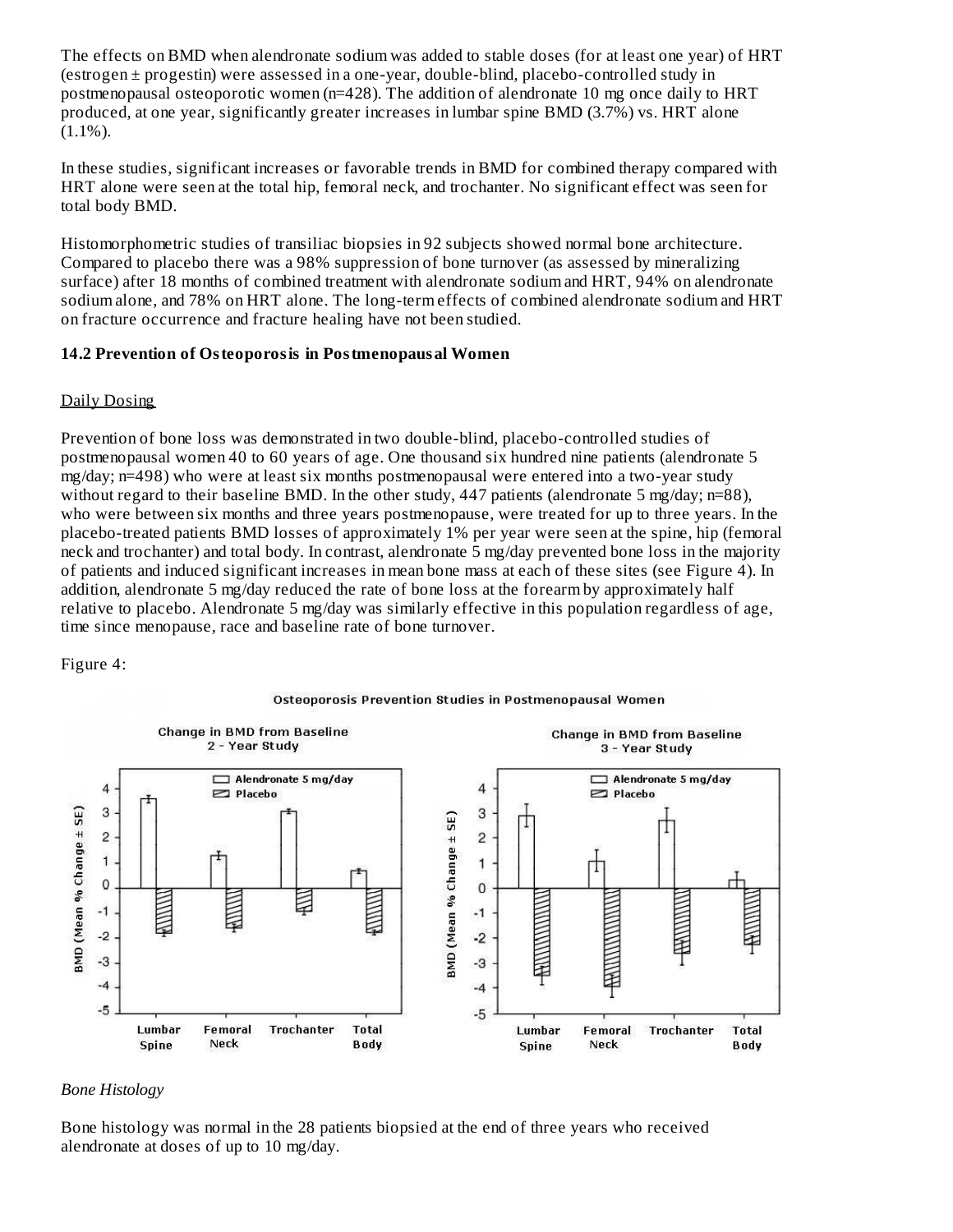The effects on BMD when alendronate sodium was added to stable doses (for at least one year) of HRT (estrogen ± progestin) were assessed in a one-year, double-blind, placebo-controlled study in postmenopausal osteoporotic women (n=428). The addition of alendronate 10 mg once daily to HRT produced, at one year, significantly greater increases in lumbar spine BMD (3.7%) vs. HRT alone (1.1%).

In these studies, significant increases or favorable trends in BMD for combined therapy compared with HRT alone were seen at the total hip, femoral neck, and trochanter. No significant effect was seen for total body BMD.

Histomorphometric studies of transiliac biopsies in 92 subjects showed normal bone architecture. Compared to placebo there was a 98% suppression of bone turnover (as assessed by mineralizing surface) after 18 months of combined treatment with alendronate sodium and HRT, 94% on alendronate sodium alone, and 78% on HRT alone. The long-term effects of combined alendronate sodium and HRT on fracture occurrence and fracture healing have not been studied.

### 14.2 Prevention of Osteoporosis in Postmenopausal Women

Daily Dosing

Prevention of bone loss was demonstrated in two double-blind, placebo-controlled studies of postmenopausal women 40 to 60 years of age. One thousand six hundred nine patients (alendronate 5 mg/day; n=498) who were at least six months postmenopausal were entered into a two-year study without regard to their baseline BMD. In the other study, 447 patients (alendronate 5 mg/day; n=88), who were between six months and three years postmenopause, were treated for up to three years. In the placebo-treated patients BMD losses of approximately 1% per year were seen at the spine, hip (femoral neck and trochanter) and total body. In contrast, alendronate 5 mg/day prevented bone loss in the majority of patients and induced significant increases in mean bone mass at each of these sites (see Figure 4). In addition, alendronate 5 mg/day reduced the rate of bone loss at the forearm by approximately half relative to placebo. Alendronate 5 mg/day was similarly effective in this population regardless of age, time since menopause, race and baseline rate of bone turnover.

Figure 4:

Osteoporosis Prevention Studies in Postmenopausal Women

*Bone Histology*

Bone histology was normal in the 28 patients biopsied at the end of three years who received alendronate at doses of up to 10 mg/day.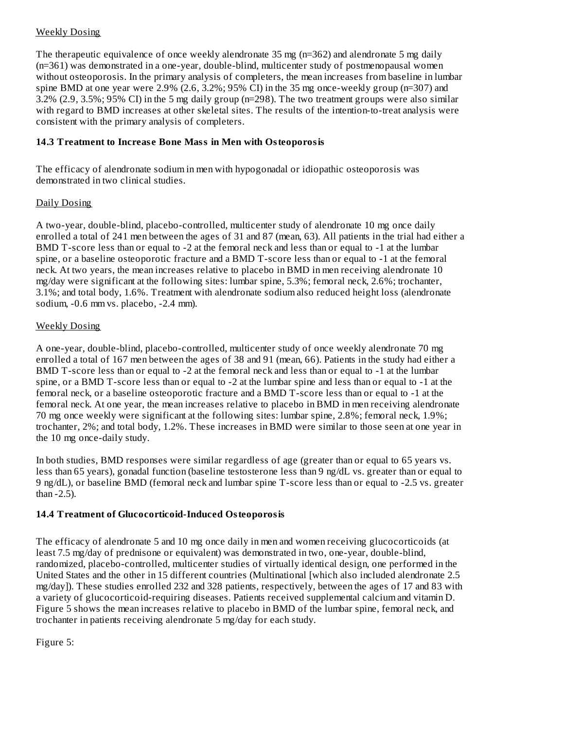Weekly Dosing

The therapeutic equivalence of once weekly alendronate 35 mg (n=362) and alendronate 5 mg daily (n=361) was demonstrated in a one-year, double-blind, multicenter study of postmenopausal women without osteoporosis. In the primary analysis of completers, the mean increases from baseline in lumbar spine BMD at one year were 2.9% (2.6, 3.2%; 95% CI) in the 35 mg once-weekly group (n=307) and 3.2% (2.9, 3.5%; 95% CI) in the 5 mg daily group (n=298). The two treatment groups were also similar with regard to BMD increases at other skeletal sites. The results of the intention-to-treat analysis were consistent with the primary analysis of completers.

### 14.3 Treatment to Increase Bone Mass in Men with Osteoporosis

The efficacy of alendronate sodium in men with hypogonadal or idiopathic osteoporosis was demonstrated in two clinical studies.

Daily Dosing

A two-year, double-blind, placebo-controlled, multicenter study of alendronate 10 mg once daily enrolled a total of 241 men between the ages of 31 and 87 (mean, 63). All patients in the trial had either a BMD T-score less than or equal to -2 at the femoral neck and less than or equal to -1 at the lumbar spine, or a baseline osteoporotic fracture and a BMD T-score less than or equal to -1 at the femoral neck. At two years, the mean increases relative to placebo in BMD in men receiving alendronate 10 mg/day were significant at the following sites: lumbar spine, 5.3%; femoral neck, 2.6%; trochanter, 3.1%; and total body, 1.6%. Treatment with alendronate sodium also reduced height loss (alendronate sodium, -0.6 mm vs. placebo, -2.4 mm).

Weekly Dosing

A one-year, double-blind, placebo-controlled, multicenter study of once weekly alendronate 70 mg enrolled a total of 167 men between the ages of 38 and 91 (mean, 66). Patients in the study had either a BMD T-score less than or equal to -2 at the femoral neck and less than or equal to -1 at the lumbar spine, or a BMD T-score less than or equal to -2 at the lumbar spine and less than or equal to -1 at the femoral neck, or a baseline osteoporotic fracture and a BMD T-score less than or equal to -1 at the femoral neck. At one year, the mean increases relative to placebo in BMD in men receiving alendronate 70 mg once weekly were significant at the following sites: lumbar spine, 2.8%; femoral neck, 1.9%; trochanter, 2%; and total body, 1.2%. These increases in BMD were similar to those seen at one year in the 10 mg once-daily study.

In both studies, BMD responses were similar regardless of age (greater than or equal to 65 years vs. less than 65 years), gonadal function (baseline testosterone less than 9 ng/dL vs. greater than or equal to 9 ng/dL), or baseline BMD (femoral neck and lumbar spine T-score less than or equal to -2.5 vs. greater than -2.5).

### 14.4 Treatment of Glucocorticoid-Induced Osteoporosis

The efficacy of alendronate 5 and 10 mg once daily in men and women receiving glucocorticoids (at least 7.5 mg/day of prednisone or equivalent) was demonstrated in two, one-year, double-blind, randomized, placebo-controlled, multicenter studies of virtually identical design, one performed in the United States and the other in 15 different countries (Multinational [which also included alendronate 2.5 mg/day]). These studies enrolled 232 and 328 patients, respectively, between the ages of 17 and 83 with a variety of glucocorticoid-requiring diseases. Patients received supplemental calcium and vitamin D. Figure 5 shows the mean increases relative to placebo in BMD of the lumbar spine, femoral neck, and trochanter in patients receiving alendronate 5 mg/day for each study.

Figure 5: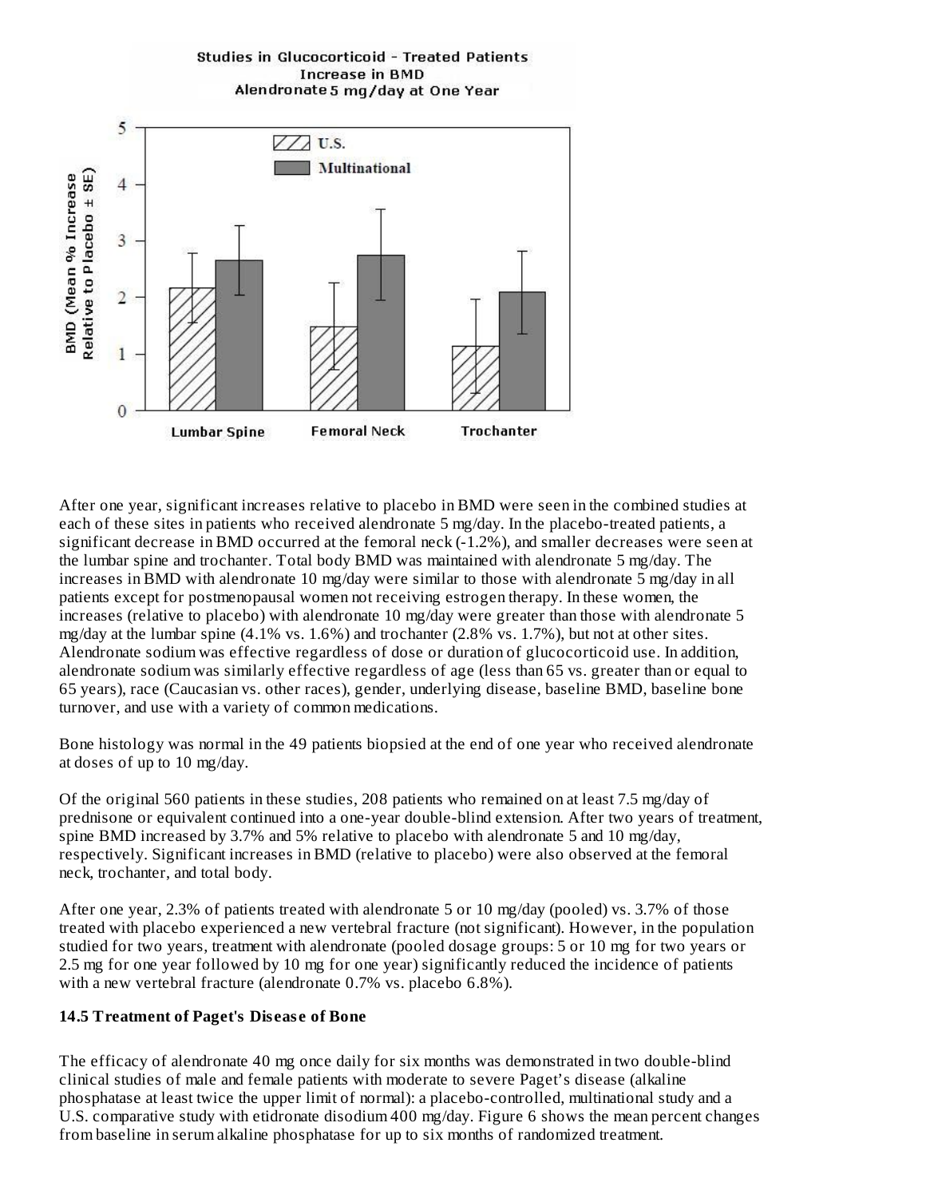Studies in Glucocorticoid - Treated Patients
Increase in BMD
Alendronate 5 mg/day at One Year

After one year, significant increases relative to placebo in BMD were seen in the combined studies at each of these sites in patients who received alendronate 5 mg/day. In the placebo-treated patients, a significant decrease in BMD occurred at the femoral neck (-1.2%), and smaller decreases were seen at the lumbar spine and trochanter. Total body BMD was maintained with alendronate 5 mg/day. The increases in BMD with alendronate 10 mg/day were similar to those with alendronate 5 mg/day in all patients except for postmenopausal women not receiving estrogen therapy. In these women, the increases (relative to placebo) with alendronate 10 mg/day were greater than those with alendronate 5 mg/day at the lumbar spine (4.1% vs. 1.6%) and trochanter (2.8% vs. 1.7%), but not at other sites. Alendronate sodium was effective regardless of dose or duration of glucocorticoid use. In addition, alendronate sodium was similarly effective regardless of age (less than 65 vs. greater than or equal to 65 years), race (Caucasian vs. other races), gender, underlying disease, baseline BMD, baseline bone turnover, and use with a variety of common medications.

Bone histology was normal in the 49 patients biopsied at the end of one year who received alendronate at doses of up to 10 mg/day.

Of the original 560 patients in these studies, 208 patients who remained on at least 7.5 mg/day of prednisone or equivalent continued into a one-year double-blind extension. After two years of treatment, spine BMD increased by 3.7% and 5% relative to placebo with alendronate 5 and 10 mg/day, respectively. Significant increases in BMD (relative to placebo) were also observed at the femoral neck, trochanter, and total body.

After one year, 2.3% of patients treated with alendronate 5 or 10 mg/day (pooled) vs. 3.7% of those treated with placebo experienced a new vertebral fracture (not significant). However, in the population studied for two years, treatment with alendronate (pooled dosage groups: 5 or 10 mg for two years or 2.5 mg for one year followed by 10 mg for one year) significantly reduced the incidence of patients with a new vertebral fracture (alendronate 0.7% vs. placebo 6.8%).

### 14.5 Treatment of Paget's Disease of Bone

The efficacy of alendronate 40 mg once daily for six months was demonstrated in two double-blind clinical studies of male and female patients with moderate to severe Paget's disease (alkaline phosphatase at least twice the upper limit of normal): a placebo-controlled, multinational study and a U.S. comparative study with etidronate disodium 400 mg/day. Figure 6 shows the mean percent changes from baseline in serum alkaline phosphatase for up to six months of randomized treatment.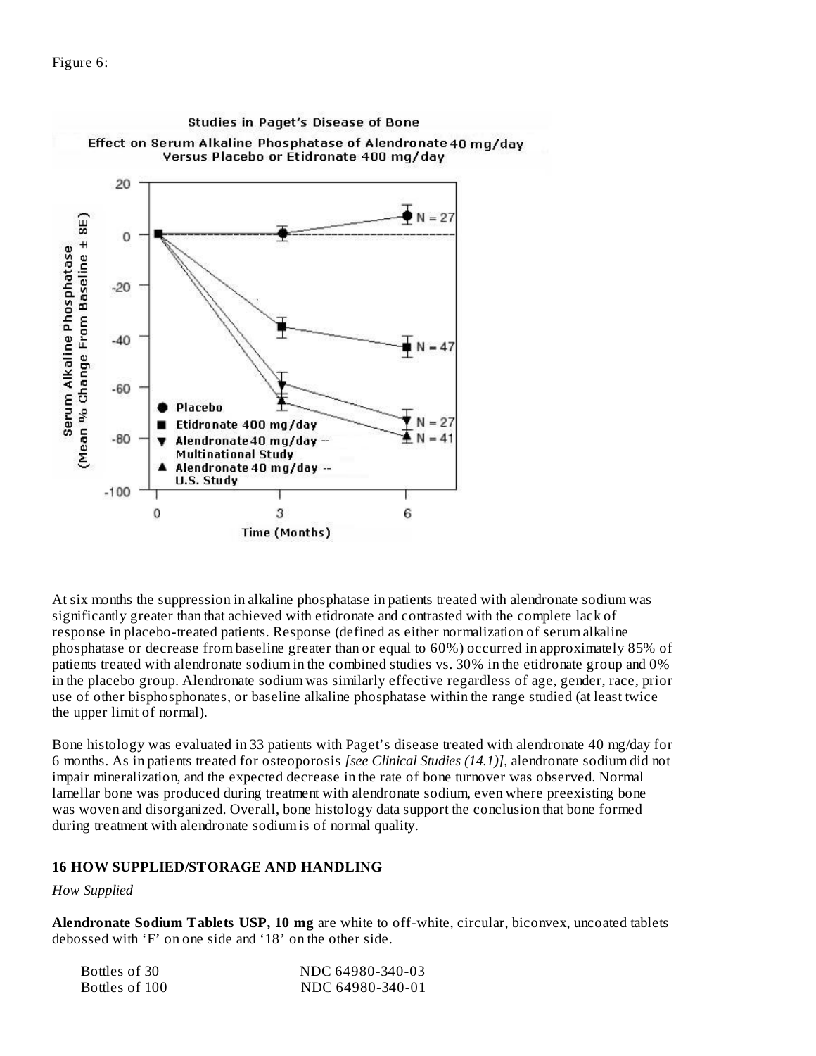Figure 6:

At six months the suppression in alkaline phosphatase in patients treated with alendronate sodium was significantly greater than that achieved with etidronate and contrasted with the complete lack of response in placebo-treated patients. Response (defined as either normalization of serum alkaline phosphatase or decrease from baseline greater than or equal to 60%) occurred in approximately 85% of patients treated with alendronate sodium in the combined studies vs. 30% in the etidronate group and 0% in the placebo group. Alendronate sodium was similarly effective regardless of age, gender, race, prior use of other bisphosphonates, or baseline alkaline phosphatase within the range studied (at least twice the upper limit of normal).

Bone histology was evaluated in 33 patients with Paget's disease treated with alendronate 40 mg/day for 6 months. As in patients treated for osteoporosis *[see Clinical Studies (14.1)]*, alendronate sodium did not impair mineralization, and the expected decrease in the rate of bone turnover was observed. Normal lamellar bone was produced during treatment with alendronate sodium, even where preexisting bone was woven and disorganized. Overall, bone histology data support the conclusion that bone formed during treatment with alendronate sodium is of normal quality.

## 16 HOW SUPPLIED/STORAGE AND HANDLING

*How Supplied*

**Alendronate Sodium Tablets USP, 10 mg** are white to off-white, circular, biconvex, uncoated tablets debossed with 'F' on one side and '18' on the other side.

| | |
|---|---|
| Bottles of 30 | NDC 64980-340-03 |
| Bottles of 100 | NDC 64980-340-01 |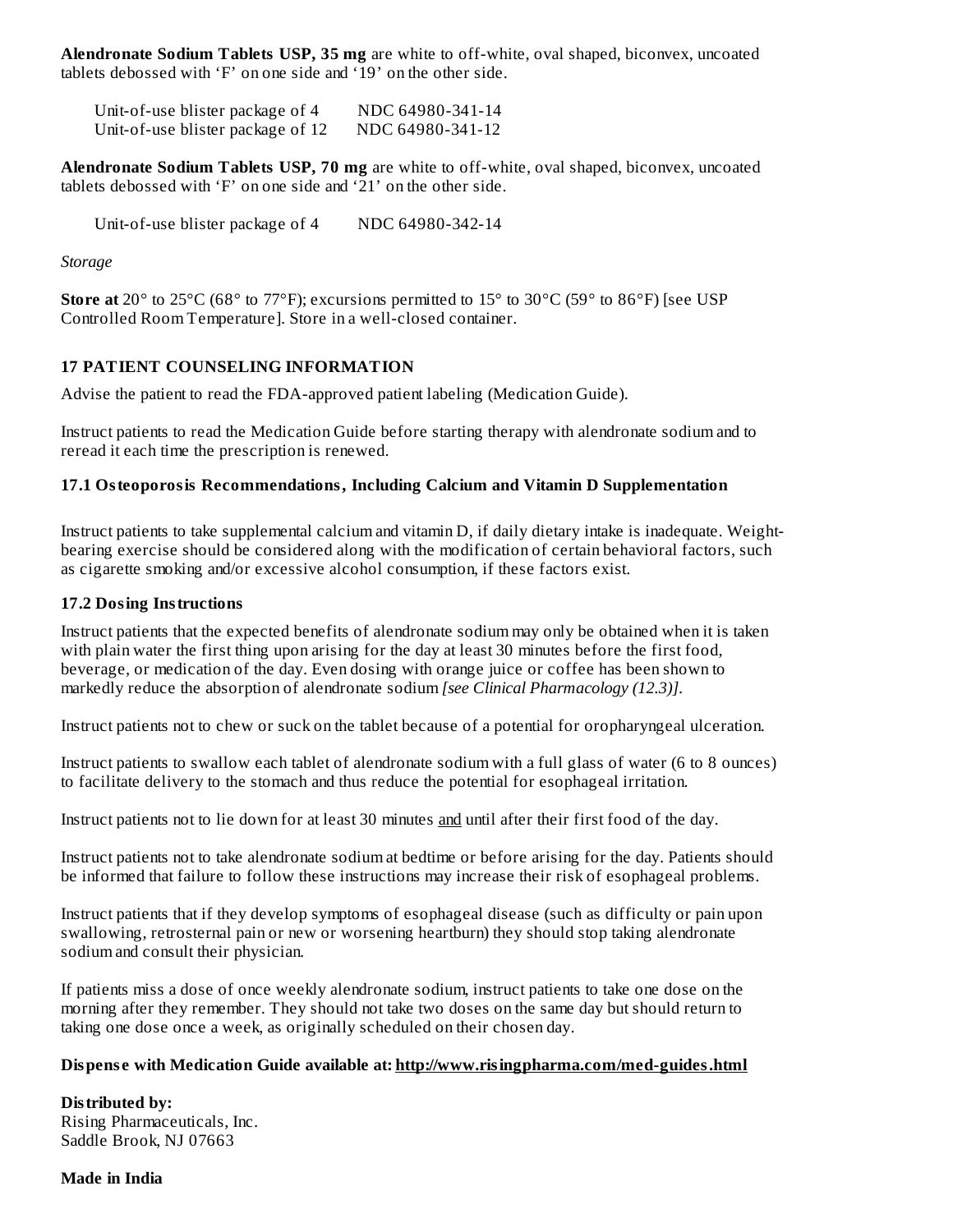**Alendronate Sodium Tablets USP, 35 mg** are white to off-white, oval shaped, biconvex, uncoated tablets debossed with 'F' on one side and '19' on the other side.

| | |
|---|---|
| Unit-of-use blister package of 4 | NDC 64980-341-14 |
| Unit-of-use blister package of 12 | NDC 64980-341-12 |

**Alendronate Sodium Tablets USP, 70 mg** are white to off-white, oval shaped, biconvex, uncoated tablets debossed with 'F' on one side and '21' on the other side.

| | |
|---|---|
| Unit-of-use blister package of 4 | NDC 64980-342-14 |

*Storage*

**Store at** 20° to 25°C (68° to 77°F); excursions permitted to 15° to 30°C (59° to 86°F) [see USP Controlled Room Temperature]. Store in a well-closed container.

## 17 PATIENT COUNSELING INFORMATION

Advise the patient to read the FDA-approved patient labeling (Medication Guide).

Instruct patients to read the Medication Guide before starting therapy with alendronate sodium and to reread it each time the prescription is renewed.

### 17.1 Osteoporosis Recommendations, Including Calcium and Vitamin D Supplementation

Instruct patients to take supplemental calcium and vitamin D, if daily dietary intake is inadequate. Weight-bearing exercise should be considered along with the modification of certain behavioral factors, such as cigarette smoking and/or excessive alcohol consumption, if these factors exist.

### 17.2 Dosing Instructions

Instruct patients that the expected benefits of alendronate sodium may only be obtained when it is taken with plain water the first thing upon arising for the day at least 30 minutes before the first food, beverage, or medication of the day. Even dosing with orange juice or coffee has been shown to markedly reduce the absorption of alendronate sodium *[see Clinical Pharmacology (12.3)]*.

Instruct patients not to chew or suck on the tablet because of a potential for oropharyngeal ulceration.

Instruct patients to swallow each tablet of alendronate sodium with a full glass of water (6 to 8 ounces) to facilitate delivery to the stomach and thus reduce the potential for esophageal irritation.

Instruct patients not to lie down for at least 30 minutes and until after their first food of the day.

Instruct patients not to take alendronate sodium at bedtime or before arising for the day. Patients should be informed that failure to follow these instructions may increase their risk of esophageal problems.

Instruct patients that if they develop symptoms of esophageal disease (such as difficulty or pain upon swallowing, retrosternal pain or new or worsening heartburn) they should stop taking alendronate sodium and consult their physician.

If patients miss a dose of once weekly alendronate sodium, instruct patients to take one dose on the morning after they remember. They should not take two doses on the same day but should return to taking one dose once a week, as originally scheduled on their chosen day.

**Dispense with Medication Guide available at: http://www.risingpharma.com/med-guides.html**

**Distributed by:**
Rising Pharmaceuticals, Inc.
Saddle Brook, NJ 07663

**Made in India**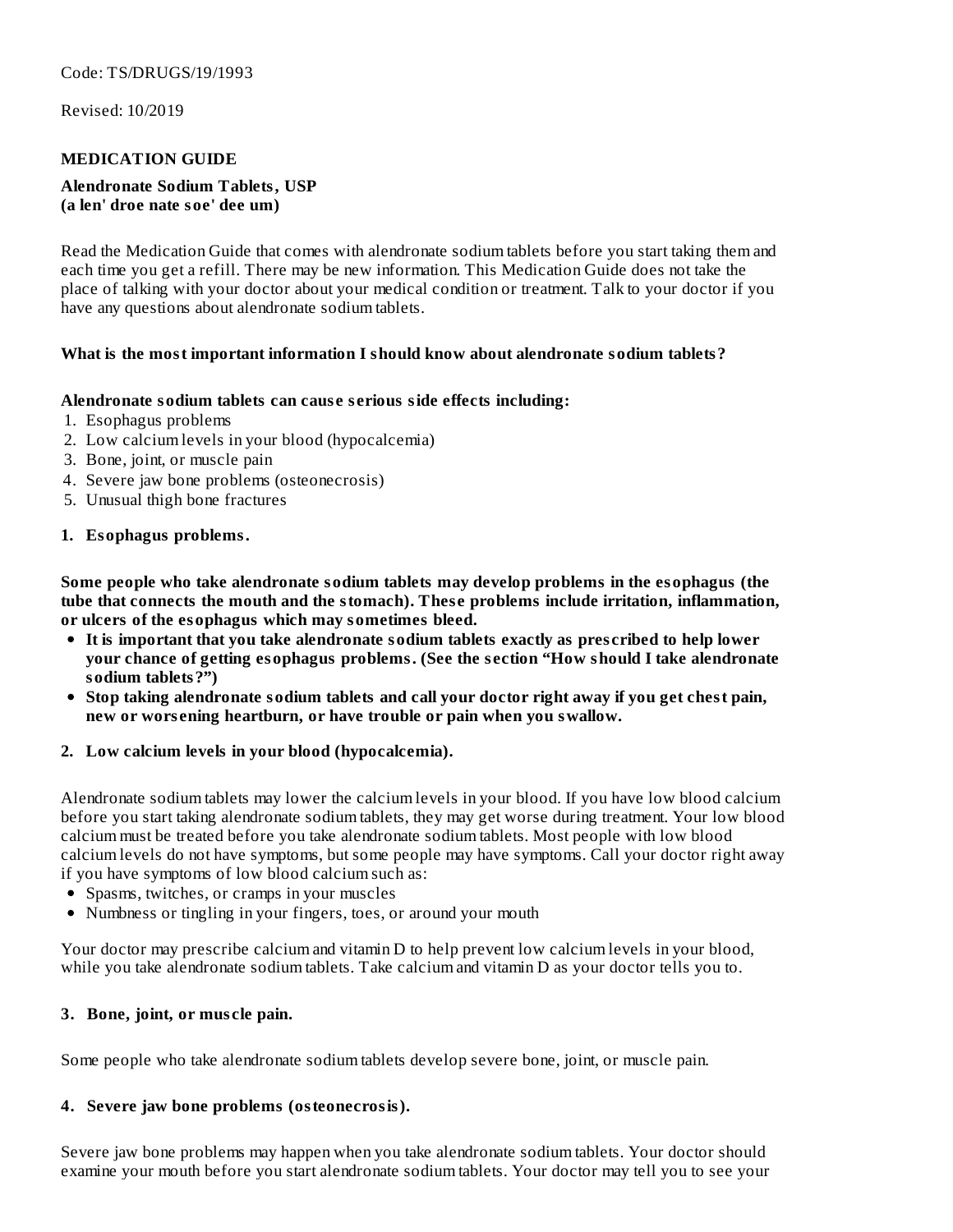Code: TS/DRUGS/19/1993

Revised: 10/2019

**MEDICATION GUIDE**

**Alendronate Sodium Tablets, USP**
**(a len' droe nate soe' dee um)**

Read the Medication Guide that comes with alendronate sodium tablets before you start taking them and each time you get a refill. There may be new information. This Medication Guide does not take the place of talking with your doctor about your medical condition or treatment. Talk to your doctor if you have any questions about alendronate sodium tablets.

**What is the most important information I should know about alendronate sodium tablets?**

**Alendronate sodium tablets can cause serious side effects including:**

1. Esophagus problems
2. Low calcium levels in your blood (hypocalcemia)
3. Bone, joint, or muscle pain
4. Severe jaw bone problems (osteonecrosis)
5. Unusual thigh bone fractures

**1. Esophagus problems.**

**Some people who take alendronate sodium tablets may develop problems in the esophagus (the tube that connects the mouth and the stomach). These problems include irritation, inflammation, or ulcers of the esophagus which may sometimes bleed.**

- **It is important that you take alendronate sodium tablets exactly as prescribed to help lower your chance of getting esophagus problems. (See the section "How should I take alendronate sodium tablets?")**
- **Stop taking alendronate sodium tablets and call your doctor right away if you get chest pain, new or worsening heartburn, or have trouble or pain when you swallow.**

**2. Low calcium levels in your blood (hypocalcemia).**

Alendronate sodium tablets may lower the calcium levels in your blood. If you have low blood calcium before you start taking alendronate sodium tablets, they may get worse during treatment. Your low blood calcium must be treated before you take alendronate sodium tablets. Most people with low blood calcium levels do not have symptoms, but some people may have symptoms. Call your doctor right away if you have symptoms of low blood calcium such as:

- Spasms, twitches, or cramps in your muscles
- Numbness or tingling in your fingers, toes, or around your mouth

Your doctor may prescribe calcium and vitamin D to help prevent low calcium levels in your blood, while you take alendronate sodium tablets. Take calcium and vitamin D as your doctor tells you to.

**3. Bone, joint, or muscle pain.**

Some people who take alendronate sodium tablets develop severe bone, joint, or muscle pain.

**4. Severe jaw bone problems (osteonecrosis).**

Severe jaw bone problems may happen when you take alendronate sodium tablets. Your doctor should examine your mouth before you start alendronate sodium tablets. Your doctor may tell you to see your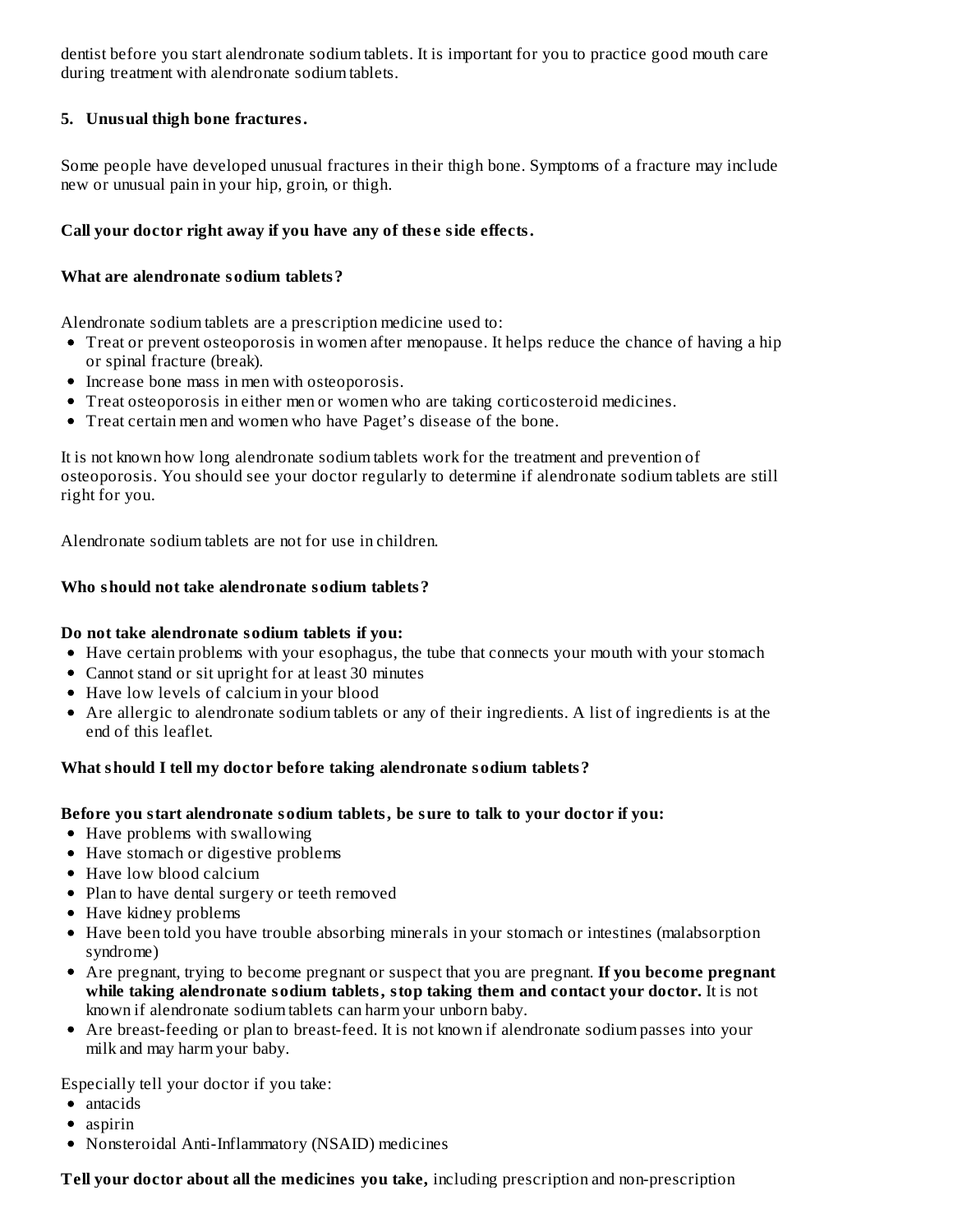dentist before you start alendronate sodium tablets. It is important for you to practice good mouth care during treatment with alendronate sodium tablets.

**5. Unusual thigh bone fractures.**

Some people have developed unusual fractures in their thigh bone. Symptoms of a fracture may include new or unusual pain in your hip, groin, or thigh.

**Call your doctor right away if you have any of these side effects.**

**What are alendronate sodium tablets?**

Alendronate sodium tablets are a prescription medicine used to:

- Treat or prevent osteoporosis in women after menopause. It helps reduce the chance of having a hip or spinal fracture (break).
- Increase bone mass in men with osteoporosis.
- Treat osteoporosis in either men or women who are taking corticosteroid medicines.
- Treat certain men and women who have Paget's disease of the bone.

It is not known how long alendronate sodium tablets work for the treatment and prevention of osteoporosis. You should see your doctor regularly to determine if alendronate sodium tablets are still right for you.

Alendronate sodium tablets are not for use in children.

**Who should not take alendronate sodium tablets?**

**Do not take alendronate sodium tablets if you:**

- Have certain problems with your esophagus, the tube that connects your mouth with your stomach
- Cannot stand or sit upright for at least 30 minutes
- Have low levels of calcium in your blood
- Are allergic to alendronate sodium tablets or any of their ingredients. A list of ingredients is at the end of this leaflet.

**What should I tell my doctor before taking alendronate sodium tablets?**

**Before you start alendronate sodium tablets, be sure to talk to your doctor if you:**

- Have problems with swallowing
- Have stomach or digestive problems
- Have low blood calcium
- Plan to have dental surgery or teeth removed
- Have kidney problems
- Have been told you have trouble absorbing minerals in your stomach or intestines (malabsorption syndrome)
- Are pregnant, trying to become pregnant or suspect that you are pregnant. **If you become pregnant while taking alendronate sodium tablets, stop taking them and contact your doctor.** It is not known if alendronate sodium tablets can harm your unborn baby.
- Are breast-feeding or plan to breast-feed. It is not known if alendronate sodium passes into your milk and may harm your baby.

Especially tell your doctor if you take:

- antacids
- aspirin
- Nonsteroidal Anti-Inflammatory (NSAID) medicines

**Tell your doctor about all the medicines you take,** including prescription and non-prescription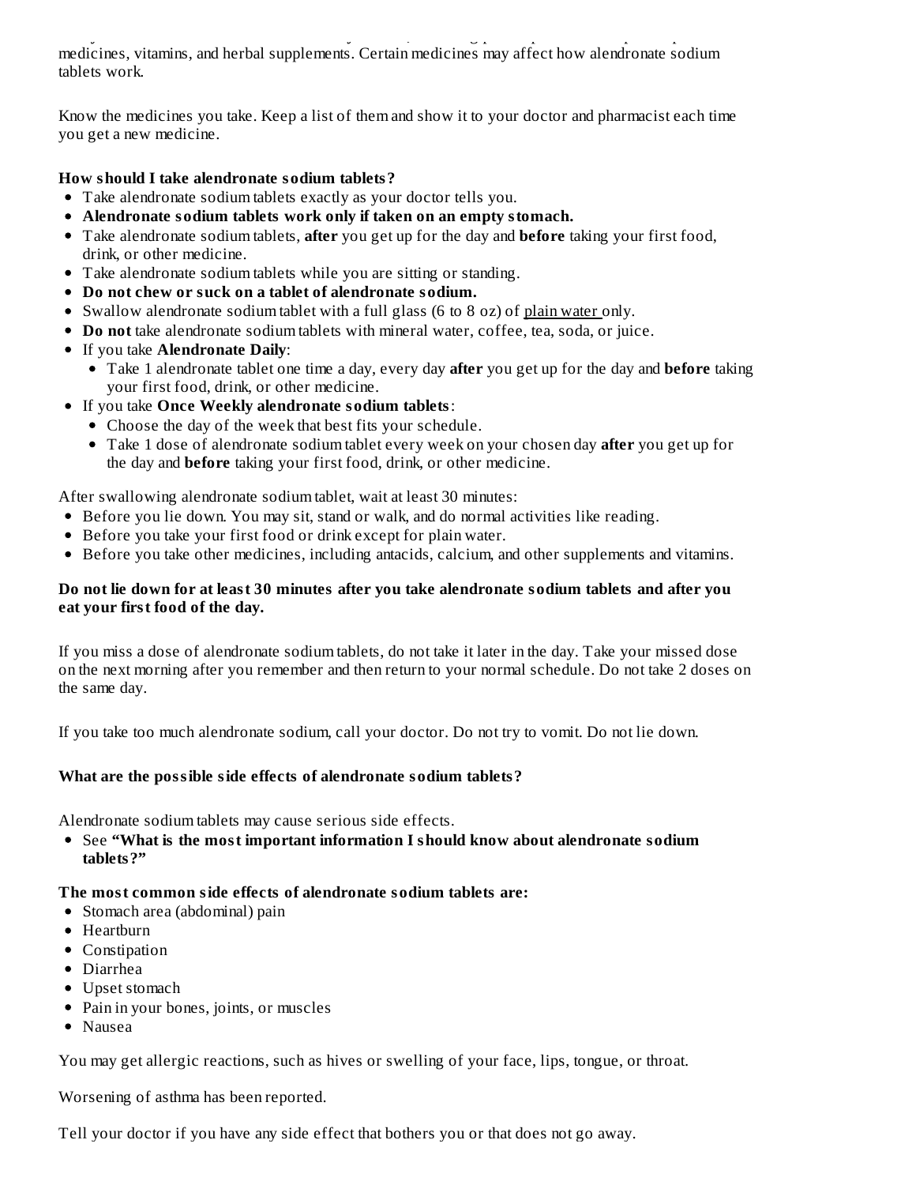medicines, vitamins, and herbal supplements. Certain medicines may affect how alendronate sodium tablets work.

Know the medicines you take. Keep a list of them and show it to your doctor and pharmacist each time you get a new medicine.

**How should I take alendronate sodium tablets?**

- Take alendronate sodium tablets exactly as your doctor tells you.
- **Alendronate sodium tablets work only if taken on an empty stomach.**
- Take alendronate sodium tablets, **after** you get up for the day and **before** taking your first food, drink, or other medicine.
- Take alendronate sodium tablets while you are sitting or standing.
- **Do not chew or suck on a tablet of alendronate sodium.**
- Swallow alendronate sodium tablet with a full glass (6 to 8 oz) of plain water only.
- **Do not** take alendronate sodium tablets with mineral water, coffee, tea, soda, or juice.
- If you take **Alendronate Daily**:
  - Take 1 alendronate tablet one time a day, every day **after** you get up for the day and **before** taking your first food, drink, or other medicine.
- If you take **Once Weekly alendronate sodium tablets**:
  - Choose the day of the week that best fits your schedule.
  - Take 1 dose of alendronate sodium tablet every week on your chosen day **after** you get up for the day and **before** taking your first food, drink, or other medicine.

After swallowing alendronate sodium tablet, wait at least 30 minutes:

- Before you lie down. You may sit, stand or walk, and do normal activities like reading.
- Before you take your first food or drink except for plain water.
- Before you take other medicines, including antacids, calcium, and other supplements and vitamins.

**Do not lie down for at least 30 minutes after you take alendronate sodium tablets and after you eat your first food of the day.**

If you miss a dose of alendronate sodium tablets, do not take it later in the day. Take your missed dose on the next morning after you remember and then return to your normal schedule. Do not take 2 doses on the same day.

If you take too much alendronate sodium, call your doctor. Do not try to vomit. Do not lie down.

**What are the possible side effects of alendronate sodium tablets?**

Alendronate sodium tablets may cause serious side effects.

- See **"What is the most important information I should know about alendronate sodium tablets?"**

**The most common side effects of alendronate sodium tablets are:**

- Stomach area (abdominal) pain
- Heartburn
- Constipation
- Diarrhea
- Upset stomach
- Pain in your bones, joints, or muscles
- Nausea

You may get allergic reactions, such as hives or swelling of your face, lips, tongue, or throat.

Worsening of asthma has been reported.

Tell your doctor if you have any side effect that bothers you or that does not go away.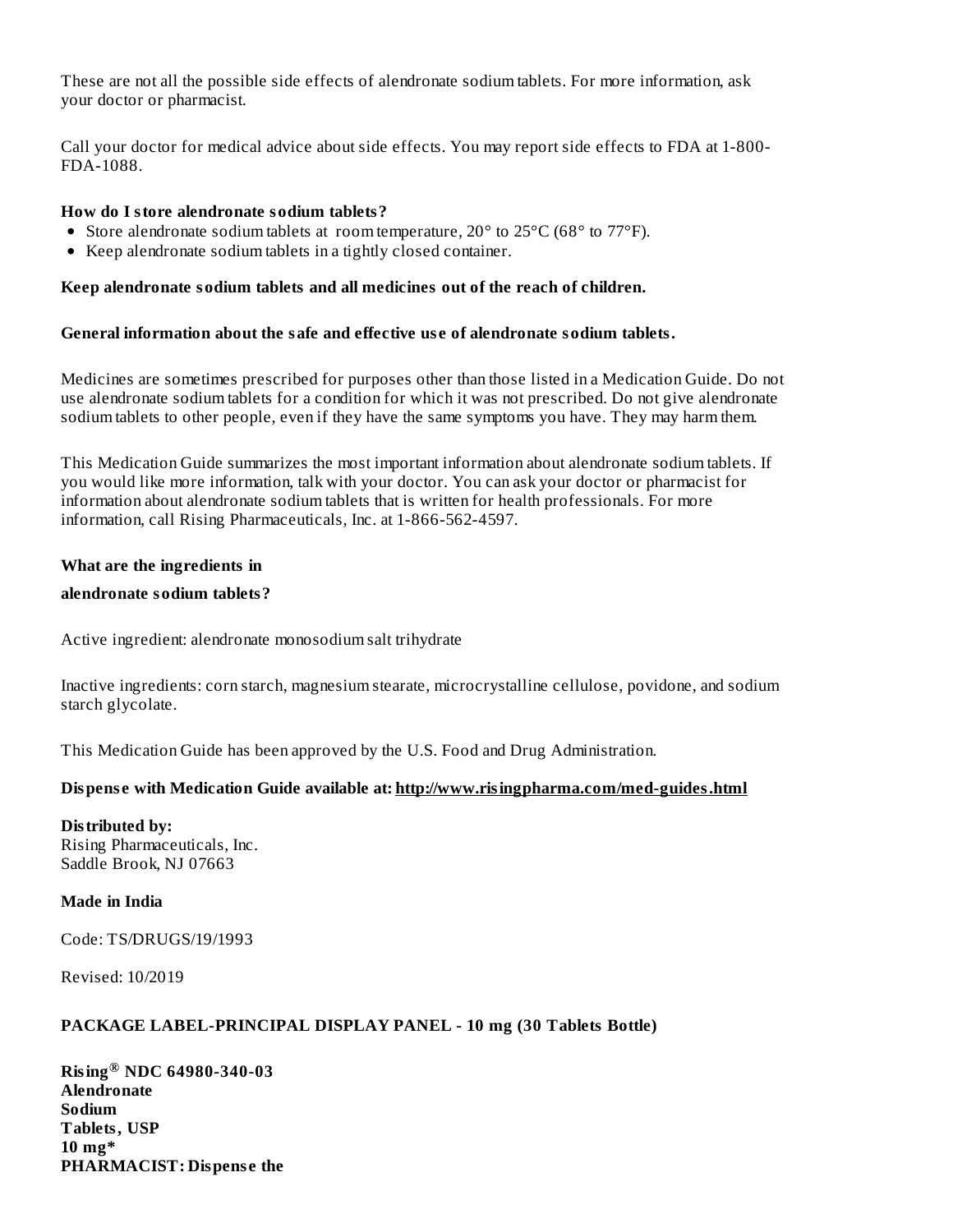These are not all the possible side effects of alendronate sodium tablets. For more information, ask your doctor or pharmacist.

Call your doctor for medical advice about side effects. You may report side effects to FDA at 1-800-FDA-1088.

**How do I store alendronate sodium tablets?**

- Store alendronate sodium tablets at room temperature, 20° to 25°C (68° to 77°F).
- Keep alendronate sodium tablets in a tightly closed container.

**Keep alendronate sodium tablets and all medicines out of the reach of children.**

**General information about the safe and effective use of alendronate sodium tablets.**

Medicines are sometimes prescribed for purposes other than those listed in a Medication Guide. Do not use alendronate sodium tablets for a condition for which it was not prescribed. Do not give alendronate sodium tablets to other people, even if they have the same symptoms you have. They may harm them.

This Medication Guide summarizes the most important information about alendronate sodium tablets. If you would like more information, talk with your doctor. You can ask your doctor or pharmacist for information about alendronate sodium tablets that is written for health professionals. For more information, call Rising Pharmaceuticals, Inc. at 1-866-562-4597.

**What are the ingredients in**

**alendronate sodium tablets?**

Active ingredient: alendronate monosodium salt trihydrate

Inactive ingredients: corn starch, magnesium stearate, microcrystalline cellulose, povidone, and sodium starch glycolate.

This Medication Guide has been approved by the U.S. Food and Drug Administration.

**Dispense with Medication Guide available at: http://www.risingpharma.com/med-guides.html**

**Distributed by:**
Rising Pharmaceuticals, Inc.
Saddle Brook, NJ 07663

**Made in India**

Code: TS/DRUGS/19/1993

Revised: 10/2019

**PACKAGE LABEL-PRINCIPAL DISPLAY PANEL - 10 mg (30 Tablets Bottle)**

**Rising® NDC 64980-340-03**
**Alendronate**
**Sodium**
**Tablets, USP**
**10 mg***
**PHARMACIST: Dispense the**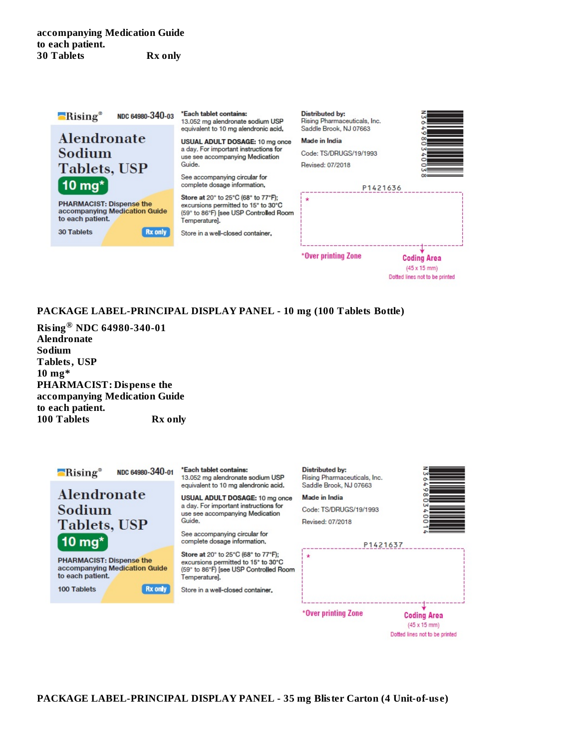accompanying Medication Guide
to each patient.
**30 Tablets Rx only**

Rising® NDC 64980-340-03

Alendronate Sodium Tablets, USP

10 mg*

PHARMACIST: Dispense the accompanying Medication Guide to each patient.

30 Tablets Rx only

*Each tablet contains:
13.052 mg alendronate sodium USP equivalent to 10 mg alendronic acid.

USUAL ADULT DOSAGE: 10 mg once a day. For important instructions for use see accompanying Medication Guide.

See accompanying circular for complete dosage information.

Store at 20° to 25°C (68° to 77°F); excursions permitted to 15° to 30°C (59° to 86°F) [see USP Controlled Room Temperature].

Store in a well-closed container.

Distributed by:
Rising Pharmaceuticals, Inc.
Saddle Brook, NJ 07663

Made in India

Code: TS/DRUGS/19/1993

Revised: 07/2018

P1421636

*Over printing Zone

Coding Area
(45 x 15 mm)
Dotted lines not to be printed

N 3 64980 34003 8

## PACKAGE LABEL-PRINCIPAL DISPLAY PANEL - 10 mg (100 Tablets Bottle)

**Rising® NDC 64980-340-01**
**Alendronate**
**Sodium**
**Tablets, USP**
**10 mg***
**PHARMACIST: Dispense the**
**accompanying Medication Guide**
**to each patient.**
**100 Tablets Rx only**

Rising® NDC 64980-340-01

Alendronate Sodium Tablets, USP

10 mg*

PHARMACIST: Dispense the accompanying Medication Guide to each patient.

100 Tablets Rx only

*Each tablet contains:
13.052 mg alendronate sodium USP equivalent to 10 mg alendronic acid.

USUAL ADULT DOSAGE: 10 mg once a day. For important instructions for use see accompanying Medication Guide.

See accompanying circular for complete dosage information.

Store at 20° to 25°C (68° to 77°F); excursions permitted to 15° to 30°C (59° to 86°F) [see USP Controlled Room Temperature].

Store in a well-closed container.

Distributed by:
Rising Pharmaceuticals, Inc.
Saddle Brook, NJ 07663

Made in India

Code: TS/DRUGS/19/1993

Revised: 07/2018

P1421637

*Over printing Zone

Coding Area
(45 x 15 mm)
Dotted lines not to be printed

N 3 64980 34001 4

## PACKAGE LABEL-PRINCIPAL DISPLAY PANEL - 35 mg Blister Carton (4 Unit-of-use)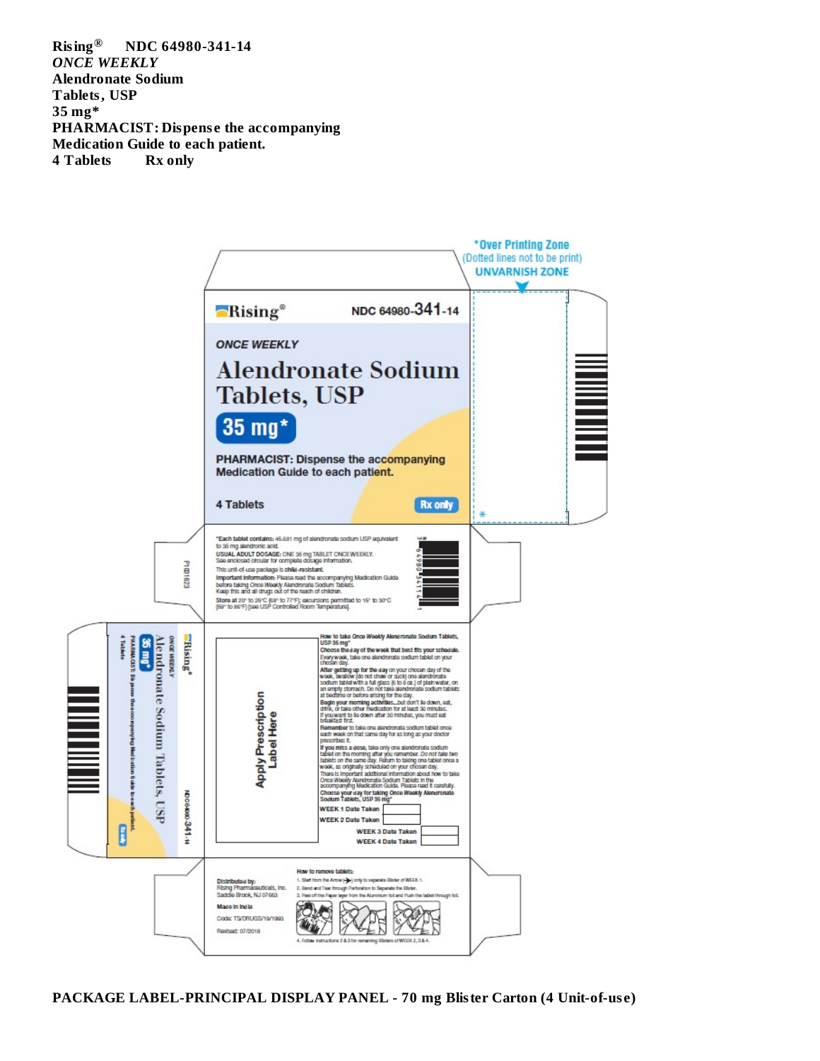**Rising® NDC 64980-341-14**
***ONCE WEEKLY***
**Alendronate Sodium**
**Tablets, USP**
**35 mg***
**PHARMACIST: Dispense the accompanying Medication Guide to each patient.**
**4 Tablets Rx only**

*Over Printing Zone
(Dotted lines not to be print)
UNVARNISH ZONE

Rising® NDC 64980-341-14

*ONCE WEEKLY*

Alendronate Sodium Tablets, USP

35 mg*

PHARMACIST: Dispense the accompanying Medication Guide to each patient.

4 Tablets Rx only

***Each tablet contains:** 45.681 mg of alendronate sodium USP equivalent to 35 mg alendronic acid.
**USUAL ADULT DOSAGE:** ONE 35 mg TABLET ONCE WEEKLY.
See enclosed circular for complete dosage information.
This unit-of-use package is **child-resistant.**
**Important information:** Please read the accompanying Medication Guide before taking Once Weekly Alendronate Sodium Tablets.
Keep this and all drugs out of the reach of children.
**Store at** 20° to 25°C (68° to 77°F); excursions permitted to 15° to 30°C (59° to 86°F) [see USP Controlled Room Temperature].

PI01623

Apply Prescription Label Here

**How to take Once Weekly Alendronate Sodium Tablets, USP 35 mg***
**Choose the day of the week that best fits your schedule.** Every week, take one alendronate sodium tablet on your chosen day.
**After getting up for the day** on your chosen day of the week, swallow (do not chew or suck) one alendronate sodium tablet with a full glass (6 to 8 oz.) of plain water, on an empty stomach. Do not take alendronate sodium tablets at bedtime or before arising for the day.
**Begin your morning activities**...but don't lie down, eat, drink, or take other medication for at least 30 minutes. If you want to lie down after 30 minutes, you must eat breakfast first.
**Remember** to take one alendronate sodium tablet once each week on that same day for as long as your doctor prescribes it.
**If you miss a dose,** take only one alendronate sodium tablet on the morning after you remember. *Do not take two tablets on the same day.* Return to taking one tablet once a week, as originally scheduled on your chosen day.
There is important additional information about how to take Once Weekly Alendronate Sodium Tablets in the accompanying Medication Guide. Please read it carefully.
**Choose your day for taking Once Weekly Alendronate Sodium Tablets, USP 35 mg***

WEEK 1 Date Taken
WEEK 2 Date Taken
WEEK 3 Date Taken
WEEK 4 Date Taken

Distributed by:
Rising Pharmaceuticals, Inc.
Saddle Brook, NJ 07663
Made in India
Code: TS/DRUGS/19/1993
Revised: 07/2018

How to remove tablets:
1. Start from the Arrow only to separate Blister of WEEK 1.
2. Bend and Tear through Perforation to Separate the Blister.
3. Peel off the Paper layer from the Aluminium foil and Push the tablet through foil.
4. Follow instructions 2 & 3 for remaining Blisters of WEEK 2, 3 & 4.

**PACKAGE LABEL-PRINCIPAL DISPLAY PANEL - 70 mg Blister Carton (4 Unit-of-use)**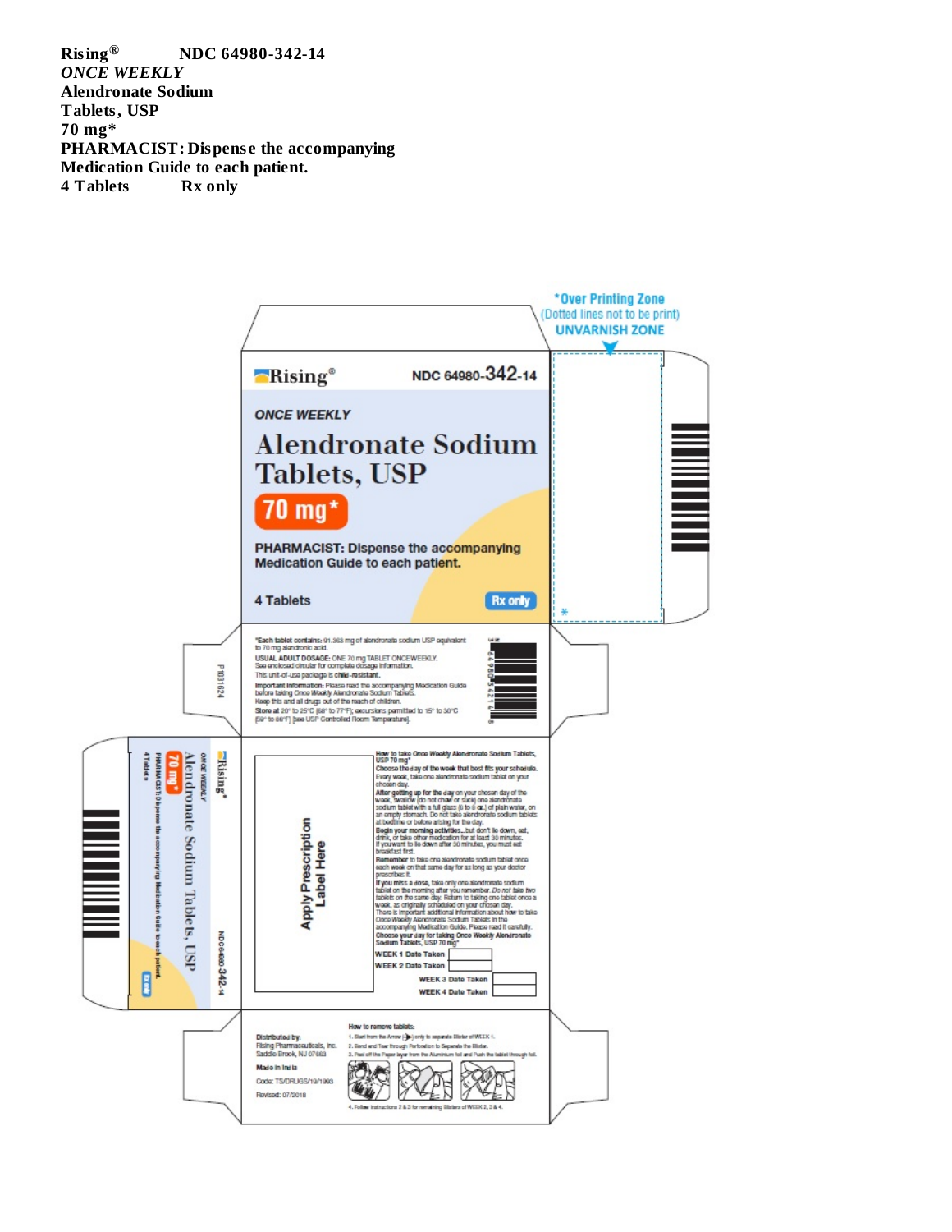Rising®     NDC 64980-342-14

*ONCE WEEKLY*

**Alendronate Sodium**

**Tablets, USP**

**70 mg***

**PHARMACIST: Dispense the accompanying Medication Guide to each patient.**

**4 Tablets     Rx only**

*Over Printing Zone
(Dotted lines not to be print)
UNVARNISH ZONE

Rising® NDC 64980-342-14

*ONCE WEEKLY*

**Alendronate Sodium Tablets, USP**

**70 mg***

**PHARMACIST: Dispense the accompanying Medication Guide to each patient.**

**4 Tablets**

**Rx only**

*Each tablet contains: 91.363 mg of alendronate sodium USP equivalent to 70 mg alendronic acid.

**USUAL ADULT DOSAGE:** ONE 70 mg TABLET ONCE WEEKLY.
See enclosed circular for complete dosage information.

This unit-of-use package is **child-resistant.**

**Important Information:** Please read the accompanying Medication Guide before taking Once Weekly Alendronate Sodium Tablets.

Keep this and all drugs out of the reach of children.

**Store** at 20° to 25°C (68° to 77°F); excursions permitted to 15° to 30°C (59° to 86°F) [see USP Controlled Room Temperature].

P1031624

Apply Prescription Label Here

**How to take Once Weekly Alendronate Sodium Tablets, USP 70 mg***

**Choose the day of the week that best fits your schedule.** Every week, take one alendronate sodium tablet on your chosen day.

**After getting up for the day** on your chosen day of the week, swallow (do not chew or suck) one alendronate sodium tablet with a full glass (6 to 8 oz.) of plain water, on an empty stomach. Do not take alendronate sodium tablets at bedtime or before arising for the day.

**Begin your morning activities**...but don't lie down, eat, drink, or take other medication for at least 30 minutes. If you want to lie down after 30 minutes, you must eat breakfast first.

**Remember** to take one alendronate sodium tablet once each week on that same day for as long as your doctor prescribes it.

**If you miss a dose,** take only one alendronate sodium tablet on the morning after you remember. *Do not take two tablets on the same day.* Return to taking one tablet once a week, as originally scheduled on your chosen day.

There is important additional information about how to take Once Weekly Alendronate Sodium Tablets in the accompanying Medication Guide. Please read it carefully.

**Choose your day for taking Once Weekly Alendronate Sodium Tablets, USP 70 mg***

**WEEK 1 Date Taken**

**WEEK 2 Date Taken**

**WEEK 3 Date Taken**

**WEEK 4 Date Taken**

Distributed by:
Rising Pharmaceuticals, Inc.
Saddle Brook, NJ 07663

**Made in India**

Code: TS/DRUGS/19/1993

Revised: 07/2018

**How to remove tablets:**

1. Start from the Arrow only to separate Blister of WEEK 1.
2. Bend and Tear through Perforation to Separate the Blister.
3. Peel off the Paper layer from the Aluminum foil and Push the tablet through foil.
4. Follow instructions 2 & 3 for remaining Blisters of WEEK 2, 3 & 4.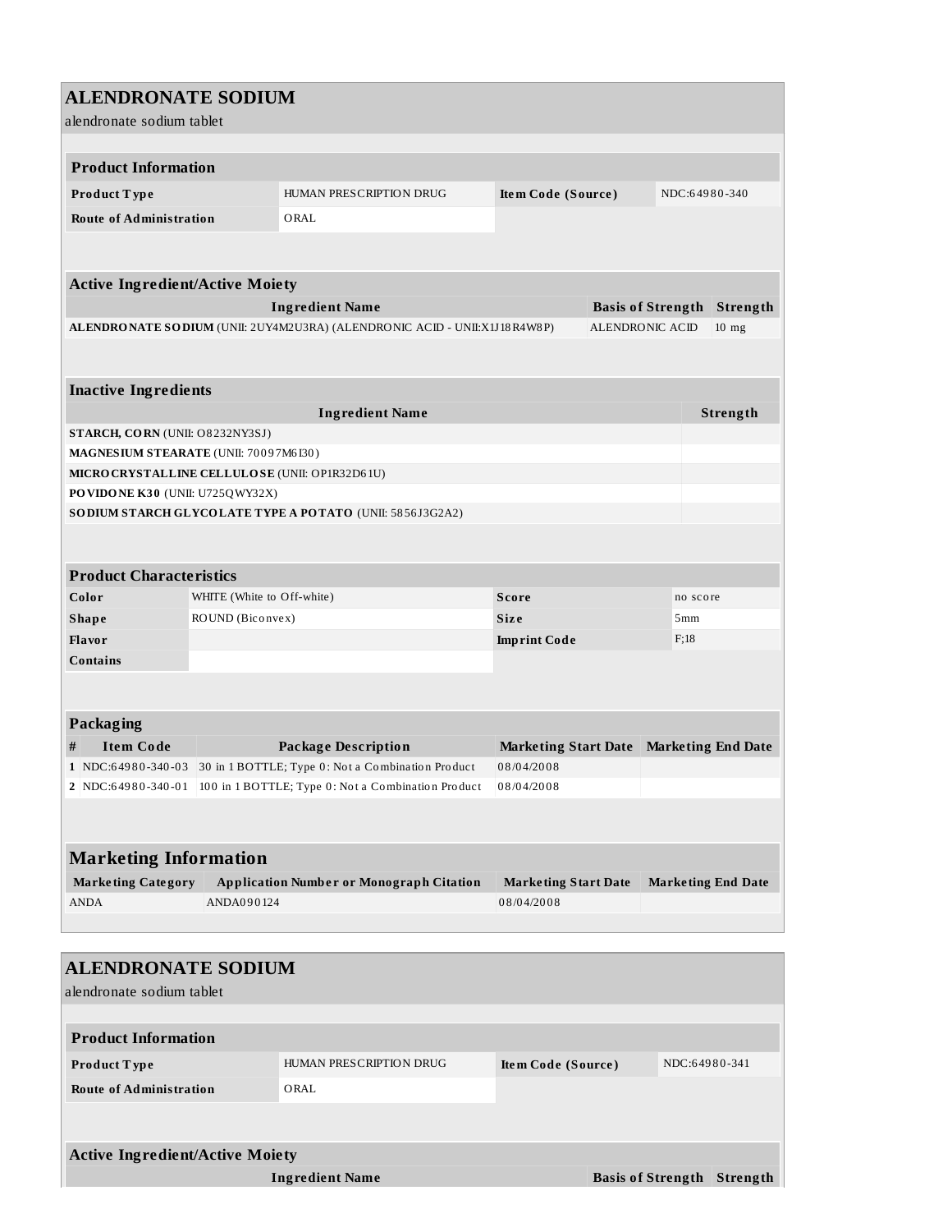## ALENDRONATE SODIUM

alendronate sodium tablet

| Product Information | | | |
|---|---|---|---|
| **Product Type** | HUMAN PRESCRIPTION DRUG | **Item Code (Source)** | NDC:64980-340 |
| **Route of Administration** | ORAL | | |

| Active Ingredient/Active Moiety | | |
|---|---|---|
| **Ingredient Name** | **Basis of Strength** | **Strength** |
| **ALENDRONATE SODIUM** (UNII: 2UY4M2U3RA) (ALENDRONIC ACID - UNII:X1J18R4W8P) | ALENDRONIC ACID | 10 mg |

| Inactive Ingredients | |
|---|---|
| **Ingredient Name** | **Strength** |
| **STARCH, CORN** (UNII: O8232NY3SJ) | |
| **MAGNESIUM STEARATE** (UNII: 70097M6I30) | |
| **MICROCRYSTALLINE CELLULOSE** (UNII: OP1R32D61U) | |
| **POVIDONE K30** (UNII: U725QWY32X) | |
| **SODIUM STARCH GLYCOLATE TYPE A POTATO** (UNII: 5856J3G2A2) | |

| Product Characteristics | | | |
|---|---|---|---|
| **Color** | WHITE (White to Off-white) | **Score** | no score |
| **Shape** | ROUND (Biconvex) | **Size** | 5mm |
| **Flavor** | | **Imprint Code** | F;18 |
| **Contains** | | | |

| Packaging | | | | |
|---|---|---|---|---|
| **#** | **Item Code** | **Package Description** | **Marketing Start Date** | **Marketing End Date** |
| 1 | NDC:64980-340-03 | 30 in 1 BOTTLE; Type 0: Not a Combination Product | 08/04/2008 | |
| 2 | NDC:64980-340-01 | 100 in 1 BOTTLE; Type 0: Not a Combination Product | 08/04/2008 | |

| Marketing Information | | | |
|---|---|---|---|
| **Marketing Category** | **Application Number or Monograph Citation** | **Marketing Start Date** | **Marketing End Date** |
| ANDA | ANDA090124 | 08/04/2008 | |

## ALENDRONATE SODIUM

alendronate sodium tablet

| Product Information | | | |
|---|---|---|---|
| **Product Type** | HUMAN PRESCRIPTION DRUG | **Item Code (Source)** | NDC:64980-341 |
| **Route of Administration** | ORAL | | |

| Active Ingredient/Active Moiety | | |
|---|---|---|
| **Ingredient Name** | **Basis of Strength** | **Strength** |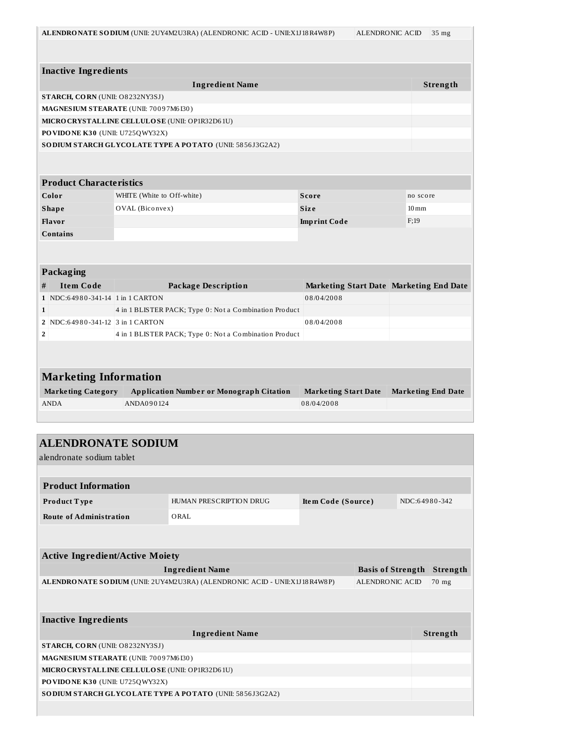| ALENDRONATE SODIUM (UNII: 2UY4M2U3RA) (ALENDRONIC ACID - UNII:X1J18R4W8P) | ALENDRONIC ACID | 35 mg |
|---|---|---|

| Inactive Ingredients | |
|---|---|
| **Ingredient Name** | **Strength** |
| **STARCH, CORN** (UNII: O8232NY3SJ) | |
| **MAGNESIUM STEARATE** (UNII: 70097M6I30) | |
| **MICROCRYSTALLINE CELLULOSE** (UNII: OP1R32D61U) | |
| **POVIDONE K30** (UNII: U725QWY32X) | |
| **SODIUM STARCH GLYCOLATE TYPE A POTATO** (UNII: 5856J3G2A2) | |

| Product Characteristics | | | |
|---|---|---|---|
| **Color** | WHITE (White to Off-white) | **Score** | no score |
| **Shape** | OVAL (Biconvex) | **Size** | 10mm |
| **Flavor** | | **Imprint Code** | F;19 |
| **Contains** | | | |

| Packaging | | | | |
|---|---|---|---|---|
| **#** | **Item Code** | **Package Description** | **Marketing Start Date** | **Marketing End Date** |
| 1 | NDC:64980-341-14 | 1 in 1 CARTON | 08/04/2008 | |
| 1 | | 4 in 1 BLISTER PACK; Type 0: Not a Combination Product | | |
| 2 | NDC:64980-341-12 | 3 in 1 CARTON | 08/04/2008 | |
| 2 | | 4 in 1 BLISTER PACK; Type 0: Not a Combination Product | | |

| Marketing Information | | | |
|---|---|---|---|
| **Marketing Category** | **Application Number or Monograph Citation** | **Marketing Start Date** | **Marketing End Date** |
| ANDA | ANDA090124 | 08/04/2008 | |

## ALENDRONATE SODIUM

alendronate sodium tablet

| Product Information | | | |
|---|---|---|---|
| **Product Type** | HUMAN PRESCRIPTION DRUG | **Item Code (Source)** | NDC:64980-342 |
| **Route of Administration** | ORAL | | |

| Active Ingredient/Active Moiety | | |
|---|---|---|
| **Ingredient Name** | **Basis of Strength** | **Strength** |
| **ALENDRONATE SODIUM** (UNII: 2UY4M2U3RA) (ALENDRONIC ACID - UNII:X1J18R4W8P) | ALENDRONIC ACID | 70 mg |

| Inactive Ingredients | |
|---|---|
| **Ingredient Name** | **Strength** |
| **STARCH, CORN** (UNII: O8232NY3SJ) | |
| **MAGNESIUM STEARATE** (UNII: 70097M6I30) | |
| **MICROCRYSTALLINE CELLULOSE** (UNII: OP1R32D61U) | |
| **POVIDONE K30** (UNII: U725QWY32X) | |
| **SODIUM STARCH GLYCOLATE TYPE A POTATO** (UNII: 5856J3G2A2) | |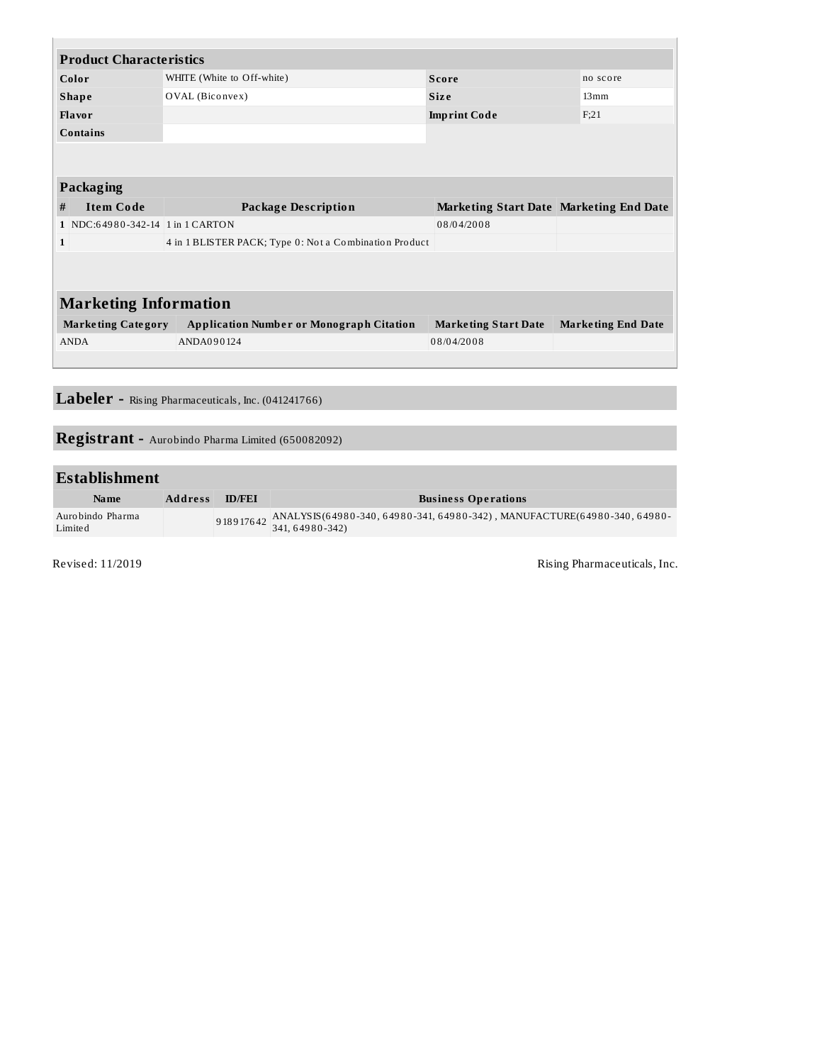| Product Characteristics | | | |
|---|---|---|---|
| **Color** | WHITE (White to Off-white) | **Score** | no score |
| **Shape** | OVAL (Biconvex) | **Size** | 13mm |
| **Flavor** | | **Imprint Code** | F;21 |
| **Contains** | | | |

| Packaging | | | | |
|---|---|---|---|---|
| **#** | **Item Code** | **Package Description** | **Marketing Start Date** | **Marketing End Date** |
| 1 | NDC:64980-342-14 | 1 in 1 CARTON | 08/04/2008 | |
| 1 | | 4 in 1 BLISTER PACK; Type 0: Not a Combination Product | | |

| Marketing Information | | | |
|---|---|---|---|
| **Marketing Category** | **Application Number or Monograph Citation** | **Marketing Start Date** | **Marketing End Date** |
| ANDA | ANDA090124 | 08/04/2008 | |

## Labeler - Rising Pharmaceuticals, Inc. (041241766)

## Registrant - Aurobindo Pharma Limited (650082092)

## Establishment

| Name | Address | ID/FEI | Business Operations |
|---|---|---|---|
| Aurobindo Pharma Limited | | 918917642 | ANALYSIS(64980-340, 64980-341, 64980-342) , MANUFACTURE(64980-340, 64980-341, 64980-342) |

Revised: 11/2019

Rising Pharmaceuticals, Inc.